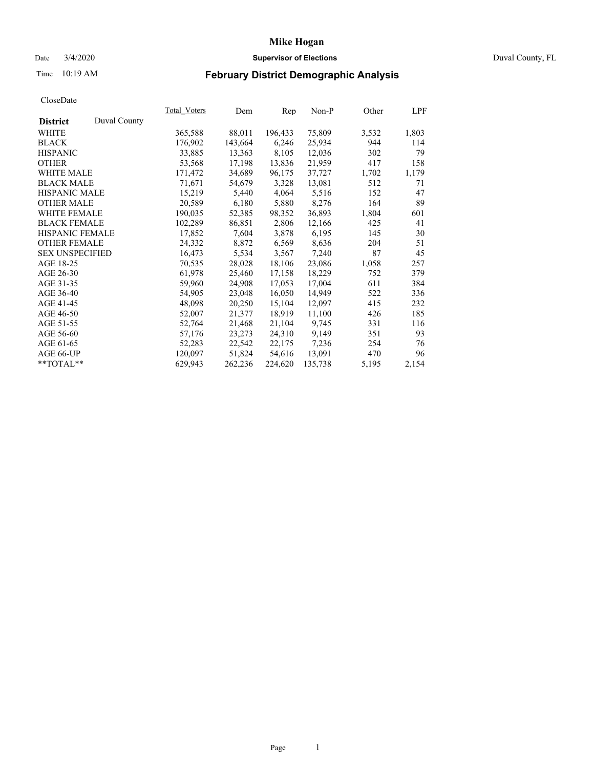# Mike Hogan

Date 3/4/2020 **Supervisor of Elections** Duval County, FL

Time 10:19 AM

## February District Demographic Analysis

CloseDate

| **District** Duval County | Total_Voters | Dem | Rep | Non-P | Other | LPF |
|---|---|---|---|---|---|---|
| WHITE | 365,588 | 88,011 | 196,433 | 75,809 | 3,532 | 1,803 |
| BLACK | 176,902 | 143,664 | 6,246 | 25,934 | 944 | 114 |
| HISPANIC | 33,885 | 13,363 | 8,105 | 12,036 | 302 | 79 |
| OTHER | 53,568 | 17,198 | 13,836 | 21,959 | 417 | 158 |
| WHITE MALE | 171,472 | 34,689 | 96,175 | 37,727 | 1,702 | 1,179 |
| BLACK MALE | 71,671 | 54,679 | 3,328 | 13,081 | 512 | 71 |
| HISPANIC MALE | 15,219 | 5,440 | 4,064 | 5,516 | 152 | 47 |
| OTHER MALE | 20,589 | 6,180 | 5,880 | 8,276 | 164 | 89 |
| WHITE FEMALE | 190,035 | 52,385 | 98,352 | 36,893 | 1,804 | 601 |
| BLACK FEMALE | 102,289 | 86,851 | 2,806 | 12,166 | 425 | 41 |
| HISPANIC FEMALE | 17,852 | 7,604 | 3,878 | 6,195 | 145 | 30 |
| OTHER FEMALE | 24,332 | 8,872 | 6,569 | 8,636 | 204 | 51 |
| SEX UNSPECIFIED | 16,473 | 5,534 | 3,567 | 7,240 | 87 | 45 |
| AGE 18-25 | 70,535 | 28,028 | 18,106 | 23,086 | 1,058 | 257 |
| AGE 26-30 | 61,978 | 25,460 | 17,158 | 18,229 | 752 | 379 |
| AGE 31-35 | 59,960 | 24,908 | 17,053 | 17,004 | 611 | 384 |
| AGE 36-40 | 54,905 | 23,048 | 16,050 | 14,949 | 522 | 336 |
| AGE 41-45 | 48,098 | 20,250 | 15,104 | 12,097 | 415 | 232 |
| AGE 46-50 | 52,007 | 21,377 | 18,919 | 11,100 | 426 | 185 |
| AGE 51-55 | 52,764 | 21,468 | 21,104 | 9,745 | 331 | 116 |
| AGE 56-60 | 57,176 | 23,273 | 24,310 | 9,149 | 351 | 93 |
| AGE 61-65 | 52,283 | 22,542 | 22,175 | 7,236 | 254 | 76 |
| AGE 66-UP | 120,097 | 51,824 | 54,616 | 13,091 | 470 | 96 |
| **TOTAL** | 629,943 | 262,236 | 224,620 | 135,738 | 5,195 | 2,154 |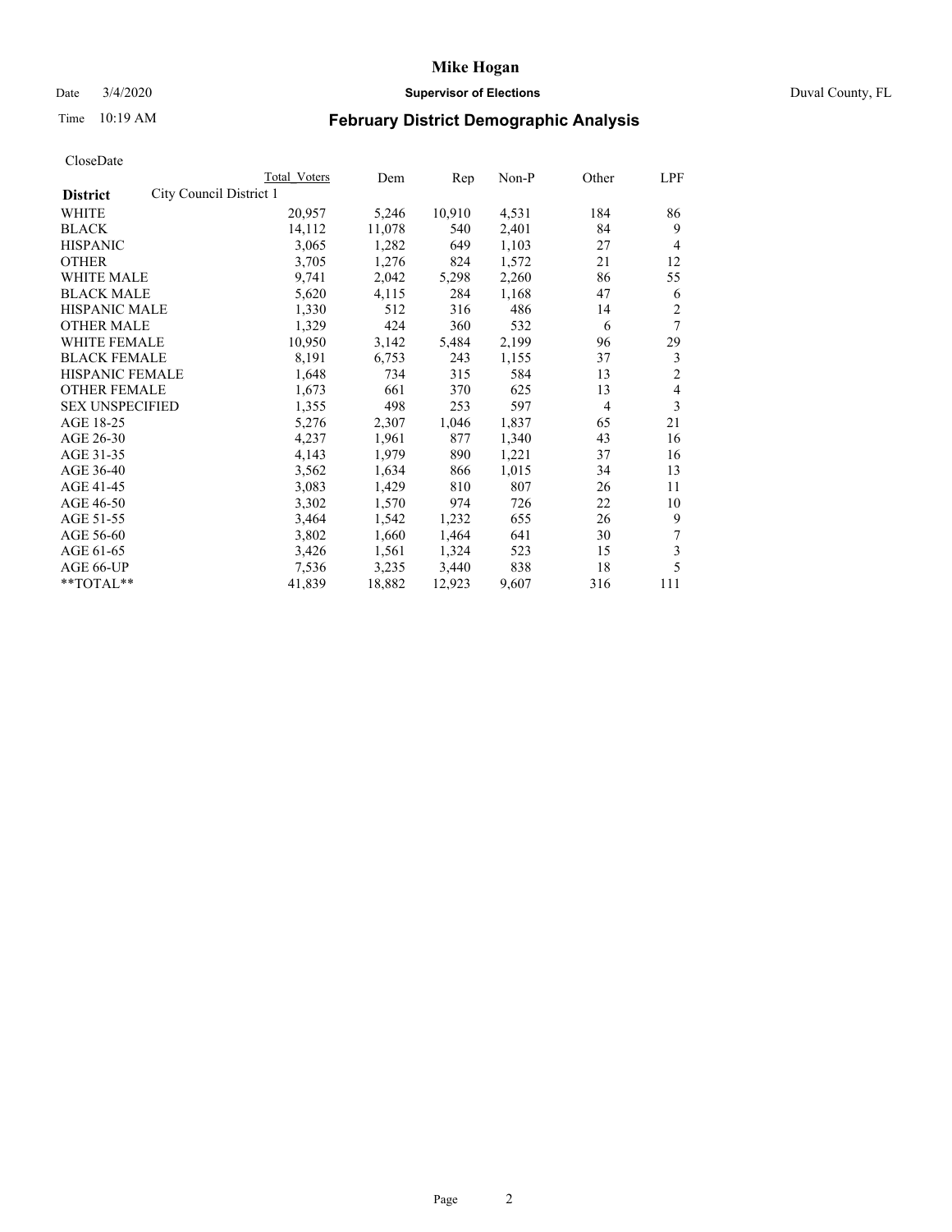# Mike Hogan

Date 3/4/2020 **Supervisor of Elections** Duval County, FL

Time 10:19 AM

## February District Demographic Analysis

CloseDate

| | Total Voters | Dem | Rep | Non-P | Other | LPF |
|---|---|---|---|---|---|---|
| **District** City Council District 1 | | | | | | |
| WHITE | 20,957 | 5,246 | 10,910 | 4,531 | 184 | 86 |
| BLACK | 14,112 | 11,078 | 540 | 2,401 | 84 | 9 |
| HISPANIC | 3,065 | 1,282 | 649 | 1,103 | 27 | 4 |
| OTHER | 3,705 | 1,276 | 824 | 1,572 | 21 | 12 |
| WHITE MALE | 9,741 | 2,042 | 5,298 | 2,260 | 86 | 55 |
| BLACK MALE | 5,620 | 4,115 | 284 | 1,168 | 47 | 6 |
| HISPANIC MALE | 1,330 | 512 | 316 | 486 | 14 | 2 |
| OTHER MALE | 1,329 | 424 | 360 | 532 | 6 | 7 |
| WHITE FEMALE | 10,950 | 3,142 | 5,484 | 2,199 | 96 | 29 |
| BLACK FEMALE | 8,191 | 6,753 | 243 | 1,155 | 37 | 3 |
| HISPANIC FEMALE | 1,648 | 734 | 315 | 584 | 13 | 2 |
| OTHER FEMALE | 1,673 | 661 | 370 | 625 | 13 | 4 |
| SEX UNSPECIFIED | 1,355 | 498 | 253 | 597 | 4 | 3 |
| AGE 18-25 | 5,276 | 2,307 | 1,046 | 1,837 | 65 | 21 |
| AGE 26-30 | 4,237 | 1,961 | 877 | 1,340 | 43 | 16 |
| AGE 31-35 | 4,143 | 1,979 | 890 | 1,221 | 37 | 16 |
| AGE 36-40 | 3,562 | 1,634 | 866 | 1,015 | 34 | 13 |
| AGE 41-45 | 3,083 | 1,429 | 810 | 807 | 26 | 11 |
| AGE 46-50 | 3,302 | 1,570 | 974 | 726 | 22 | 10 |
| AGE 51-55 | 3,464 | 1,542 | 1,232 | 655 | 26 | 9 |
| AGE 56-60 | 3,802 | 1,660 | 1,464 | 641 | 30 | 7 |
| AGE 61-65 | 3,426 | 1,561 | 1,324 | 523 | 15 | 3 |
| AGE 66-UP | 7,536 | 3,235 | 3,440 | 838 | 18 | 5 |
| **TOTAL** | 41,839 | 18,882 | 12,923 | 9,607 | 316 | 111 |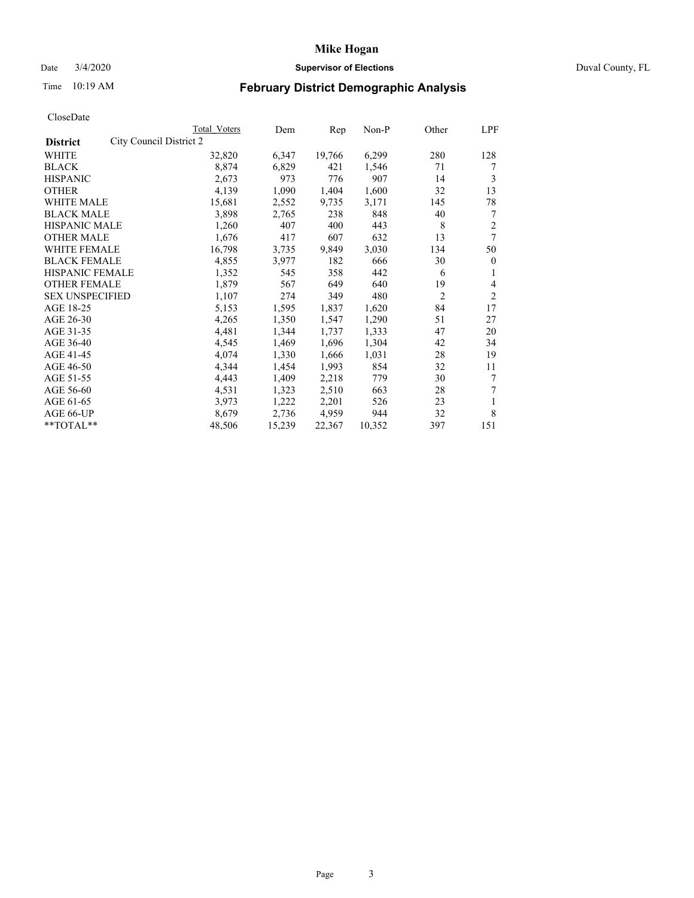# Mike Hogan

Date 3/4/2020 **Supervisor of Elections** Duval County, FL

Time 10:19 AM **February District Demographic Analysis**

CloseDate

| District | City Council District 2 | Total Voters | Dem | Rep | Non-P | Other | LPF |
|---|---|---|---|---|---|---|---|
| WHITE | | 32,820 | 6,347 | 19,766 | 6,299 | 280 | 128 |
| BLACK | | 8,874 | 6,829 | 421 | 1,546 | 71 | 7 |
| HISPANIC | | 2,673 | 973 | 776 | 907 | 14 | 3 |
| OTHER | | 4,139 | 1,090 | 1,404 | 1,600 | 32 | 13 |
| WHITE MALE | | 15,681 | 2,552 | 9,735 | 3,171 | 145 | 78 |
| BLACK MALE | | 3,898 | 2,765 | 238 | 848 | 40 | 7 |
| HISPANIC MALE | | 1,260 | 407 | 400 | 443 | 8 | 2 |
| OTHER MALE | | 1,676 | 417 | 607 | 632 | 13 | 7 |
| WHITE FEMALE | | 16,798 | 3,735 | 9,849 | 3,030 | 134 | 50 |
| BLACK FEMALE | | 4,855 | 3,977 | 182 | 666 | 30 | 0 |
| HISPANIC FEMALE | | 1,352 | 545 | 358 | 442 | 6 | 1 |
| OTHER FEMALE | | 1,879 | 567 | 649 | 640 | 19 | 4 |
| SEX UNSPECIFIED | | 1,107 | 274 | 349 | 480 | 2 | 2 |
| AGE 18-25 | | 5,153 | 1,595 | 1,837 | 1,620 | 84 | 17 |
| AGE 26-30 | | 4,265 | 1,350 | 1,547 | 1,290 | 51 | 27 |
| AGE 31-35 | | 4,481 | 1,344 | 1,737 | 1,333 | 47 | 20 |
| AGE 36-40 | | 4,545 | 1,469 | 1,696 | 1,304 | 42 | 34 |
| AGE 41-45 | | 4,074 | 1,330 | 1,666 | 1,031 | 28 | 19 |
| AGE 46-50 | | 4,344 | 1,454 | 1,993 | 854 | 32 | 11 |
| AGE 51-55 | | 4,443 | 1,409 | 2,218 | 779 | 30 | 7 |
| AGE 56-60 | | 4,531 | 1,323 | 2,510 | 663 | 28 | 7 |
| AGE 61-65 | | 3,973 | 1,222 | 2,201 | 526 | 23 | 1 |
| AGE 66-UP | | 8,679 | 2,736 | 4,959 | 944 | 32 | 8 |
| **TOTAL** | | 48,506 | 15,239 | 22,367 | 10,352 | 397 | 151 |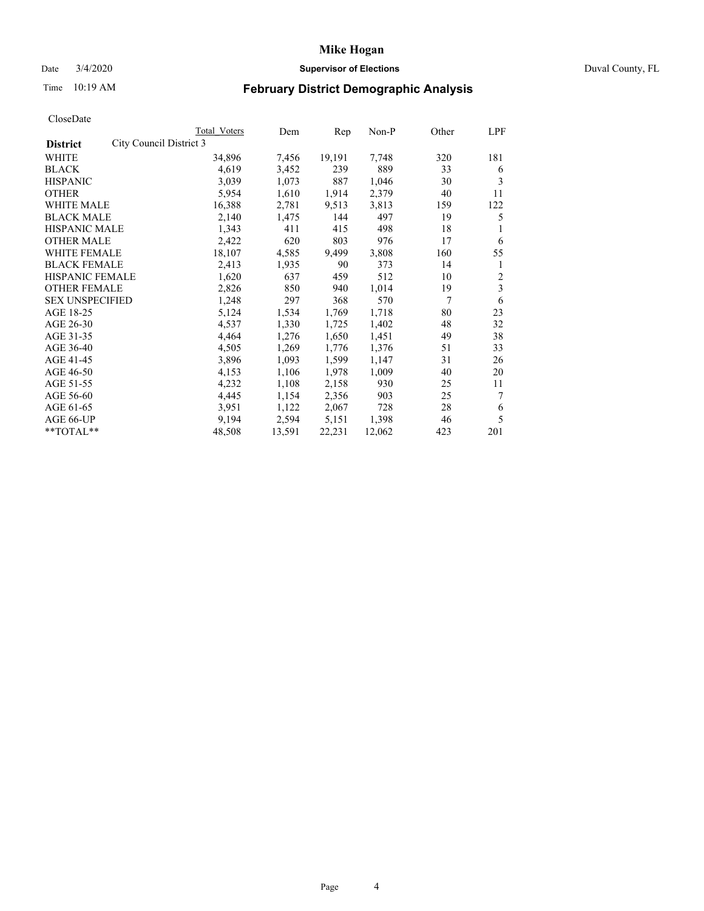# Mike Hogan

Date 3/4/2020 **Supervisor of Elections** Duval County, FL

Time 10:19 AM **February District Demographic Analysis**

CloseDate

| **District** City Council District 3 | Total Voters | Dem | Rep | Non-P | Other | LPF |
|---|---|---|---|---|---|---|
| WHITE | 34,896 | 7,456 | 19,191 | 7,748 | 320 | 181 |
| BLACK | 4,619 | 3,452 | 239 | 889 | 33 | 6 |
| HISPANIC | 3,039 | 1,073 | 887 | 1,046 | 30 | 3 |
| OTHER | 5,954 | 1,610 | 1,914 | 2,379 | 40 | 11 |
| WHITE MALE | 16,388 | 2,781 | 9,513 | 3,813 | 159 | 122 |
| BLACK MALE | 2,140 | 1,475 | 144 | 497 | 19 | 5 |
| HISPANIC MALE | 1,343 | 411 | 415 | 498 | 18 | 1 |
| OTHER MALE | 2,422 | 620 | 803 | 976 | 17 | 6 |
| WHITE FEMALE | 18,107 | 4,585 | 9,499 | 3,808 | 160 | 55 |
| BLACK FEMALE | 2,413 | 1,935 | 90 | 373 | 14 | 1 |
| HISPANIC FEMALE | 1,620 | 637 | 459 | 512 | 10 | 2 |
| OTHER FEMALE | 2,826 | 850 | 940 | 1,014 | 19 | 3 |
| SEX UNSPECIFIED | 1,248 | 297 | 368 | 570 | 7 | 6 |
| AGE 18-25 | 5,124 | 1,534 | 1,769 | 1,718 | 80 | 23 |
| AGE 26-30 | 4,537 | 1,330 | 1,725 | 1,402 | 48 | 32 |
| AGE 31-35 | 4,464 | 1,276 | 1,650 | 1,451 | 49 | 38 |
| AGE 36-40 | 4,505 | 1,269 | 1,776 | 1,376 | 51 | 33 |
| AGE 41-45 | 3,896 | 1,093 | 1,599 | 1,147 | 31 | 26 |
| AGE 46-50 | 4,153 | 1,106 | 1,978 | 1,009 | 40 | 20 |
| AGE 51-55 | 4,232 | 1,108 | 2,158 | 930 | 25 | 11 |
| AGE 56-60 | 4,445 | 1,154 | 2,356 | 903 | 25 | 7 |
| AGE 61-65 | 3,951 | 1,122 | 2,067 | 728 | 28 | 6 |
| AGE 66-UP | 9,194 | 2,594 | 5,151 | 1,398 | 46 | 5 |
| **TOTAL** | 48,508 | 13,591 | 22,231 | 12,062 | 423 | 201 |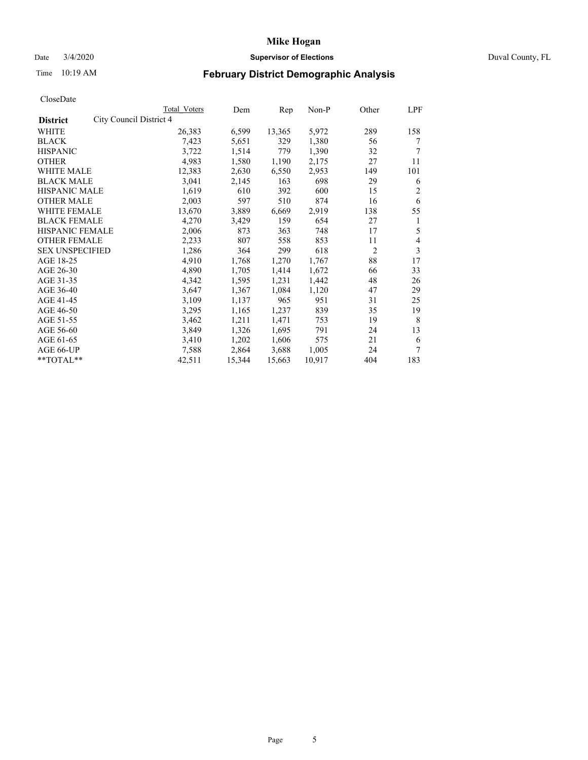# Mike Hogan

Date 3/4/2020 **Supervisor of Elections** Duval County, FL

Time 10:19 AM **February District Demographic Analysis**

CloseDate

| **District** | City Council District 4 | Total Voters | Dem | Rep | Non-P | Other | LPF |
|---|---|---|---|---|---|---|---|
| WHITE | | 26,383 | 6,599 | 13,365 | 5,972 | 289 | 158 |
| BLACK | | 7,423 | 5,651 | 329 | 1,380 | 56 | 7 |
| HISPANIC | | 3,722 | 1,514 | 779 | 1,390 | 32 | 7 |
| OTHER | | 4,983 | 1,580 | 1,190 | 2,175 | 27 | 11 |
| WHITE MALE | | 12,383 | 2,630 | 6,550 | 2,953 | 149 | 101 |
| BLACK MALE | | 3,041 | 2,145 | 163 | 698 | 29 | 6 |
| HISPANIC MALE | | 1,619 | 610 | 392 | 600 | 15 | 2 |
| OTHER MALE | | 2,003 | 597 | 510 | 874 | 16 | 6 |
| WHITE FEMALE | | 13,670 | 3,889 | 6,669 | 2,919 | 138 | 55 |
| BLACK FEMALE | | 4,270 | 3,429 | 159 | 654 | 27 | 1 |
| HISPANIC FEMALE | | 2,006 | 873 | 363 | 748 | 17 | 5 |
| OTHER FEMALE | | 2,233 | 807 | 558 | 853 | 11 | 4 |
| SEX UNSPECIFIED | | 1,286 | 364 | 299 | 618 | 2 | 3 |
| AGE 18-25 | | 4,910 | 1,768 | 1,270 | 1,767 | 88 | 17 |
| AGE 26-30 | | 4,890 | 1,705 | 1,414 | 1,672 | 66 | 33 |
| AGE 31-35 | | 4,342 | 1,595 | 1,231 | 1,442 | 48 | 26 |
| AGE 36-40 | | 3,647 | 1,367 | 1,084 | 1,120 | 47 | 29 |
| AGE 41-45 | | 3,109 | 1,137 | 965 | 951 | 31 | 25 |
| AGE 46-50 | | 3,295 | 1,165 | 1,237 | 839 | 35 | 19 |
| AGE 51-55 | | 3,462 | 1,211 | 1,471 | 753 | 19 | 8 |
| AGE 56-60 | | 3,849 | 1,326 | 1,695 | 791 | 24 | 13 |
| AGE 61-65 | | 3,410 | 1,202 | 1,606 | 575 | 21 | 6 |
| AGE 66-UP | | 7,588 | 2,864 | 3,688 | 1,005 | 24 | 7 |
| **TOTAL** | | 42,511 | 15,344 | 15,663 | 10,917 | 404 | 183 |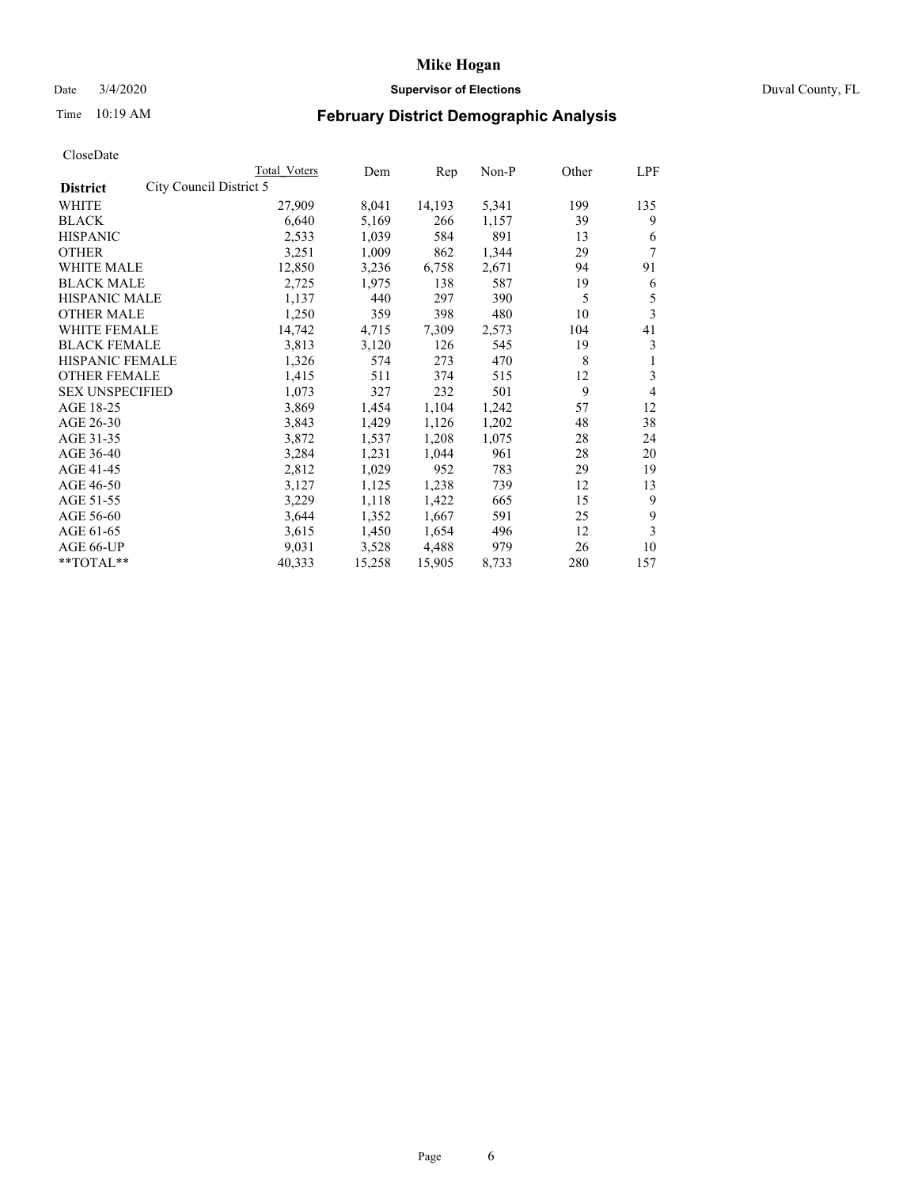# Mike Hogan

Date 3/4/2020 **Supervisor of Elections** Duval County, FL

Time 10:19 AM **February District Demographic Analysis**

CloseDate

| **District** City Council District 5 | Total Voters | Dem | Rep | Non-P | Other | LPF |
|---|---|---|---|---|---|---|
| WHITE | 27,909 | 8,041 | 14,193 | 5,341 | 199 | 135 |
| BLACK | 6,640 | 5,169 | 266 | 1,157 | 39 | 9 |
| HISPANIC | 2,533 | 1,039 | 584 | 891 | 13 | 6 |
| OTHER | 3,251 | 1,009 | 862 | 1,344 | 29 | 7 |
| WHITE MALE | 12,850 | 3,236 | 6,758 | 2,671 | 94 | 91 |
| BLACK MALE | 2,725 | 1,975 | 138 | 587 | 19 | 6 |
| HISPANIC MALE | 1,137 | 440 | 297 | 390 | 5 | 5 |
| OTHER MALE | 1,250 | 359 | 398 | 480 | 10 | 3 |
| WHITE FEMALE | 14,742 | 4,715 | 7,309 | 2,573 | 104 | 41 |
| BLACK FEMALE | 3,813 | 3,120 | 126 | 545 | 19 | 3 |
| HISPANIC FEMALE | 1,326 | 574 | 273 | 470 | 8 | 1 |
| OTHER FEMALE | 1,415 | 511 | 374 | 515 | 12 | 3 |
| SEX UNSPECIFIED | 1,073 | 327 | 232 | 501 | 9 | 4 |
| AGE 18-25 | 3,869 | 1,454 | 1,104 | 1,242 | 57 | 12 |
| AGE 26-30 | 3,843 | 1,429 | 1,126 | 1,202 | 48 | 38 |
| AGE 31-35 | 3,872 | 1,537 | 1,208 | 1,075 | 28 | 24 |
| AGE 36-40 | 3,284 | 1,231 | 1,044 | 961 | 28 | 20 |
| AGE 41-45 | 2,812 | 1,029 | 952 | 783 | 29 | 19 |
| AGE 46-50 | 3,127 | 1,125 | 1,238 | 739 | 12 | 13 |
| AGE 51-55 | 3,229 | 1,118 | 1,422 | 665 | 15 | 9 |
| AGE 56-60 | 3,644 | 1,352 | 1,667 | 591 | 25 | 9 |
| AGE 61-65 | 3,615 | 1,450 | 1,654 | 496 | 12 | 3 |
| AGE 66-UP | 9,031 | 3,528 | 4,488 | 979 | 26 | 10 |
| **TOTAL** | 40,333 | 15,258 | 15,905 | 8,733 | 280 | 157 |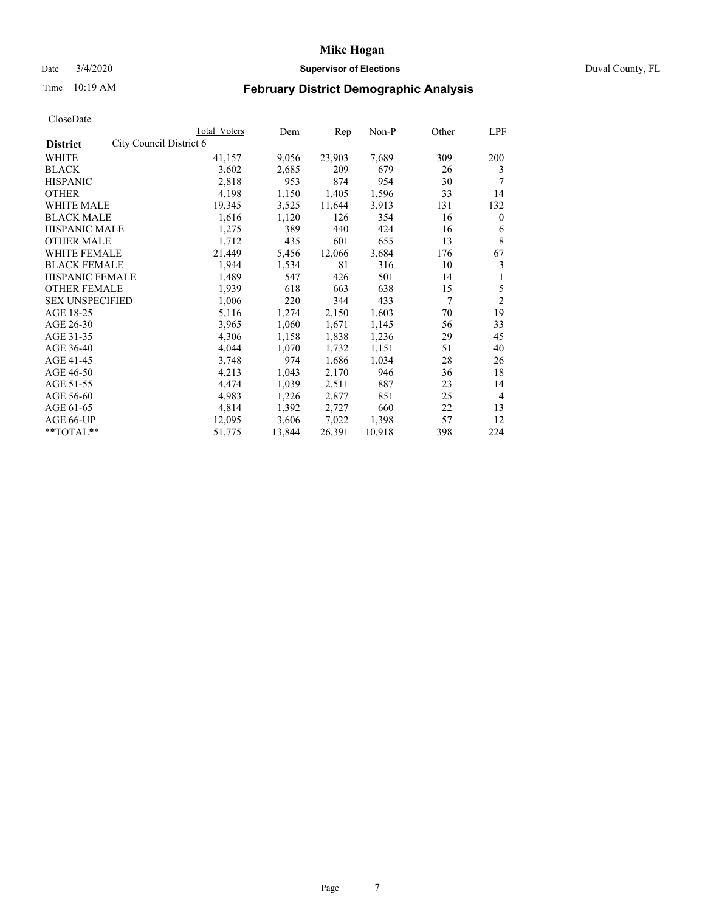# Mike Hogan

Date 3/4/2020 **Supervisor of Elections** Duval County, FL

Time 10:19 AM

## February District Demographic Analysis

CloseDate

| **District** City Council District 6 | Total Voters | Dem | Rep | Non-P | Other | LPF |
|---|---|---|---|---|---|---|
| WHITE | 41,157 | 9,056 | 23,903 | 7,689 | 309 | 200 |
| BLACK | 3,602 | 2,685 | 209 | 679 | 26 | 3 |
| HISPANIC | 2,818 | 953 | 874 | 954 | 30 | 7 |
| OTHER | 4,198 | 1,150 | 1,405 | 1,596 | 33 | 14 |
| WHITE MALE | 19,345 | 3,525 | 11,644 | 3,913 | 131 | 132 |
| BLACK MALE | 1,616 | 1,120 | 126 | 354 | 16 | 0 |
| HISPANIC MALE | 1,275 | 389 | 440 | 424 | 16 | 6 |
| OTHER MALE | 1,712 | 435 | 601 | 655 | 13 | 8 |
| WHITE FEMALE | 21,449 | 5,456 | 12,066 | 3,684 | 176 | 67 |
| BLACK FEMALE | 1,944 | 1,534 | 81 | 316 | 10 | 3 |
| HISPANIC FEMALE | 1,489 | 547 | 426 | 501 | 14 | 1 |
| OTHER FEMALE | 1,939 | 618 | 663 | 638 | 15 | 5 |
| SEX UNSPECIFIED | 1,006 | 220 | 344 | 433 | 7 | 2 |
| AGE 18-25 | 5,116 | 1,274 | 2,150 | 1,603 | 70 | 19 |
| AGE 26-30 | 3,965 | 1,060 | 1,671 | 1,145 | 56 | 33 |
| AGE 31-35 | 4,306 | 1,158 | 1,838 | 1,236 | 29 | 45 |
| AGE 36-40 | 4,044 | 1,070 | 1,732 | 1,151 | 51 | 40 |
| AGE 41-45 | 3,748 | 974 | 1,686 | 1,034 | 28 | 26 |
| AGE 46-50 | 4,213 | 1,043 | 2,170 | 946 | 36 | 18 |
| AGE 51-55 | 4,474 | 1,039 | 2,511 | 887 | 23 | 14 |
| AGE 56-60 | 4,983 | 1,226 | 2,877 | 851 | 25 | 4 |
| AGE 61-65 | 4,814 | 1,392 | 2,727 | 660 | 22 | 13 |
| AGE 66-UP | 12,095 | 3,606 | 7,022 | 1,398 | 57 | 12 |
| **TOTAL** | 51,775 | 13,844 | 26,391 | 10,918 | 398 | 224 |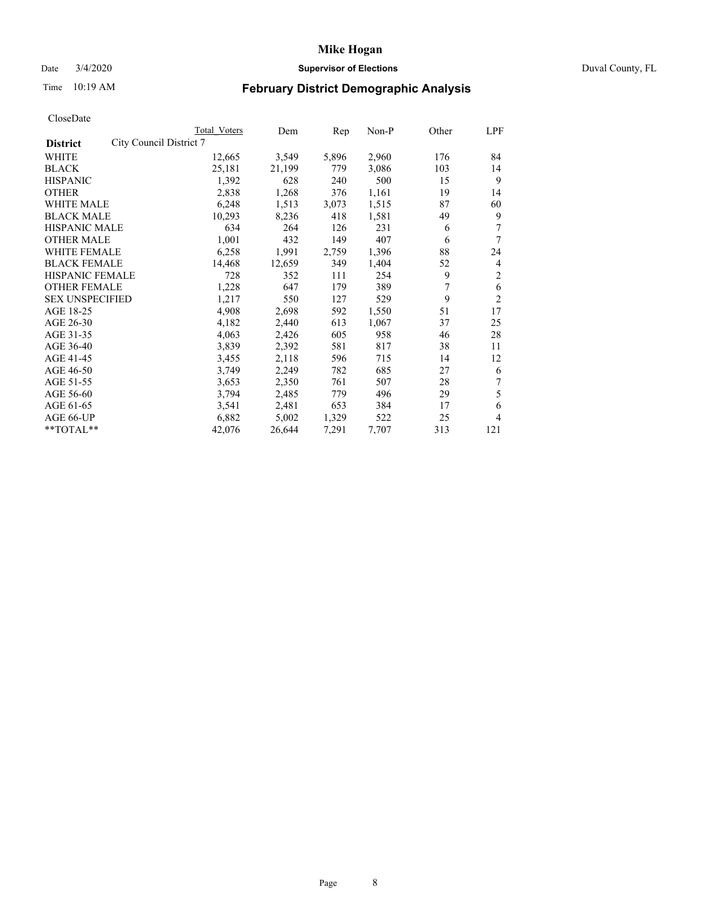# Mike Hogan

Date 3/4/2020 **Supervisor of Elections** Duval County, FL

Time 10:19 AM **February District Demographic Analysis**

CloseDate

| **District** | City Council District 7 | Total Voters | Dem | Rep | Non-P | Other | LPF |
|---|---|---|---|---|---|---|---|
| WHITE | | 12,665 | 3,549 | 5,896 | 2,960 | 176 | 84 |
| BLACK | | 25,181 | 21,199 | 779 | 3,086 | 103 | 14 |
| HISPANIC | | 1,392 | 628 | 240 | 500 | 15 | 9 |
| OTHER | | 2,838 | 1,268 | 376 | 1,161 | 19 | 14 |
| WHITE MALE | | 6,248 | 1,513 | 3,073 | 1,515 | 87 | 60 |
| BLACK MALE | | 10,293 | 8,236 | 418 | 1,581 | 49 | 9 |
| HISPANIC MALE | | 634 | 264 | 126 | 231 | 6 | 7 |
| OTHER MALE | | 1,001 | 432 | 149 | 407 | 6 | 7 |
| WHITE FEMALE | | 6,258 | 1,991 | 2,759 | 1,396 | 88 | 24 |
| BLACK FEMALE | | 14,468 | 12,659 | 349 | 1,404 | 52 | 4 |
| HISPANIC FEMALE | | 728 | 352 | 111 | 254 | 9 | 2 |
| OTHER FEMALE | | 1,228 | 647 | 179 | 389 | 7 | 6 |
| SEX UNSPECIFIED | | 1,217 | 550 | 127 | 529 | 9 | 2 |
| AGE 18-25 | | 4,908 | 2,698 | 592 | 1,550 | 51 | 17 |
| AGE 26-30 | | 4,182 | 2,440 | 613 | 1,067 | 37 | 25 |
| AGE 31-35 | | 4,063 | 2,426 | 605 | 958 | 46 | 28 |
| AGE 36-40 | | 3,839 | 2,392 | 581 | 817 | 38 | 11 |
| AGE 41-45 | | 3,455 | 2,118 | 596 | 715 | 14 | 12 |
| AGE 46-50 | | 3,749 | 2,249 | 782 | 685 | 27 | 6 |
| AGE 51-55 | | 3,653 | 2,350 | 761 | 507 | 28 | 7 |
| AGE 56-60 | | 3,794 | 2,485 | 779 | 496 | 29 | 5 |
| AGE 61-65 | | 3,541 | 2,481 | 653 | 384 | 17 | 6 |
| AGE 66-UP | | 6,882 | 5,002 | 1,329 | 522 | 25 | 4 |
| **TOTAL** | | 42,076 | 26,644 | 7,291 | 7,707 | 313 | 121 |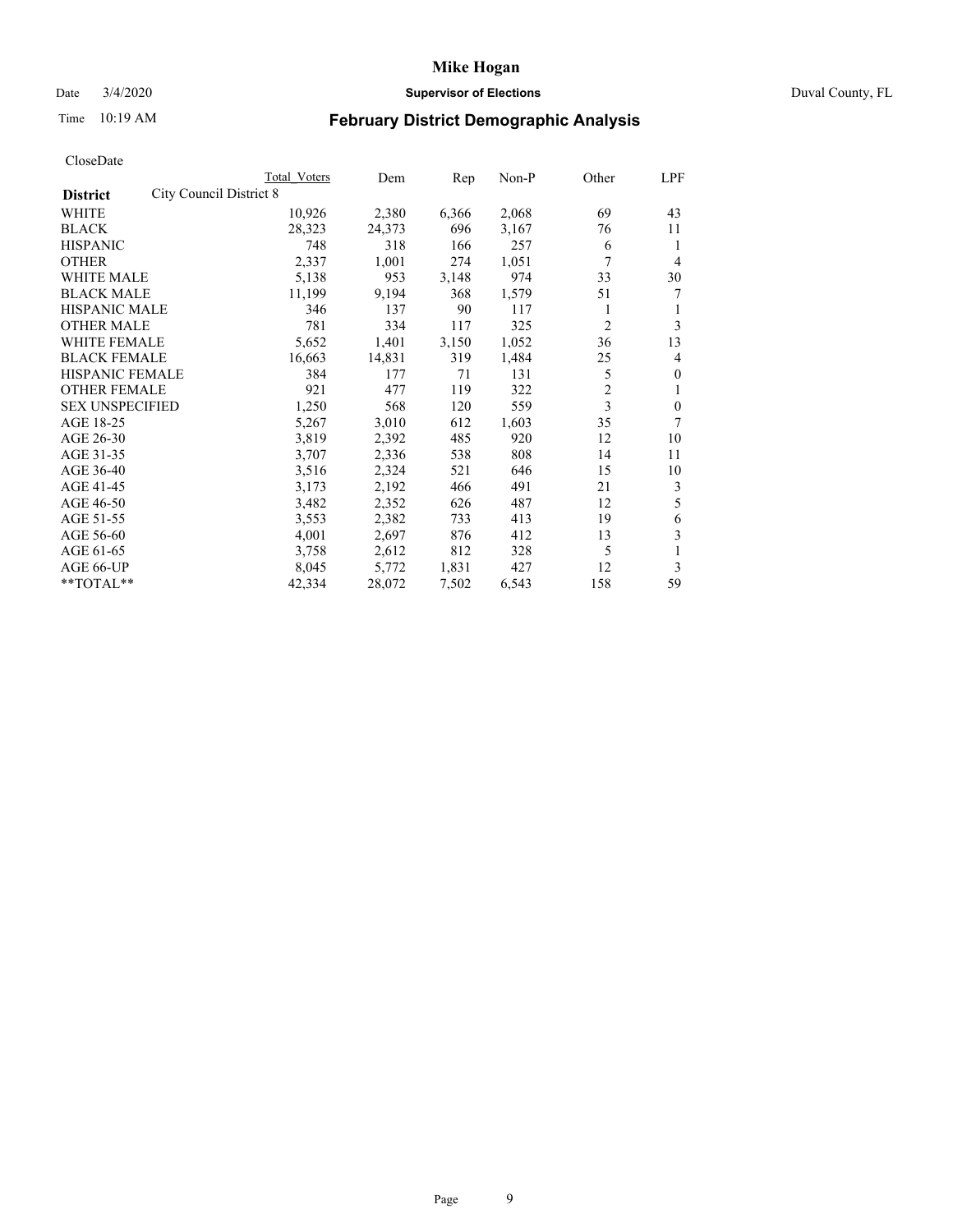# Mike Hogan

Date 3/4/2020 **Supervisor of Elections** Duval County, FL

Time 10:19 AM

## February District Demographic Analysis

CloseDate

| **District** City Council District 8 | Total Voters | Dem | Rep | Non-P | Other | LPF |
|---|---|---|---|---|---|---|
| WHITE | 10,926 | 2,380 | 6,366 | 2,068 | 69 | 43 |
| BLACK | 28,323 | 24,373 | 696 | 3,167 | 76 | 11 |
| HISPANIC | 748 | 318 | 166 | 257 | 6 | 1 |
| OTHER | 2,337 | 1,001 | 274 | 1,051 | 7 | 4 |
| WHITE MALE | 5,138 | 953 | 3,148 | 974 | 33 | 30 |
| BLACK MALE | 11,199 | 9,194 | 368 | 1,579 | 51 | 7 |
| HISPANIC MALE | 346 | 137 | 90 | 117 | 1 | 1 |
| OTHER MALE | 781 | 334 | 117 | 325 | 2 | 3 |
| WHITE FEMALE | 5,652 | 1,401 | 3,150 | 1,052 | 36 | 13 |
| BLACK FEMALE | 16,663 | 14,831 | 319 | 1,484 | 25 | 4 |
| HISPANIC FEMALE | 384 | 177 | 71 | 131 | 5 | 0 |
| OTHER FEMALE | 921 | 477 | 119 | 322 | 2 | 1 |
| SEX UNSPECIFIED | 1,250 | 568 | 120 | 559 | 3 | 0 |
| AGE 18-25 | 5,267 | 3,010 | 612 | 1,603 | 35 | 7 |
| AGE 26-30 | 3,819 | 2,392 | 485 | 920 | 12 | 10 |
| AGE 31-35 | 3,707 | 2,336 | 538 | 808 | 14 | 11 |
| AGE 36-40 | 3,516 | 2,324 | 521 | 646 | 15 | 10 |
| AGE 41-45 | 3,173 | 2,192 | 466 | 491 | 21 | 3 |
| AGE 46-50 | 3,482 | 2,352 | 626 | 487 | 12 | 5 |
| AGE 51-55 | 3,553 | 2,382 | 733 | 413 | 19 | 6 |
| AGE 56-60 | 4,001 | 2,697 | 876 | 412 | 13 | 3 |
| AGE 61-65 | 3,758 | 2,612 | 812 | 328 | 5 | 1 |
| AGE 66-UP | 8,045 | 5,772 | 1,831 | 427 | 12 | 3 |
| **TOTAL** | 42,334 | 28,072 | 7,502 | 6,543 | 158 | 59 |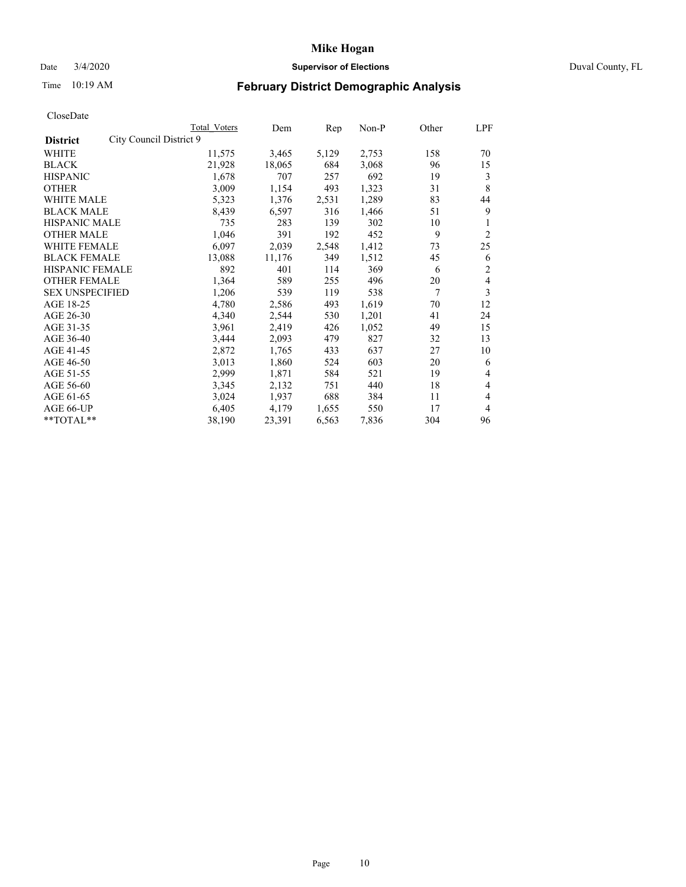# Mike Hogan

Date 3/4/2020 **Supervisor of Elections** Duval County, FL

Time 10:19 AM

## February District Demographic Analysis

CloseDate

| **District** City Council District 9 | Total Voters | Dem | Rep | Non-P | Other | LPF |
|---|---|---|---|---|---|---|
| WHITE | 11,575 | 3,465 | 5,129 | 2,753 | 158 | 70 |
| BLACK | 21,928 | 18,065 | 684 | 3,068 | 96 | 15 |
| HISPANIC | 1,678 | 707 | 257 | 692 | 19 | 3 |
| OTHER | 3,009 | 1,154 | 493 | 1,323 | 31 | 8 |
| WHITE MALE | 5,323 | 1,376 | 2,531 | 1,289 | 83 | 44 |
| BLACK MALE | 8,439 | 6,597 | 316 | 1,466 | 51 | 9 |
| HISPANIC MALE | 735 | 283 | 139 | 302 | 10 | 1 |
| OTHER MALE | 1,046 | 391 | 192 | 452 | 9 | 2 |
| WHITE FEMALE | 6,097 | 2,039 | 2,548 | 1,412 | 73 | 25 |
| BLACK FEMALE | 13,088 | 11,176 | 349 | 1,512 | 45 | 6 |
| HISPANIC FEMALE | 892 | 401 | 114 | 369 | 6 | 2 |
| OTHER FEMALE | 1,364 | 589 | 255 | 496 | 20 | 4 |
| SEX UNSPECIFIED | 1,206 | 539 | 119 | 538 | 7 | 3 |
| AGE 18-25 | 4,780 | 2,586 | 493 | 1,619 | 70 | 12 |
| AGE 26-30 | 4,340 | 2,544 | 530 | 1,201 | 41 | 24 |
| AGE 31-35 | 3,961 | 2,419 | 426 | 1,052 | 49 | 15 |
| AGE 36-40 | 3,444 | 2,093 | 479 | 827 | 32 | 13 |
| AGE 41-45 | 2,872 | 1,765 | 433 | 637 | 27 | 10 |
| AGE 46-50 | 3,013 | 1,860 | 524 | 603 | 20 | 6 |
| AGE 51-55 | 2,999 | 1,871 | 584 | 521 | 19 | 4 |
| AGE 56-60 | 3,345 | 2,132 | 751 | 440 | 18 | 4 |
| AGE 61-65 | 3,024 | 1,937 | 688 | 384 | 11 | 4 |
| AGE 66-UP | 6,405 | 4,179 | 1,655 | 550 | 17 | 4 |
| **TOTAL** | 38,190 | 23,391 | 6,563 | 7,836 | 304 | 96 |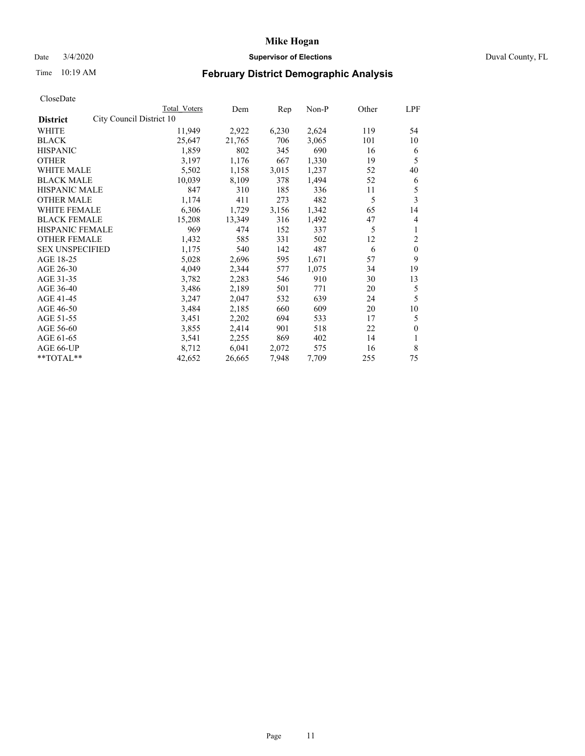Mike Hogan

Date 3/4/2020 **Supervisor of Elections** Duval County, FL

Time 10:19 AM **February District Demographic Analysis**

CloseDate

| **District** | Total Voters | Dem | Rep | Non-P | Other | LPF |
|---|---|---|---|---|---|---|
| City Council District 10 | | | | | | |
| WHITE | 11,949 | 2,922 | 6,230 | 2,624 | 119 | 54 |
| BLACK | 25,647 | 21,765 | 706 | 3,065 | 101 | 10 |
| HISPANIC | 1,859 | 802 | 345 | 690 | 16 | 6 |
| OTHER | 3,197 | 1,176 | 667 | 1,330 | 19 | 5 |
| WHITE MALE | 5,502 | 1,158 | 3,015 | 1,237 | 52 | 40 |
| BLACK MALE | 10,039 | 8,109 | 378 | 1,494 | 52 | 6 |
| HISPANIC MALE | 847 | 310 | 185 | 336 | 11 | 5 |
| OTHER MALE | 1,174 | 411 | 273 | 482 | 5 | 3 |
| WHITE FEMALE | 6,306 | 1,729 | 3,156 | 1,342 | 65 | 14 |
| BLACK FEMALE | 15,208 | 13,349 | 316 | 1,492 | 47 | 4 |
| HISPANIC FEMALE | 969 | 474 | 152 | 337 | 5 | 1 |
| OTHER FEMALE | 1,432 | 585 | 331 | 502 | 12 | 2 |
| SEX UNSPECIFIED | 1,175 | 540 | 142 | 487 | 6 | 0 |
| AGE 18-25 | 5,028 | 2,696 | 595 | 1,671 | 57 | 9 |
| AGE 26-30 | 4,049 | 2,344 | 577 | 1,075 | 34 | 19 |
| AGE 31-35 | 3,782 | 2,283 | 546 | 910 | 30 | 13 |
| AGE 36-40 | 3,486 | 2,189 | 501 | 771 | 20 | 5 |
| AGE 41-45 | 3,247 | 2,047 | 532 | 639 | 24 | 5 |
| AGE 46-50 | 3,484 | 2,185 | 660 | 609 | 20 | 10 |
| AGE 51-55 | 3,451 | 2,202 | 694 | 533 | 17 | 5 |
| AGE 56-60 | 3,855 | 2,414 | 901 | 518 | 22 | 0 |
| AGE 61-65 | 3,541 | 2,255 | 869 | 402 | 14 | 1 |
| AGE 66-UP | 8,712 | 6,041 | 2,072 | 575 | 16 | 8 |
| **TOTAL** | 42,652 | 26,665 | 7,948 | 7,709 | 255 | 75 |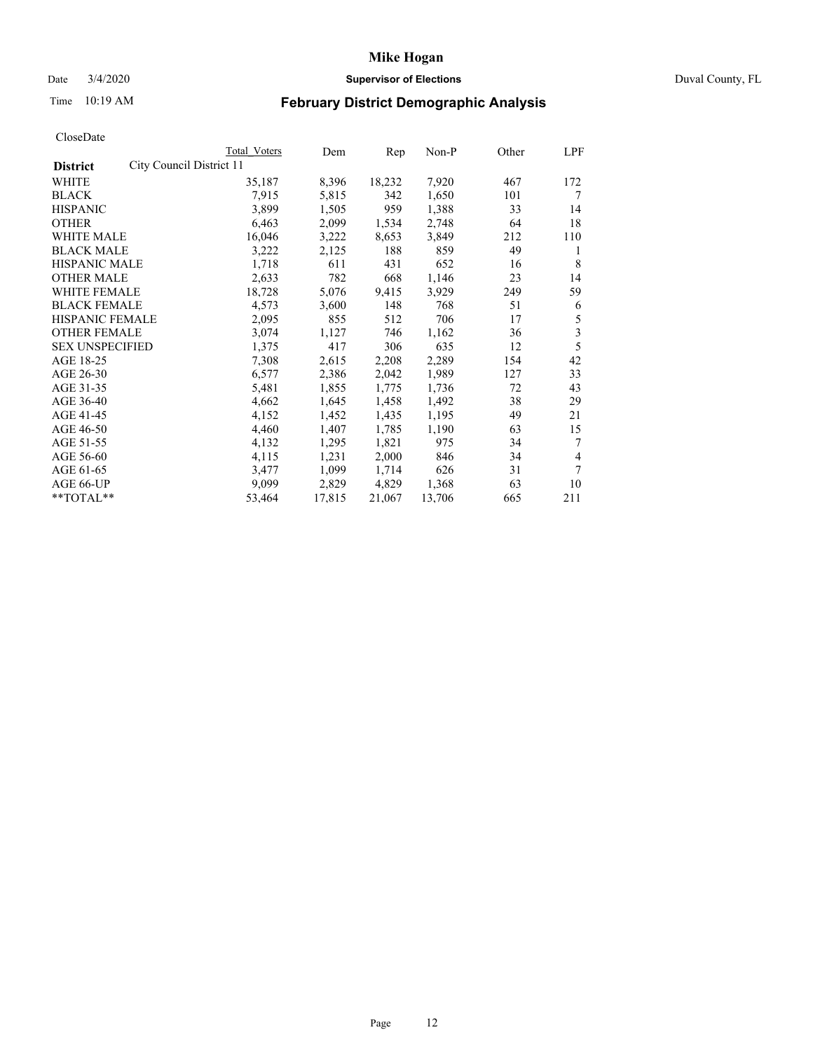# Mike Hogan

Date 3/4/2020 **Supervisor of Elections** Duval County, FL

Time 10:19 AM **February District Demographic Analysis**

CloseDate

| **District** City Council District 11 | Total Voters | Dem | Rep | Non-P | Other | LPF |
|---|---|---|---|---|---|---|
| WHITE | 35,187 | 8,396 | 18,232 | 7,920 | 467 | 172 |
| BLACK | 7,915 | 5,815 | 342 | 1,650 | 101 | 7 |
| HISPANIC | 3,899 | 1,505 | 959 | 1,388 | 33 | 14 |
| OTHER | 6,463 | 2,099 | 1,534 | 2,748 | 64 | 18 |
| WHITE MALE | 16,046 | 3,222 | 8,653 | 3,849 | 212 | 110 |
| BLACK MALE | 3,222 | 2,125 | 188 | 859 | 49 | 1 |
| HISPANIC MALE | 1,718 | 611 | 431 | 652 | 16 | 8 |
| OTHER MALE | 2,633 | 782 | 668 | 1,146 | 23 | 14 |
| WHITE FEMALE | 18,728 | 5,076 | 9,415 | 3,929 | 249 | 59 |
| BLACK FEMALE | 4,573 | 3,600 | 148 | 768 | 51 | 6 |
| HISPANIC FEMALE | 2,095 | 855 | 512 | 706 | 17 | 5 |
| OTHER FEMALE | 3,074 | 1,127 | 746 | 1,162 | 36 | 3 |
| SEX UNSPECIFIED | 1,375 | 417 | 306 | 635 | 12 | 5 |
| AGE 18-25 | 7,308 | 2,615 | 2,208 | 2,289 | 154 | 42 |
| AGE 26-30 | 6,577 | 2,386 | 2,042 | 1,989 | 127 | 33 |
| AGE 31-35 | 5,481 | 1,855 | 1,775 | 1,736 | 72 | 43 |
| AGE 36-40 | 4,662 | 1,645 | 1,458 | 1,492 | 38 | 29 |
| AGE 41-45 | 4,152 | 1,452 | 1,435 | 1,195 | 49 | 21 |
| AGE 46-50 | 4,460 | 1,407 | 1,785 | 1,190 | 63 | 15 |
| AGE 51-55 | 4,132 | 1,295 | 1,821 | 975 | 34 | 7 |
| AGE 56-60 | 4,115 | 1,231 | 2,000 | 846 | 34 | 4 |
| AGE 61-65 | 3,477 | 1,099 | 1,714 | 626 | 31 | 7 |
| AGE 66-UP | 9,099 | 2,829 | 4,829 | 1,368 | 63 | 10 |
| **TOTAL** | 53,464 | 17,815 | 21,067 | 13,706 | 665 | 211 |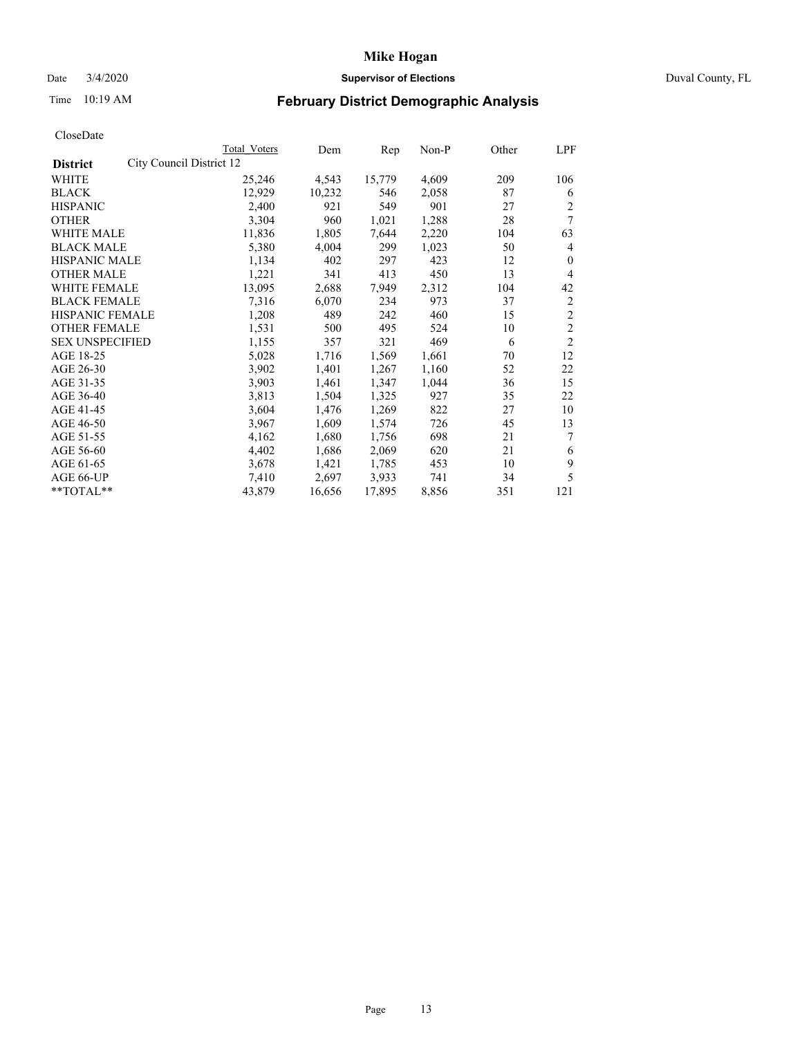# Mike Hogan

Date 3/4/2020 **Supervisor of Elections** Duval County, FL

Time 10:19 AM **February District Demographic Analysis**

CloseDate

| District | City Council District 12 | Total Voters | Dem | Rep | Non-P | Other | LPF |
|---|---|---|---|---|---|---|---|
| WHITE | | 25,246 | 4,543 | 15,779 | 4,609 | 209 | 106 |
| BLACK | | 12,929 | 10,232 | 546 | 2,058 | 87 | 6 |
| HISPANIC | | 2,400 | 921 | 549 | 901 | 27 | 2 |
| OTHER | | 3,304 | 960 | 1,021 | 1,288 | 28 | 7 |
| WHITE MALE | | 11,836 | 1,805 | 7,644 | 2,220 | 104 | 63 |
| BLACK MALE | | 5,380 | 4,004 | 299 | 1,023 | 50 | 4 |
| HISPANIC MALE | | 1,134 | 402 | 297 | 423 | 12 | 0 |
| OTHER MALE | | 1,221 | 341 | 413 | 450 | 13 | 4 |
| WHITE FEMALE | | 13,095 | 2,688 | 7,949 | 2,312 | 104 | 42 |
| BLACK FEMALE | | 7,316 | 6,070 | 234 | 973 | 37 | 2 |
| HISPANIC FEMALE | | 1,208 | 489 | 242 | 460 | 15 | 2 |
| OTHER FEMALE | | 1,531 | 500 | 495 | 524 | 10 | 2 |
| SEX UNSPECIFIED | | 1,155 | 357 | 321 | 469 | 6 | 2 |
| AGE 18-25 | | 5,028 | 1,716 | 1,569 | 1,661 | 70 | 12 |
| AGE 26-30 | | 3,902 | 1,401 | 1,267 | 1,160 | 52 | 22 |
| AGE 31-35 | | 3,903 | 1,461 | 1,347 | 1,044 | 36 | 15 |
| AGE 36-40 | | 3,813 | 1,504 | 1,325 | 927 | 35 | 22 |
| AGE 41-45 | | 3,604 | 1,476 | 1,269 | 822 | 27 | 10 |
| AGE 46-50 | | 3,967 | 1,609 | 1,574 | 726 | 45 | 13 |
| AGE 51-55 | | 4,162 | 1,680 | 1,756 | 698 | 21 | 7 |
| AGE 56-60 | | 4,402 | 1,686 | 2,069 | 620 | 21 | 6 |
| AGE 61-65 | | 3,678 | 1,421 | 1,785 | 453 | 10 | 9 |
| AGE 66-UP | | 7,410 | 2,697 | 3,933 | 741 | 34 | 5 |
| **TOTAL** | | 43,879 | 16,656 | 17,895 | 8,856 | 351 | 121 |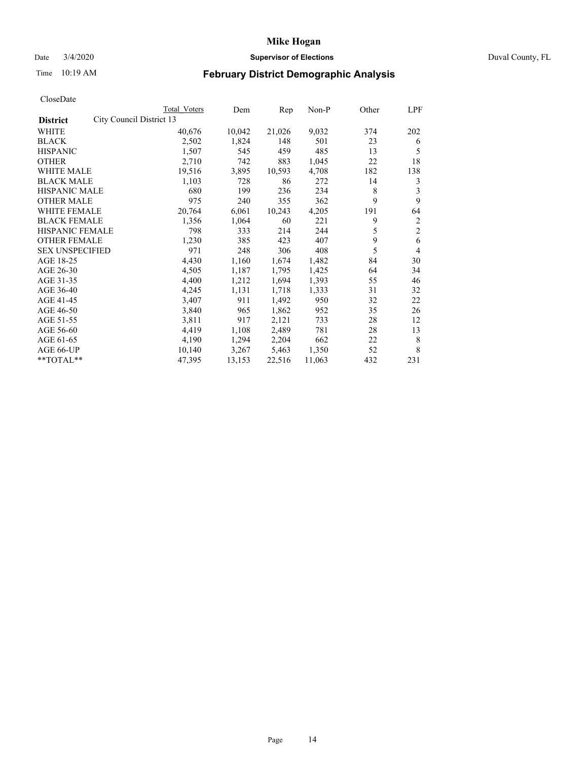# Mike Hogan

Date 3/4/2020 **Supervisor of Elections** Duval County, FL

Time 10:19 AM **February District Demographic Analysis**

CloseDate

| **District** | City Council District 13 | Total Voters | Dem | Rep | Non-P | Other | LPF |
|---|---|---|---|---|---|---|---|
| WHITE | | 40,676 | 10,042 | 21,026 | 9,032 | 374 | 202 |
| BLACK | | 2,502 | 1,824 | 148 | 501 | 23 | 6 |
| HISPANIC | | 1,507 | 545 | 459 | 485 | 13 | 5 |
| OTHER | | 2,710 | 742 | 883 | 1,045 | 22 | 18 |
| WHITE MALE | | 19,516 | 3,895 | 10,593 | 4,708 | 182 | 138 |
| BLACK MALE | | 1,103 | 728 | 86 | 272 | 14 | 3 |
| HISPANIC MALE | | 680 | 199 | 236 | 234 | 8 | 3 |
| OTHER MALE | | 975 | 240 | 355 | 362 | 9 | 9 |
| WHITE FEMALE | | 20,764 | 6,061 | 10,243 | 4,205 | 191 | 64 |
| BLACK FEMALE | | 1,356 | 1,064 | 60 | 221 | 9 | 2 |
| HISPANIC FEMALE | | 798 | 333 | 214 | 244 | 5 | 2 |
| OTHER FEMALE | | 1,230 | 385 | 423 | 407 | 9 | 6 |
| SEX UNSPECIFIED | | 971 | 248 | 306 | 408 | 5 | 4 |
| AGE 18-25 | | 4,430 | 1,160 | 1,674 | 1,482 | 84 | 30 |
| AGE 26-30 | | 4,505 | 1,187 | 1,795 | 1,425 | 64 | 34 |
| AGE 31-35 | | 4,400 | 1,212 | 1,694 | 1,393 | 55 | 46 |
| AGE 36-40 | | 4,245 | 1,131 | 1,718 | 1,333 | 31 | 32 |
| AGE 41-45 | | 3,407 | 911 | 1,492 | 950 | 32 | 22 |
| AGE 46-50 | | 3,840 | 965 | 1,862 | 952 | 35 | 26 |
| AGE 51-55 | | 3,811 | 917 | 2,121 | 733 | 28 | 12 |
| AGE 56-60 | | 4,419 | 1,108 | 2,489 | 781 | 28 | 13 |
| AGE 61-65 | | 4,190 | 1,294 | 2,204 | 662 | 22 | 8 |
| AGE 66-UP | | 10,140 | 3,267 | 5,463 | 1,350 | 52 | 8 |
| **TOTAL** | | 47,395 | 13,153 | 22,516 | 11,063 | 432 | 231 |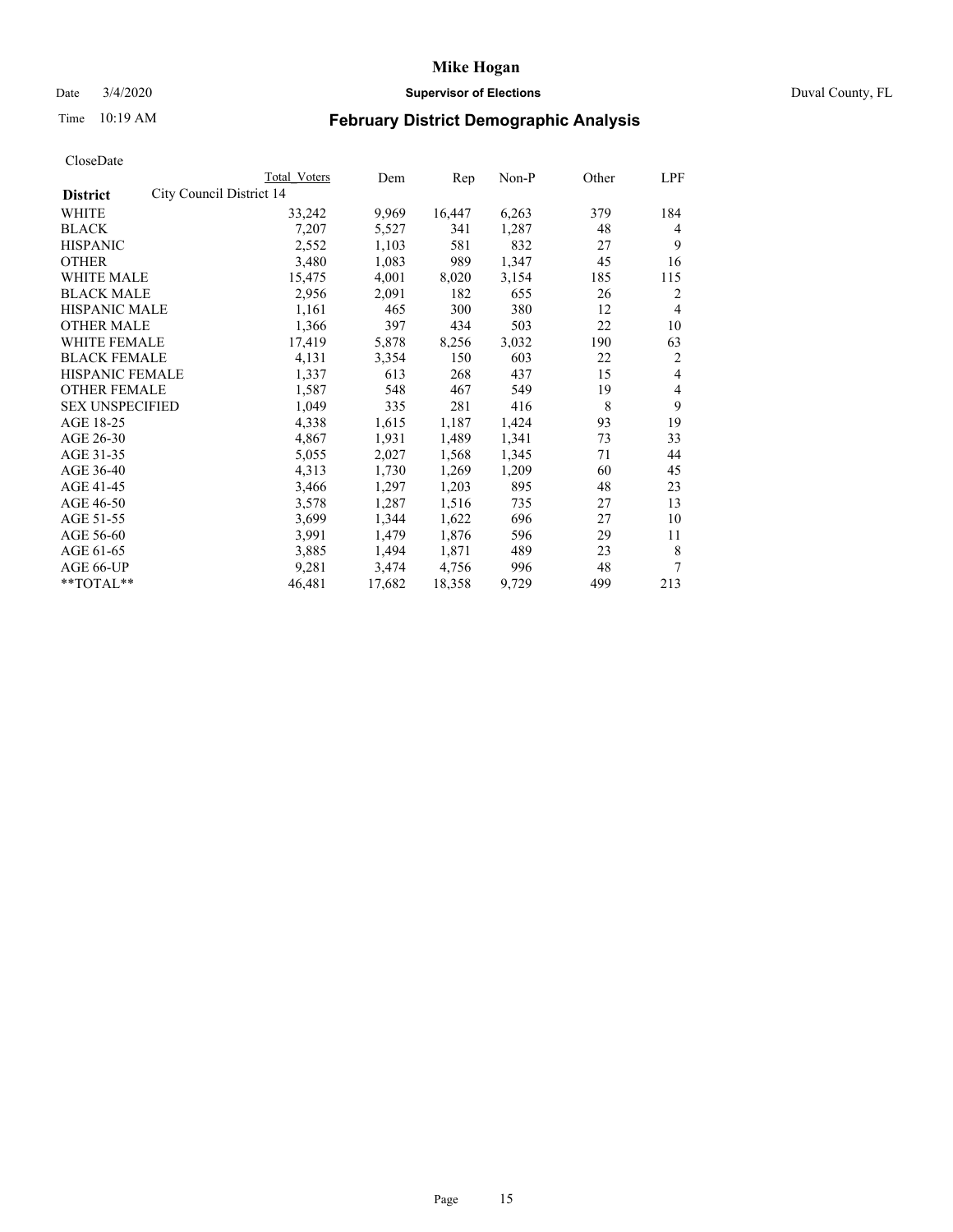# Mike Hogan

Date 3/4/2020 **Supervisor of Elections** Duval County, FL

Time 10:19 AM **February District Demographic Analysis**

CloseDate

| | Total Voters | Dem | Rep | Non-P | Other | LPF |
|---|---|---|---|---|---|---|
| **District** City Council District 14 | | | | | | |
| WHITE | 33,242 | 9,969 | 16,447 | 6,263 | 379 | 184 |
| BLACK | 7,207 | 5,527 | 341 | 1,287 | 48 | 4 |
| HISPANIC | 2,552 | 1,103 | 581 | 832 | 27 | 9 |
| OTHER | 3,480 | 1,083 | 989 | 1,347 | 45 | 16 |
| WHITE MALE | 15,475 | 4,001 | 8,020 | 3,154 | 185 | 115 |
| BLACK MALE | 2,956 | 2,091 | 182 | 655 | 26 | 2 |
| HISPANIC MALE | 1,161 | 465 | 300 | 380 | 12 | 4 |
| OTHER MALE | 1,366 | 397 | 434 | 503 | 22 | 10 |
| WHITE FEMALE | 17,419 | 5,878 | 8,256 | 3,032 | 190 | 63 |
| BLACK FEMALE | 4,131 | 3,354 | 150 | 603 | 22 | 2 |
| HISPANIC FEMALE | 1,337 | 613 | 268 | 437 | 15 | 4 |
| OTHER FEMALE | 1,587 | 548 | 467 | 549 | 19 | 4 |
| SEX UNSPECIFIED | 1,049 | 335 | 281 | 416 | 8 | 9 |
| AGE 18-25 | 4,338 | 1,615 | 1,187 | 1,424 | 93 | 19 |
| AGE 26-30 | 4,867 | 1,931 | 1,489 | 1,341 | 73 | 33 |
| AGE 31-35 | 5,055 | 2,027 | 1,568 | 1,345 | 71 | 44 |
| AGE 36-40 | 4,313 | 1,730 | 1,269 | 1,209 | 60 | 45 |
| AGE 41-45 | 3,466 | 1,297 | 1,203 | 895 | 48 | 23 |
| AGE 46-50 | 3,578 | 1,287 | 1,516 | 735 | 27 | 13 |
| AGE 51-55 | 3,699 | 1,344 | 1,622 | 696 | 27 | 10 |
| AGE 56-60 | 3,991 | 1,479 | 1,876 | 596 | 29 | 11 |
| AGE 61-65 | 3,885 | 1,494 | 1,871 | 489 | 23 | 8 |
| AGE 66-UP | 9,281 | 3,474 | 4,756 | 996 | 48 | 7 |
| **TOTAL** | 46,481 | 17,682 | 18,358 | 9,729 | 499 | 213 |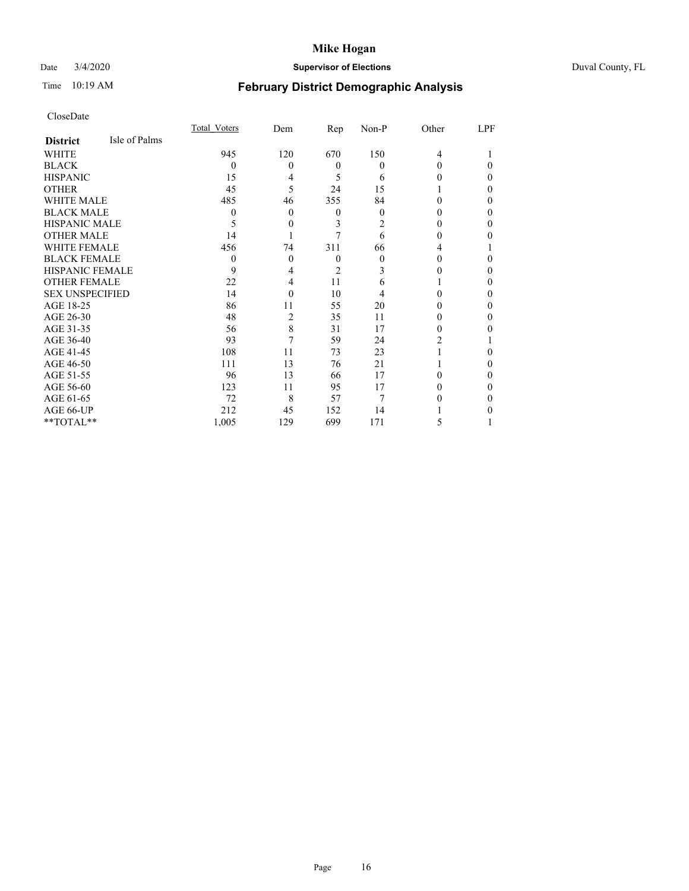# Mike Hogan

Date 3/4/2020 **Supervisor of Elections** Duval County, FL

Time 10:19 AM

## February District Demographic Analysis

CloseDate

| District | Isle of Palms | Total_Voters | Dem | Rep | Non-P | Other | LPF |
|---|---|---|---|---|---|---|---|
| WHITE | | 945 | 120 | 670 | 150 | 4 | 1 |
| BLACK | | 0 | 0 | 0 | 0 | 0 | 0 |
| HISPANIC | | 15 | 4 | 5 | 6 | 0 | 0 |
| OTHER | | 45 | 5 | 24 | 15 | 1 | 0 |
| WHITE MALE | | 485 | 46 | 355 | 84 | 0 | 0 |
| BLACK MALE | | 0 | 0 | 0 | 0 | 0 | 0 |
| HISPANIC MALE | | 5 | 0 | 3 | 2 | 0 | 0 |
| OTHER MALE | | 14 | 1 | 7 | 6 | 0 | 0 |
| WHITE FEMALE | | 456 | 74 | 311 | 66 | 4 | 1 |
| BLACK FEMALE | | 0 | 0 | 0 | 0 | 0 | 0 |
| HISPANIC FEMALE | | 9 | 4 | 2 | 3 | 0 | 0 |
| OTHER FEMALE | | 22 | 4 | 11 | 6 | 1 | 0 |
| SEX UNSPECIFIED | | 14 | 0 | 10 | 4 | 0 | 0 |
| AGE 18-25 | | 86 | 11 | 55 | 20 | 0 | 0 |
| AGE 26-30 | | 48 | 2 | 35 | 11 | 0 | 0 |
| AGE 31-35 | | 56 | 8 | 31 | 17 | 0 | 0 |
| AGE 36-40 | | 93 | 7 | 59 | 24 | 2 | 1 |
| AGE 41-45 | | 108 | 11 | 73 | 23 | 1 | 0 |
| AGE 46-50 | | 111 | 13 | 76 | 21 | 1 | 0 |
| AGE 51-55 | | 96 | 13 | 66 | 17 | 0 | 0 |
| AGE 56-60 | | 123 | 11 | 95 | 17 | 0 | 0 |
| AGE 61-65 | | 72 | 8 | 57 | 7 | 0 | 0 |
| AGE 66-UP | | 212 | 45 | 152 | 14 | 1 | 0 |
| **TOTAL** | | 1,005 | 129 | 699 | 171 | 5 | 1 |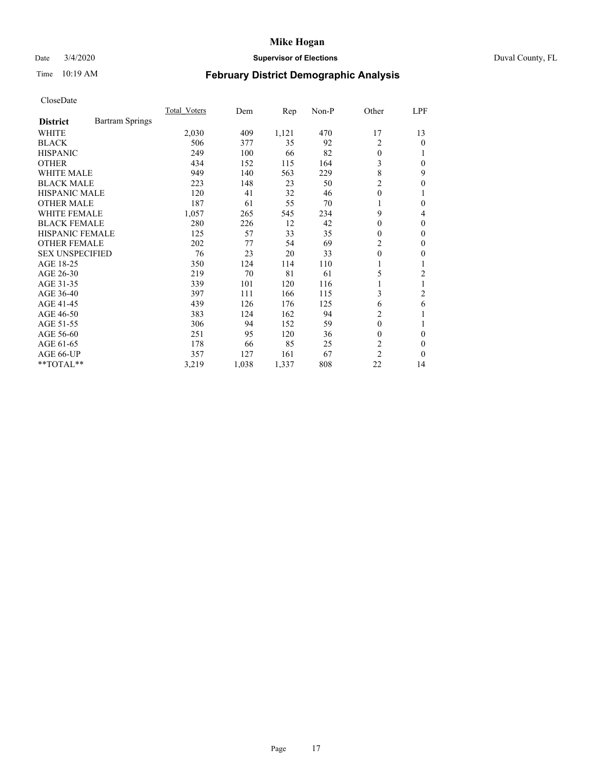# Mike Hogan

Date 3/4/2020 **Supervisor of Elections** Duval County, FL

Time 10:19 AM

## February District Demographic Analysis

CloseDate

| **District** Bartram Springs | Total Voters | Dem | Rep | Non-P | Other | LPF |
|---|---|---|---|---|---|---|
| WHITE | 2,030 | 409 | 1,121 | 470 | 17 | 13 |
| BLACK | 506 | 377 | 35 | 92 | 2 | 0 |
| HISPANIC | 249 | 100 | 66 | 82 | 0 | 1 |
| OTHER | 434 | 152 | 115 | 164 | 3 | 0 |
| WHITE MALE | 949 | 140 | 563 | 229 | 8 | 9 |
| BLACK MALE | 223 | 148 | 23 | 50 | 2 | 0 |
| HISPANIC MALE | 120 | 41 | 32 | 46 | 0 | 1 |
| OTHER MALE | 187 | 61 | 55 | 70 | 1 | 0 |
| WHITE FEMALE | 1,057 | 265 | 545 | 234 | 9 | 4 |
| BLACK FEMALE | 280 | 226 | 12 | 42 | 0 | 0 |
| HISPANIC FEMALE | 125 | 57 | 33 | 35 | 0 | 0 |
| OTHER FEMALE | 202 | 77 | 54 | 69 | 2 | 0 |
| SEX UNSPECIFIED | 76 | 23 | 20 | 33 | 0 | 0 |
| AGE 18-25 | 350 | 124 | 114 | 110 | 1 | 1 |
| AGE 26-30 | 219 | 70 | 81 | 61 | 5 | 2 |
| AGE 31-35 | 339 | 101 | 120 | 116 | 1 | 1 |
| AGE 36-40 | 397 | 111 | 166 | 115 | 3 | 2 |
| AGE 41-45 | 439 | 126 | 176 | 125 | 6 | 6 |
| AGE 46-50 | 383 | 124 | 162 | 94 | 2 | 1 |
| AGE 51-55 | 306 | 94 | 152 | 59 | 0 | 1 |
| AGE 56-60 | 251 | 95 | 120 | 36 | 0 | 0 |
| AGE 61-65 | 178 | 66 | 85 | 25 | 2 | 0 |
| AGE 66-UP | 357 | 127 | 161 | 67 | 2 | 0 |
| **TOTAL** | 3,219 | 1,038 | 1,337 | 808 | 22 | 14 |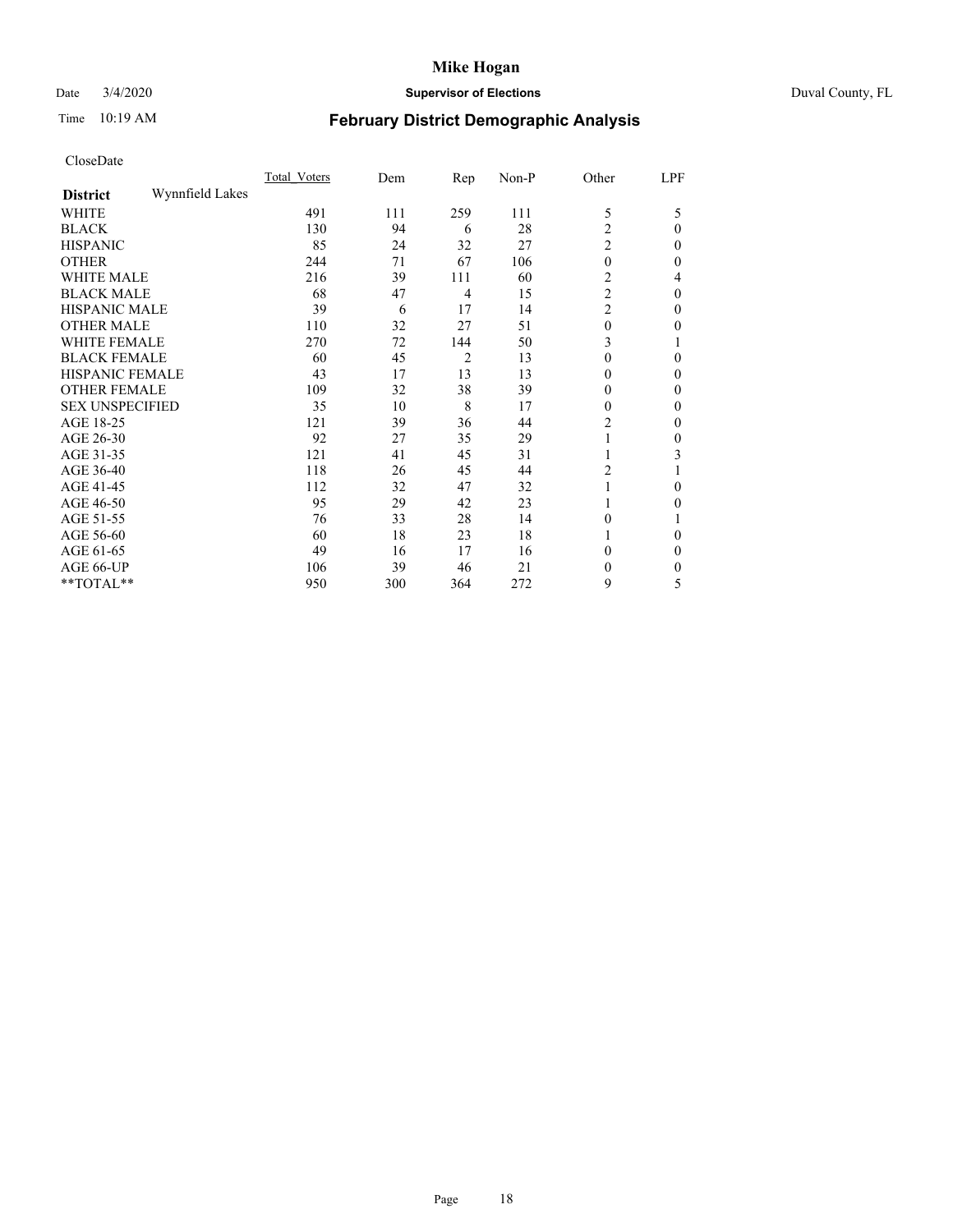# Mike Hogan

Date 3/4/2020 **Supervisor of Elections** Duval County, FL

Time 10:19 AM **February District Demographic Analysis**

CloseDate

| **District** Wynnfield Lakes | Total_Voters | Dem | Rep | Non-P | Other | LPF |
|---|---|---|---|---|---|---|
| WHITE | 491 | 111 | 259 | 111 | 5 | 5 |
| BLACK | 130 | 94 | 6 | 28 | 2 | 0 |
| HISPANIC | 85 | 24 | 32 | 27 | 2 | 0 |
| OTHER | 244 | 71 | 67 | 106 | 0 | 0 |
| WHITE MALE | 216 | 39 | 111 | 60 | 2 | 4 |
| BLACK MALE | 68 | 47 | 4 | 15 | 2 | 0 |
| HISPANIC MALE | 39 | 6 | 17 | 14 | 2 | 0 |
| OTHER MALE | 110 | 32 | 27 | 51 | 0 | 0 |
| WHITE FEMALE | 270 | 72 | 144 | 50 | 3 | 1 |
| BLACK FEMALE | 60 | 45 | 2 | 13 | 0 | 0 |
| HISPANIC FEMALE | 43 | 17 | 13 | 13 | 0 | 0 |
| OTHER FEMALE | 109 | 32 | 38 | 39 | 0 | 0 |
| SEX UNSPECIFIED | 35 | 10 | 8 | 17 | 0 | 0 |
| AGE 18-25 | 121 | 39 | 36 | 44 | 2 | 0 |
| AGE 26-30 | 92 | 27 | 35 | 29 | 1 | 0 |
| AGE 31-35 | 121 | 41 | 45 | 31 | 1 | 3 |
| AGE 36-40 | 118 | 26 | 45 | 44 | 2 | 1 |
| AGE 41-45 | 112 | 32 | 47 | 32 | 1 | 0 |
| AGE 46-50 | 95 | 29 | 42 | 23 | 1 | 0 |
| AGE 51-55 | 76 | 33 | 28 | 14 | 0 | 1 |
| AGE 56-60 | 60 | 18 | 23 | 18 | 1 | 0 |
| AGE 61-65 | 49 | 16 | 17 | 16 | 0 | 0 |
| AGE 66-UP | 106 | 39 | 46 | 21 | 0 | 0 |
| **TOTAL** | 950 | 300 | 364 | 272 | 9 | 5 |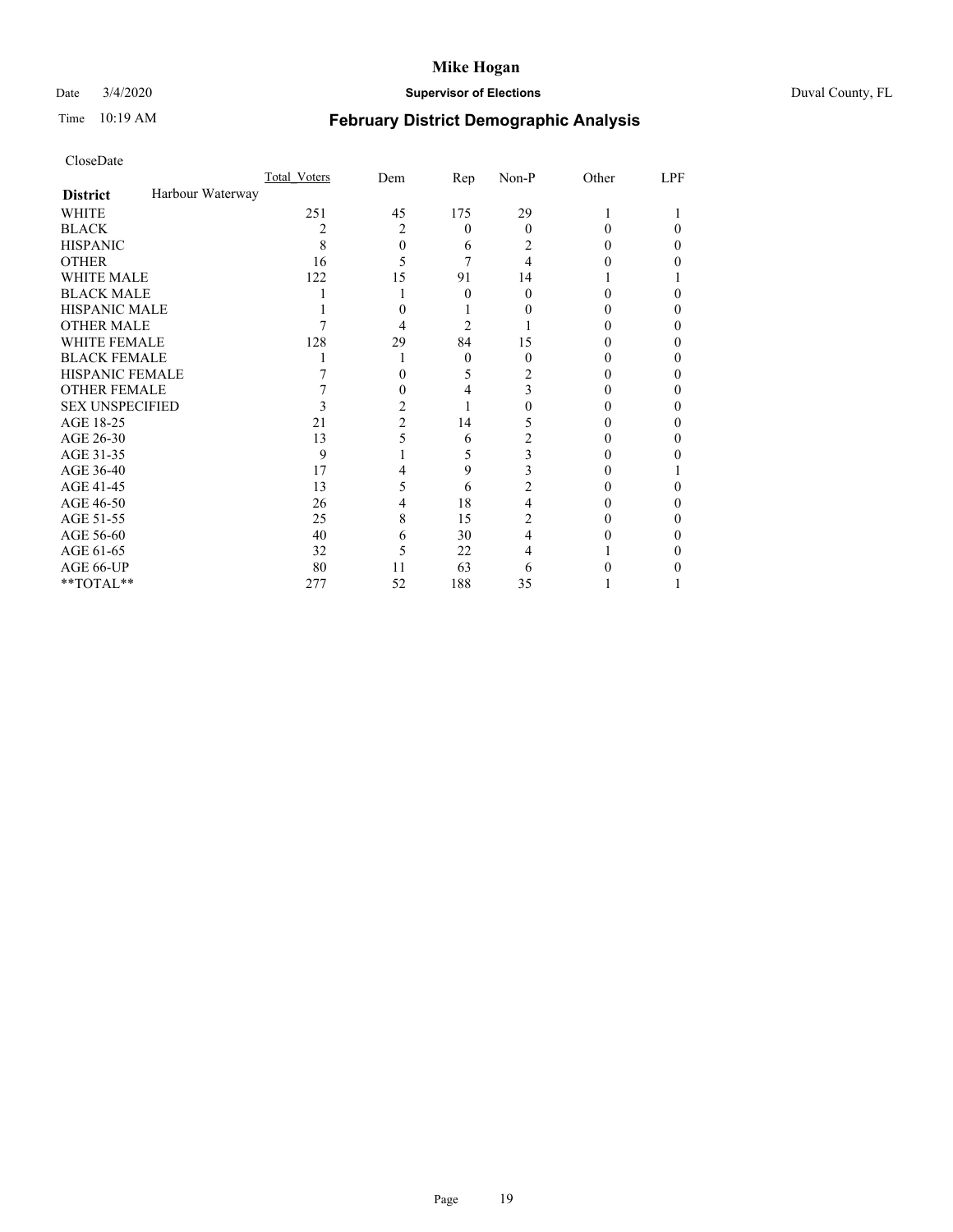# Mike Hogan

Date 3/4/2020 **Supervisor of Elections** Duval County, FL

Time 10:19 AM **February District Demographic Analysis**

CloseDate

| **District** Harbour Waterway | Total_Voters | Dem | Rep | Non-P | Other | LPF |
|---|---|---|---|---|---|---|
| WHITE | 251 | 45 | 175 | 29 | 1 | 1 |
| BLACK | 2 | 2 | 0 | 0 | 0 | 0 |
| HISPANIC | 8 | 0 | 6 | 2 | 0 | 0 |
| OTHER | 16 | 5 | 7 | 4 | 0 | 0 |
| WHITE MALE | 122 | 15 | 91 | 14 | 1 | 1 |
| BLACK MALE | 1 | 1 | 0 | 0 | 0 | 0 |
| HISPANIC MALE | 1 | 0 | 1 | 0 | 0 | 0 |
| OTHER MALE | 7 | 4 | 2 | 1 | 0 | 0 |
| WHITE FEMALE | 128 | 29 | 84 | 15 | 0 | 0 |
| BLACK FEMALE | 1 | 1 | 0 | 0 | 0 | 0 |
| HISPANIC FEMALE | 7 | 0 | 5 | 2 | 0 | 0 |
| OTHER FEMALE | 7 | 0 | 4 | 3 | 0 | 0 |
| SEX UNSPECIFIED | 3 | 2 | 1 | 0 | 0 | 0 |
| AGE 18-25 | 21 | 2 | 14 | 5 | 0 | 0 |
| AGE 26-30 | 13 | 5 | 6 | 2 | 0 | 0 |
| AGE 31-35 | 9 | 1 | 5 | 3 | 0 | 0 |
| AGE 36-40 | 17 | 4 | 9 | 3 | 0 | 1 |
| AGE 41-45 | 13 | 5 | 6 | 2 | 0 | 0 |
| AGE 46-50 | 26 | 4 | 18 | 4 | 0 | 0 |
| AGE 51-55 | 25 | 8 | 15 | 2 | 0 | 0 |
| AGE 56-60 | 40 | 6 | 30 | 4 | 0 | 0 |
| AGE 61-65 | 32 | 5 | 22 | 4 | 1 | 0 |
| AGE 66-UP | 80 | 11 | 63 | 6 | 0 | 0 |
| **TOTAL** | 277 | 52 | 188 | 35 | 1 | 1 |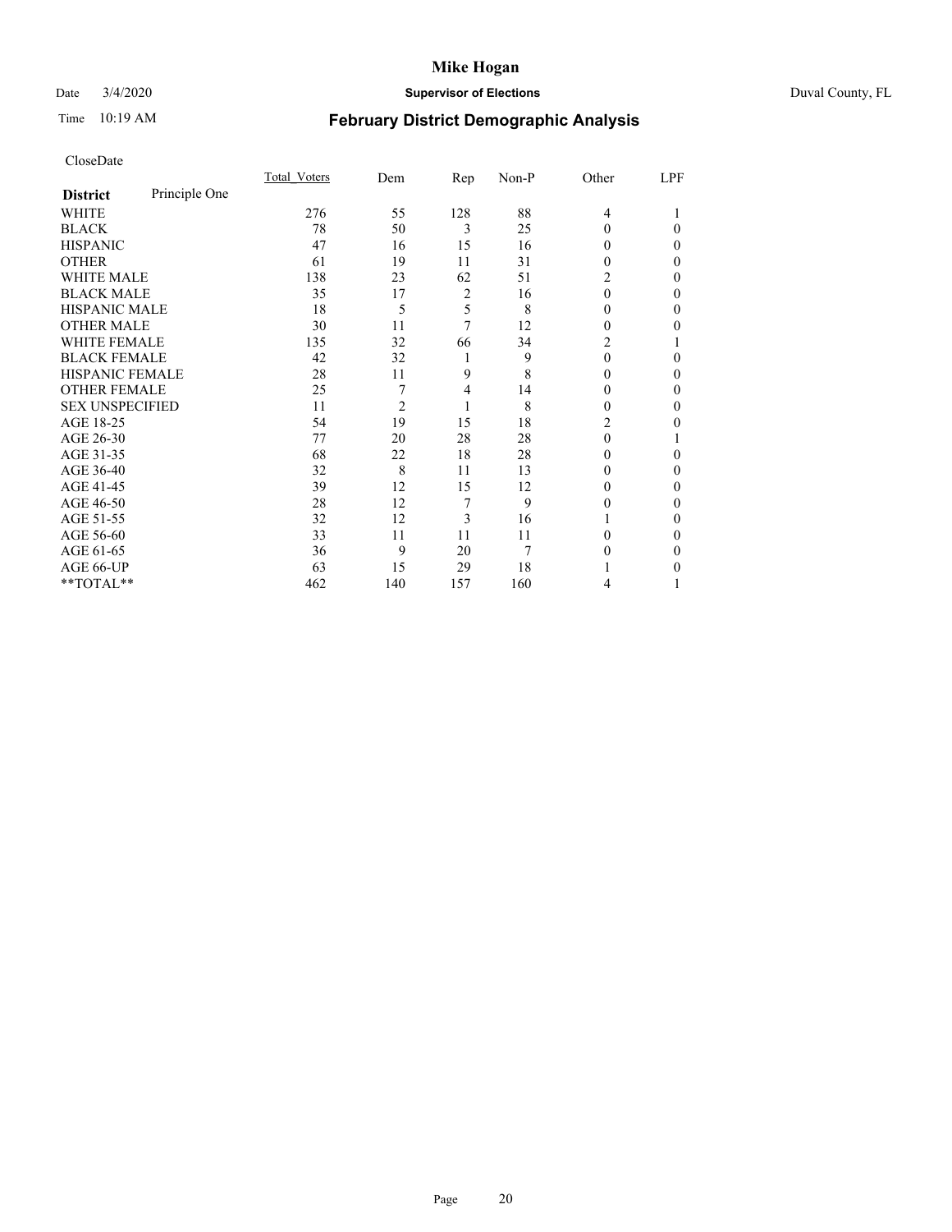# Mike Hogan

Date 3/4/2020 **Supervisor of Elections** Duval County, FL

Time 10:19 AM

## February District Demographic Analysis

CloseDate

| District | Principle One | Total_Voters | Dem | Rep | Non-P | Other | LPF |
|---|---|---|---|---|---|---|---|
| WHITE | | 276 | 55 | 128 | 88 | 4 | 1 |
| BLACK | | 78 | 50 | 3 | 25 | 0 | 0 |
| HISPANIC | | 47 | 16 | 15 | 16 | 0 | 0 |
| OTHER | | 61 | 19 | 11 | 31 | 0 | 0 |
| WHITE MALE | | 138 | 23 | 62 | 51 | 2 | 0 |
| BLACK MALE | | 35 | 17 | 2 | 16 | 0 | 0 |
| HISPANIC MALE | | 18 | 5 | 5 | 8 | 0 | 0 |
| OTHER MALE | | 30 | 11 | 7 | 12 | 0 | 0 |
| WHITE FEMALE | | 135 | 32 | 66 | 34 | 2 | 1 |
| BLACK FEMALE | | 42 | 32 | 1 | 9 | 0 | 0 |
| HISPANIC FEMALE | | 28 | 11 | 9 | 8 | 0 | 0 |
| OTHER FEMALE | | 25 | 7 | 4 | 14 | 0 | 0 |
| SEX UNSPECIFIED | | 11 | 2 | 1 | 8 | 0 | 0 |
| AGE 18-25 | | 54 | 19 | 15 | 18 | 2 | 0 |
| AGE 26-30 | | 77 | 20 | 28 | 28 | 0 | 1 |
| AGE 31-35 | | 68 | 22 | 18 | 28 | 0 | 0 |
| AGE 36-40 | | 32 | 8 | 11 | 13 | 0 | 0 |
| AGE 41-45 | | 39 | 12 | 15 | 12 | 0 | 0 |
| AGE 46-50 | | 28 | 12 | 7 | 9 | 0 | 0 |
| AGE 51-55 | | 32 | 12 | 3 | 16 | 1 | 0 |
| AGE 56-60 | | 33 | 11 | 11 | 11 | 0 | 0 |
| AGE 61-65 | | 36 | 9 | 20 | 7 | 0 | 0 |
| AGE 66-UP | | 63 | 15 | 29 | 18 | 1 | 0 |
| **TOTAL** | | 462 | 140 | 157 | 160 | 4 | 1 |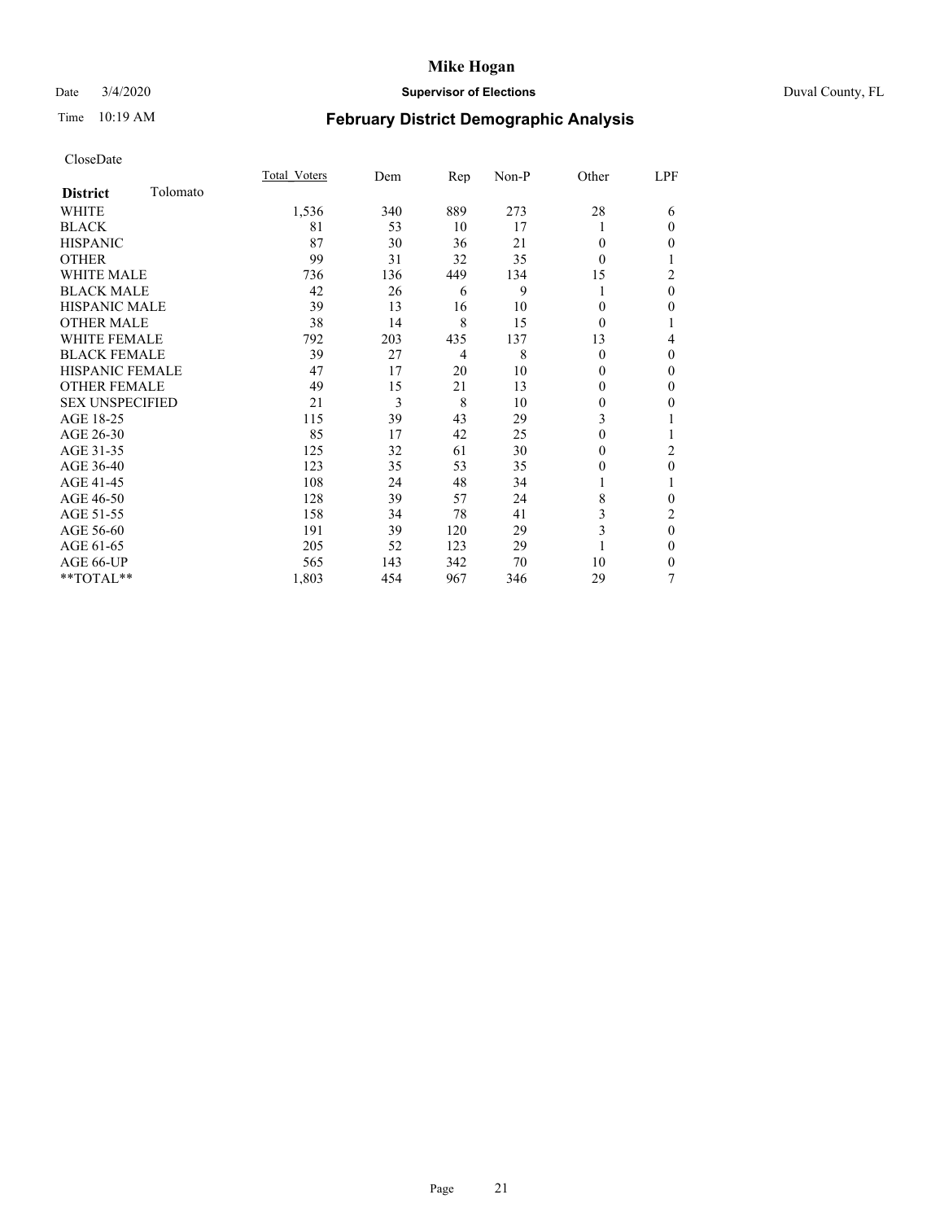# Mike Hogan

Date 3/4/2020 **Supervisor of Elections** Duval County, FL

Time 10:19 AM

## February District Demographic Analysis

CloseDate

| **District** Tolomato | Total_Voters | Dem | Rep | Non-P | Other | LPF |
|---|---|---|---|---|---|---|
| WHITE | 1,536 | 340 | 889 | 273 | 28 | 6 |
| BLACK | 81 | 53 | 10 | 17 | 1 | 0 |
| HISPANIC | 87 | 30 | 36 | 21 | 0 | 0 |
| OTHER | 99 | 31 | 32 | 35 | 0 | 1 |
| WHITE MALE | 736 | 136 | 449 | 134 | 15 | 2 |
| BLACK MALE | 42 | 26 | 6 | 9 | 1 | 0 |
| HISPANIC MALE | 39 | 13 | 16 | 10 | 0 | 0 |
| OTHER MALE | 38 | 14 | 8 | 15 | 0 | 1 |
| WHITE FEMALE | 792 | 203 | 435 | 137 | 13 | 4 |
| BLACK FEMALE | 39 | 27 | 4 | 8 | 0 | 0 |
| HISPANIC FEMALE | 47 | 17 | 20 | 10 | 0 | 0 |
| OTHER FEMALE | 49 | 15 | 21 | 13 | 0 | 0 |
| SEX UNSPECIFIED | 21 | 3 | 8 | 10 | 0 | 0 |
| AGE 18-25 | 115 | 39 | 43 | 29 | 3 | 1 |
| AGE 26-30 | 85 | 17 | 42 | 25 | 0 | 1 |
| AGE 31-35 | 125 | 32 | 61 | 30 | 0 | 2 |
| AGE 36-40 | 123 | 35 | 53 | 35 | 0 | 0 |
| AGE 41-45 | 108 | 24 | 48 | 34 | 1 | 1 |
| AGE 46-50 | 128 | 39 | 57 | 24 | 8 | 0 |
| AGE 51-55 | 158 | 34 | 78 | 41 | 3 | 2 |
| AGE 56-60 | 191 | 39 | 120 | 29 | 3 | 0 |
| AGE 61-65 | 205 | 52 | 123 | 29 | 1 | 0 |
| AGE 66-UP | 565 | 143 | 342 | 70 | 10 | 0 |
| **TOTAL** | 1,803 | 454 | 967 | 346 | 29 | 7 |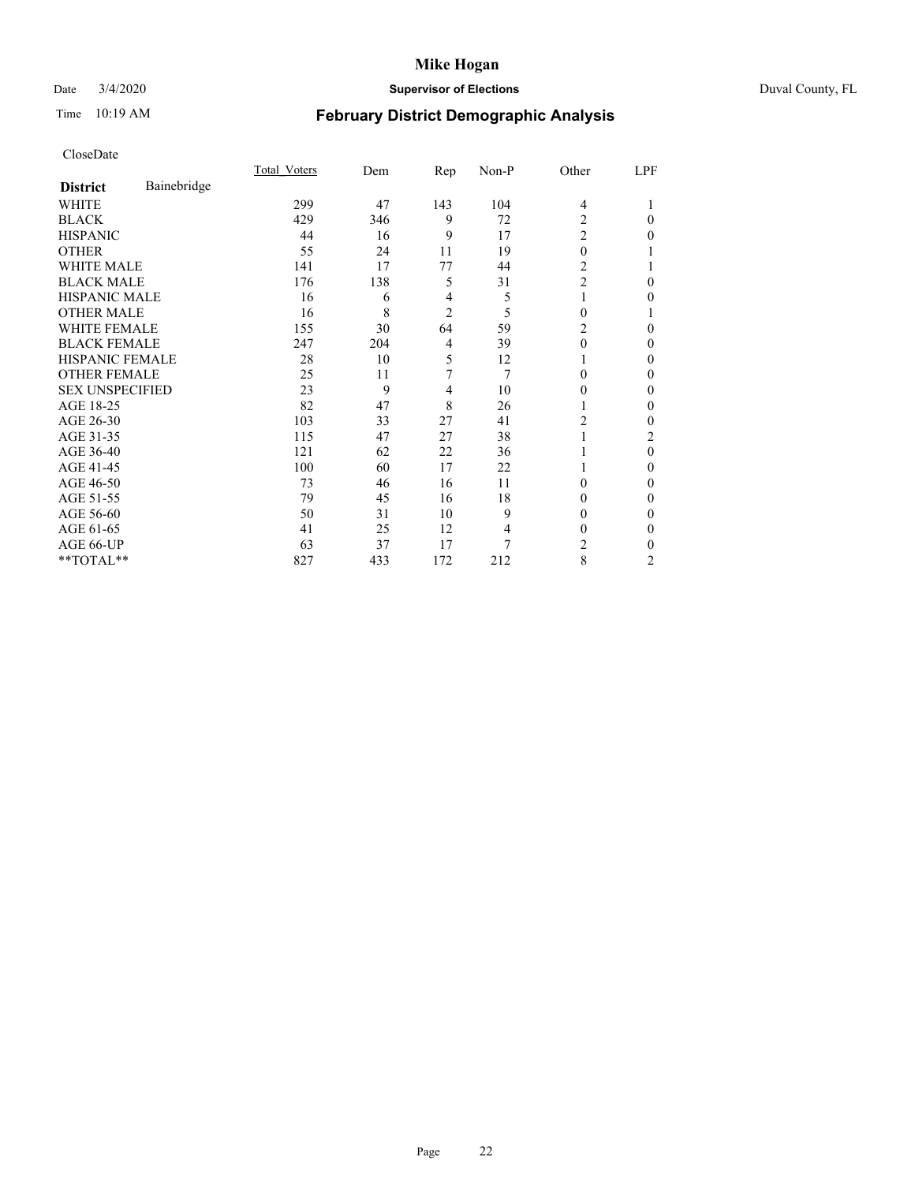CloseDate

| District | Bainebridge | Total_Voters | Dem | Rep | Non-P | Other | LPF |
|---|---|---|---|---|---|---|---|
| WHITE | | 299 | 47 | 143 | 104 | 4 | 1 |
| BLACK | | 429 | 346 | 9 | 72 | 2 | 0 |
| HISPANIC | | 44 | 16 | 9 | 17 | 2 | 0 |
| OTHER | | 55 | 24 | 11 | 19 | 0 | 1 |
| WHITE MALE | | 141 | 17 | 77 | 44 | 2 | 1 |
| BLACK MALE | | 176 | 138 | 5 | 31 | 2 | 0 |
| HISPANIC MALE | | 16 | 6 | 4 | 5 | 1 | 0 |
| OTHER MALE | | 16 | 8 | 2 | 5 | 0 | 1 |
| WHITE FEMALE | | 155 | 30 | 64 | 59 | 2 | 0 |
| BLACK FEMALE | | 247 | 204 | 4 | 39 | 0 | 0 |
| HISPANIC FEMALE | | 28 | 10 | 5 | 12 | 1 | 0 |
| OTHER FEMALE | | 25 | 11 | 7 | 7 | 0 | 0 |
| SEX UNSPECIFIED | | 23 | 9 | 4 | 10 | 0 | 0 |
| AGE 18-25 | | 82 | 47 | 8 | 26 | 1 | 0 |
| AGE 26-30 | | 103 | 33 | 27 | 41 | 2 | 0 |
| AGE 31-35 | | 115 | 47 | 27 | 38 | 1 | 2 |
| AGE 36-40 | | 121 | 62 | 22 | 36 | 1 | 0 |
| AGE 41-45 | | 100 | 60 | 17 | 22 | 1 | 0 |
| AGE 46-50 | | 73 | 46 | 16 | 11 | 0 | 0 |
| AGE 51-55 | | 79 | 45 | 16 | 18 | 0 | 0 |
| AGE 56-60 | | 50 | 31 | 10 | 9 | 0 | 0 |
| AGE 61-65 | | 41 | 25 | 12 | 4 | 0 | 0 |
| AGE 66-UP | | 63 | 37 | 17 | 7 | 2 | 0 |
| **TOTAL** | | 827 | 433 | 172 | 212 | 8 | 2 |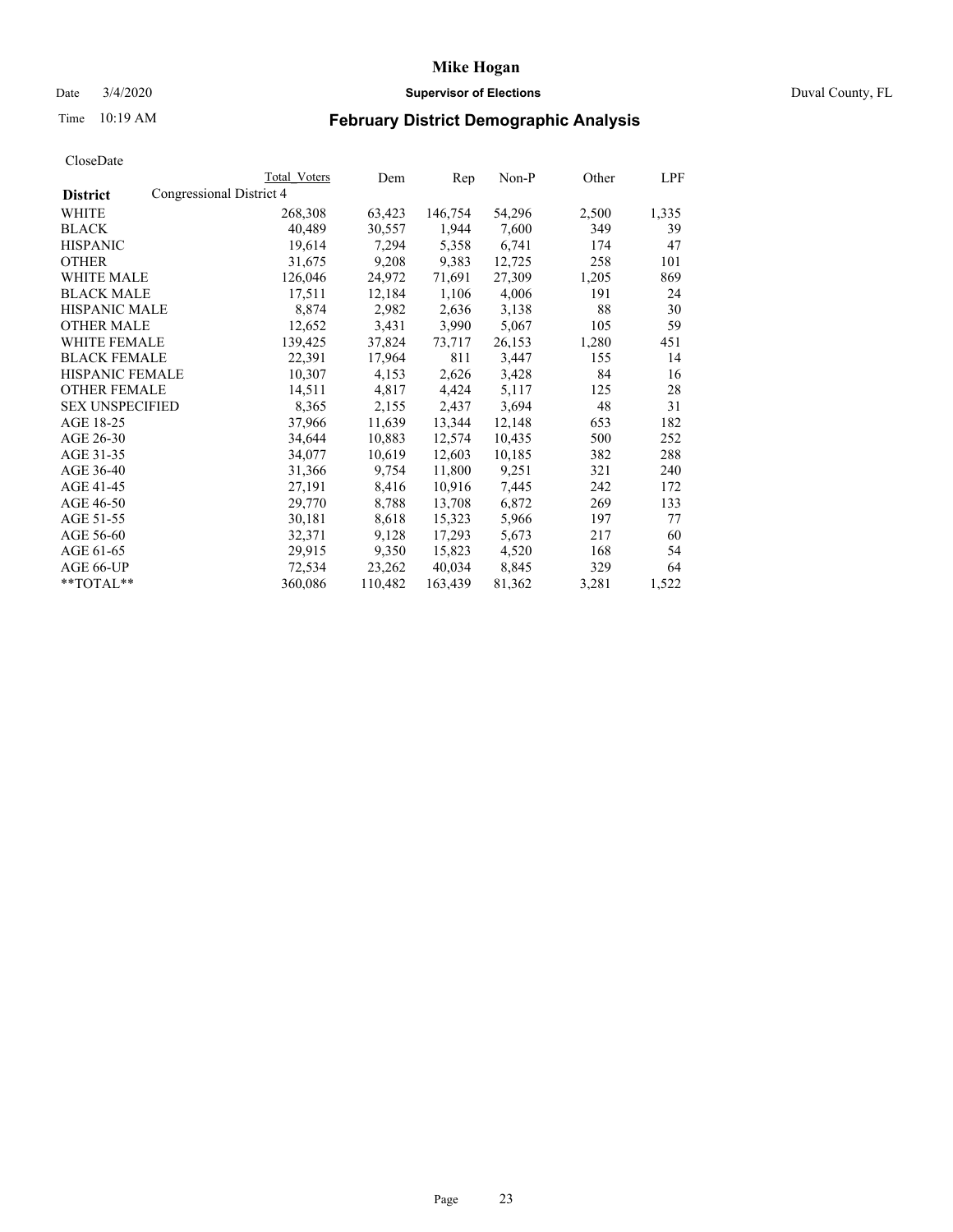# Mike Hogan

Date 3/4/2020 **Supervisor of Elections** Duval County, FL

Time 10:19 AM **February District Demographic Analysis**

CloseDate

| **District** | Total Voters | Dem | Rep | Non-P | Other | LPF |
|---|---|---|---|---|---|---|
| Congressional District 4 | | | | | | |
| WHITE | 268,308 | 63,423 | 146,754 | 54,296 | 2,500 | 1,335 |
| BLACK | 40,489 | 30,557 | 1,944 | 7,600 | 349 | 39 |
| HISPANIC | 19,614 | 7,294 | 5,358 | 6,741 | 174 | 47 |
| OTHER | 31,675 | 9,208 | 9,383 | 12,725 | 258 | 101 |
| WHITE MALE | 126,046 | 24,972 | 71,691 | 27,309 | 1,205 | 869 |
| BLACK MALE | 17,511 | 12,184 | 1,106 | 4,006 | 191 | 24 |
| HISPANIC MALE | 8,874 | 2,982 | 2,636 | 3,138 | 88 | 30 |
| OTHER MALE | 12,652 | 3,431 | 3,990 | 5,067 | 105 | 59 |
| WHITE FEMALE | 139,425 | 37,824 | 73,717 | 26,153 | 1,280 | 451 |
| BLACK FEMALE | 22,391 | 17,964 | 811 | 3,447 | 155 | 14 |
| HISPANIC FEMALE | 10,307 | 4,153 | 2,626 | 3,428 | 84 | 16 |
| OTHER FEMALE | 14,511 | 4,817 | 4,424 | 5,117 | 125 | 28 |
| SEX UNSPECIFIED | 8,365 | 2,155 | 2,437 | 3,694 | 48 | 31 |
| AGE 18-25 | 37,966 | 11,639 | 13,344 | 12,148 | 653 | 182 |
| AGE 26-30 | 34,644 | 10,883 | 12,574 | 10,435 | 500 | 252 |
| AGE 31-35 | 34,077 | 10,619 | 12,603 | 10,185 | 382 | 288 |
| AGE 36-40 | 31,366 | 9,754 | 11,800 | 9,251 | 321 | 240 |
| AGE 41-45 | 27,191 | 8,416 | 10,916 | 7,445 | 242 | 172 |
| AGE 46-50 | 29,770 | 8,788 | 13,708 | 6,872 | 269 | 133 |
| AGE 51-55 | 30,181 | 8,618 | 15,323 | 5,966 | 197 | 77 |
| AGE 56-60 | 32,371 | 9,128 | 17,293 | 5,673 | 217 | 60 |
| AGE 61-65 | 29,915 | 9,350 | 15,823 | 4,520 | 168 | 54 |
| AGE 66-UP | 72,534 | 23,262 | 40,034 | 8,845 | 329 | 64 |
| **TOTAL** | 360,086 | 110,482 | 163,439 | 81,362 | 3,281 | 1,522 |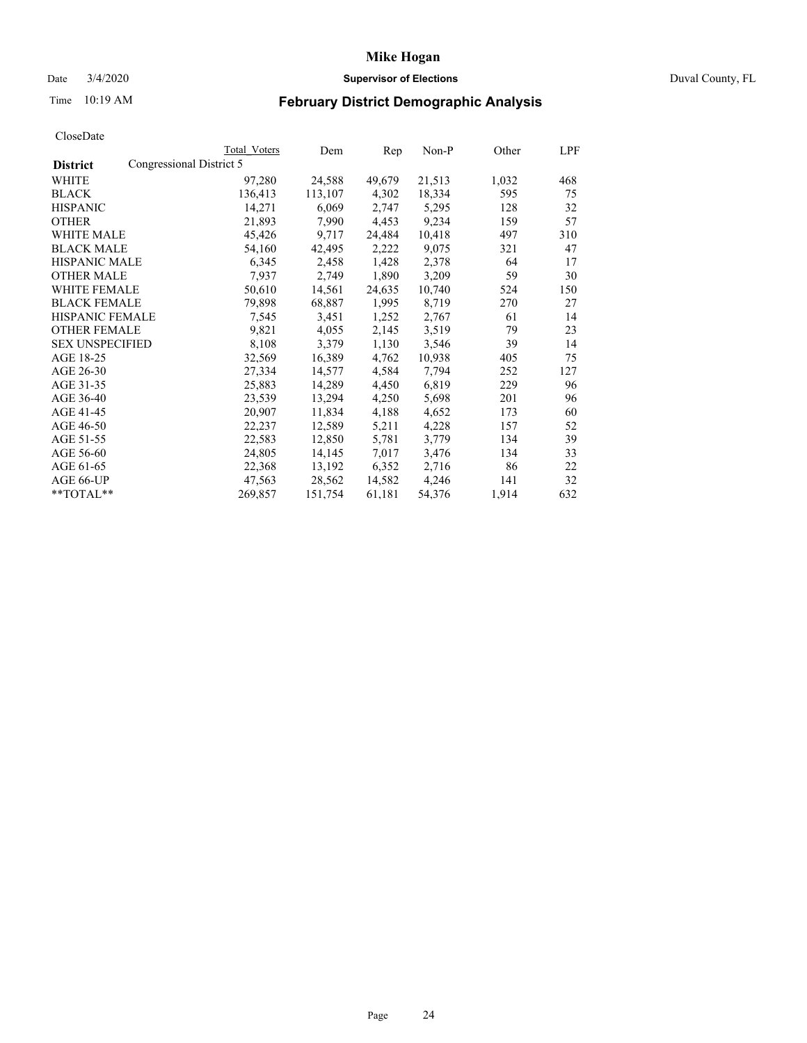# Mike Hogan

Date 3/4/2020 **Supervisor of Elections** Duval County, FL

Time 10:19 AM **February District Demographic Analysis**

CloseDate

| District | Total Voters | Dem | Rep | Non-P | Other | LPF |
|---|---|---|---|---|---|---|
| Congressional District 5 | | | | | | |
| WHITE | 97,280 | 24,588 | 49,679 | 21,513 | 1,032 | 468 |
| BLACK | 136,413 | 113,107 | 4,302 | 18,334 | 595 | 75 |
| HISPANIC | 14,271 | 6,069 | 2,747 | 5,295 | 128 | 32 |
| OTHER | 21,893 | 7,990 | 4,453 | 9,234 | 159 | 57 |
| WHITE MALE | 45,426 | 9,717 | 24,484 | 10,418 | 497 | 310 |
| BLACK MALE | 54,160 | 42,495 | 2,222 | 9,075 | 321 | 47 |
| HISPANIC MALE | 6,345 | 2,458 | 1,428 | 2,378 | 64 | 17 |
| OTHER MALE | 7,937 | 2,749 | 1,890 | 3,209 | 59 | 30 |
| WHITE FEMALE | 50,610 | 14,561 | 24,635 | 10,740 | 524 | 150 |
| BLACK FEMALE | 79,898 | 68,887 | 1,995 | 8,719 | 270 | 27 |
| HISPANIC FEMALE | 7,545 | 3,451 | 1,252 | 2,767 | 61 | 14 |
| OTHER FEMALE | 9,821 | 4,055 | 2,145 | 3,519 | 79 | 23 |
| SEX UNSPECIFIED | 8,108 | 3,379 | 1,130 | 3,546 | 39 | 14 |
| AGE 18-25 | 32,569 | 16,389 | 4,762 | 10,938 | 405 | 75 |
| AGE 26-30 | 27,334 | 14,577 | 4,584 | 7,794 | 252 | 127 |
| AGE 31-35 | 25,883 | 14,289 | 4,450 | 6,819 | 229 | 96 |
| AGE 36-40 | 23,539 | 13,294 | 4,250 | 5,698 | 201 | 96 |
| AGE 41-45 | 20,907 | 11,834 | 4,188 | 4,652 | 173 | 60 |
| AGE 46-50 | 22,237 | 12,589 | 5,211 | 4,228 | 157 | 52 |
| AGE 51-55 | 22,583 | 12,850 | 5,781 | 3,779 | 134 | 39 |
| AGE 56-60 | 24,805 | 14,145 | 7,017 | 3,476 | 134 | 33 |
| AGE 61-65 | 22,368 | 13,192 | 6,352 | 2,716 | 86 | 22 |
| AGE 66-UP | 47,563 | 28,562 | 14,582 | 4,246 | 141 | 32 |
| **TOTAL** | 269,857 | 151,754 | 61,181 | 54,376 | 1,914 | 632 |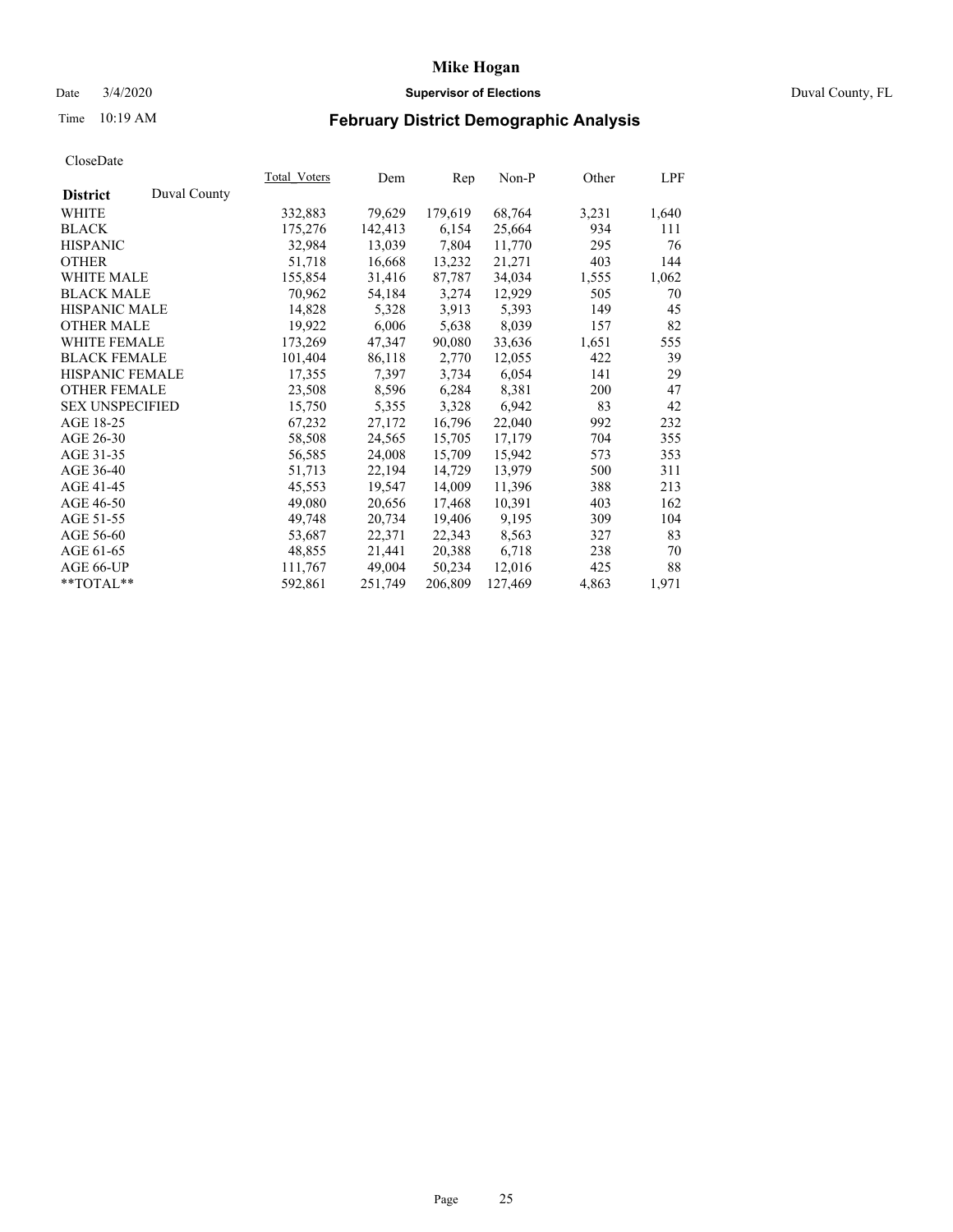# Mike Hogan

Date 3/4/2020 **Supervisor of Elections** Duval County, FL

Time 10:19 AM

## February District Demographic Analysis

CloseDate

| **District** Duval County | Total_Voters | Dem | Rep | Non-P | Other | LPF |
|---|---|---|---|---|---|---|
| WHITE | 332,883 | 79,629 | 179,619 | 68,764 | 3,231 | 1,640 |
| BLACK | 175,276 | 142,413 | 6,154 | 25,664 | 934 | 111 |
| HISPANIC | 32,984 | 13,039 | 7,804 | 11,770 | 295 | 76 |
| OTHER | 51,718 | 16,668 | 13,232 | 21,271 | 403 | 144 |
| WHITE MALE | 155,854 | 31,416 | 87,787 | 34,034 | 1,555 | 1,062 |
| BLACK MALE | 70,962 | 54,184 | 3,274 | 12,929 | 505 | 70 |
| HISPANIC MALE | 14,828 | 5,328 | 3,913 | 5,393 | 149 | 45 |
| OTHER MALE | 19,922 | 6,006 | 5,638 | 8,039 | 157 | 82 |
| WHITE FEMALE | 173,269 | 47,347 | 90,080 | 33,636 | 1,651 | 555 |
| BLACK FEMALE | 101,404 | 86,118 | 2,770 | 12,055 | 422 | 39 |
| HISPANIC FEMALE | 17,355 | 7,397 | 3,734 | 6,054 | 141 | 29 |
| OTHER FEMALE | 23,508 | 8,596 | 6,284 | 8,381 | 200 | 47 |
| SEX UNSPECIFIED | 15,750 | 5,355 | 3,328 | 6,942 | 83 | 42 |
| AGE 18-25 | 67,232 | 27,172 | 16,796 | 22,040 | 992 | 232 |
| AGE 26-30 | 58,508 | 24,565 | 15,705 | 17,179 | 704 | 355 |
| AGE 31-35 | 56,585 | 24,008 | 15,709 | 15,942 | 573 | 353 |
| AGE 36-40 | 51,713 | 22,194 | 14,729 | 13,979 | 500 | 311 |
| AGE 41-45 | 45,553 | 19,547 | 14,009 | 11,396 | 388 | 213 |
| AGE 46-50 | 49,080 | 20,656 | 17,468 | 10,391 | 403 | 162 |
| AGE 51-55 | 49,748 | 20,734 | 19,406 | 9,195 | 309 | 104 |
| AGE 56-60 | 53,687 | 22,371 | 22,343 | 8,563 | 327 | 83 |
| AGE 61-65 | 48,855 | 21,441 | 20,388 | 6,718 | 238 | 70 |
| AGE 66-UP | 111,767 | 49,004 | 50,234 | 12,016 | 425 | 88 |
| **TOTAL** | 592,861 | 251,749 | 206,809 | 127,469 | 4,863 | 1,971 |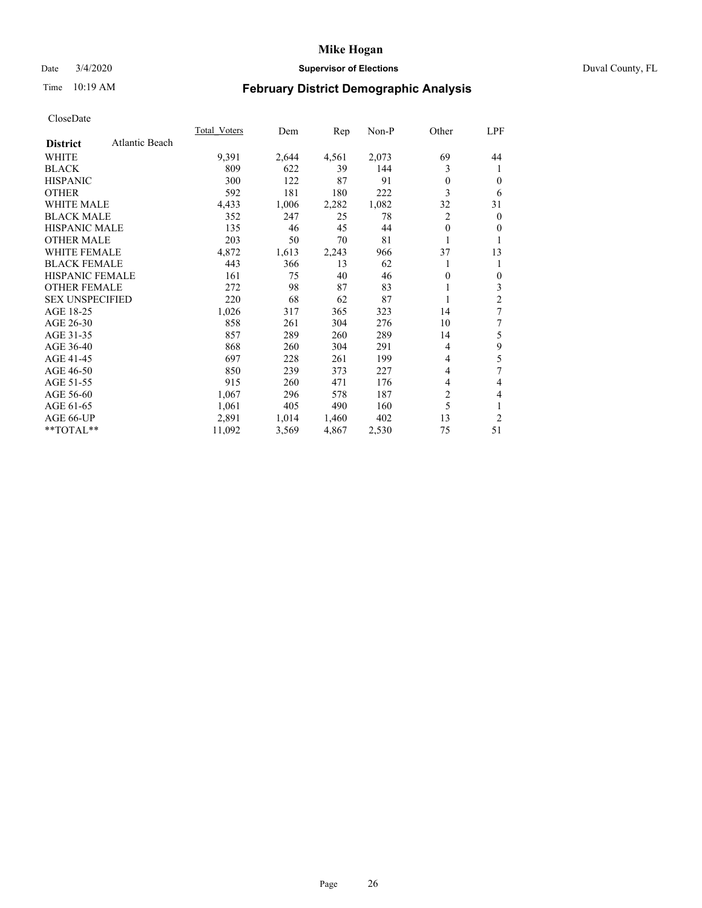# Mike Hogan

Date 3/4/2020 **Supervisor of Elections** Duval County, FL

Time 10:19 AM **February District Demographic Analysis**

CloseDate

| **District** Atlantic Beach | Total_Voters | Dem | Rep | Non-P | Other | LPF |
|---|---|---|---|---|---|---|
| WHITE | 9,391 | 2,644 | 4,561 | 2,073 | 69 | 44 |
| BLACK | 809 | 622 | 39 | 144 | 3 | 1 |
| HISPANIC | 300 | 122 | 87 | 91 | 0 | 0 |
| OTHER | 592 | 181 | 180 | 222 | 3 | 6 |
| WHITE MALE | 4,433 | 1,006 | 2,282 | 1,082 | 32 | 31 |
| BLACK MALE | 352 | 247 | 25 | 78 | 2 | 0 |
| HISPANIC MALE | 135 | 46 | 45 | 44 | 0 | 0 |
| OTHER MALE | 203 | 50 | 70 | 81 | 1 | 1 |
| WHITE FEMALE | 4,872 | 1,613 | 2,243 | 966 | 37 | 13 |
| BLACK FEMALE | 443 | 366 | 13 | 62 | 1 | 1 |
| HISPANIC FEMALE | 161 | 75 | 40 | 46 | 0 | 0 |
| OTHER FEMALE | 272 | 98 | 87 | 83 | 1 | 3 |
| SEX UNSPECIFIED | 220 | 68 | 62 | 87 | 1 | 2 |
| AGE 18-25 | 1,026 | 317 | 365 | 323 | 14 | 7 |
| AGE 26-30 | 858 | 261 | 304 | 276 | 10 | 7 |
| AGE 31-35 | 857 | 289 | 260 | 289 | 14 | 5 |
| AGE 36-40 | 868 | 260 | 304 | 291 | 4 | 9 |
| AGE 41-45 | 697 | 228 | 261 | 199 | 4 | 5 |
| AGE 46-50 | 850 | 239 | 373 | 227 | 4 | 7 |
| AGE 51-55 | 915 | 260 | 471 | 176 | 4 | 4 |
| AGE 56-60 | 1,067 | 296 | 578 | 187 | 2 | 4 |
| AGE 61-65 | 1,061 | 405 | 490 | 160 | 5 | 1 |
| AGE 66-UP | 2,891 | 1,014 | 1,460 | 402 | 13 | 2 |
| **TOTAL** | 11,092 | 3,569 | 4,867 | 2,530 | 75 | 51 |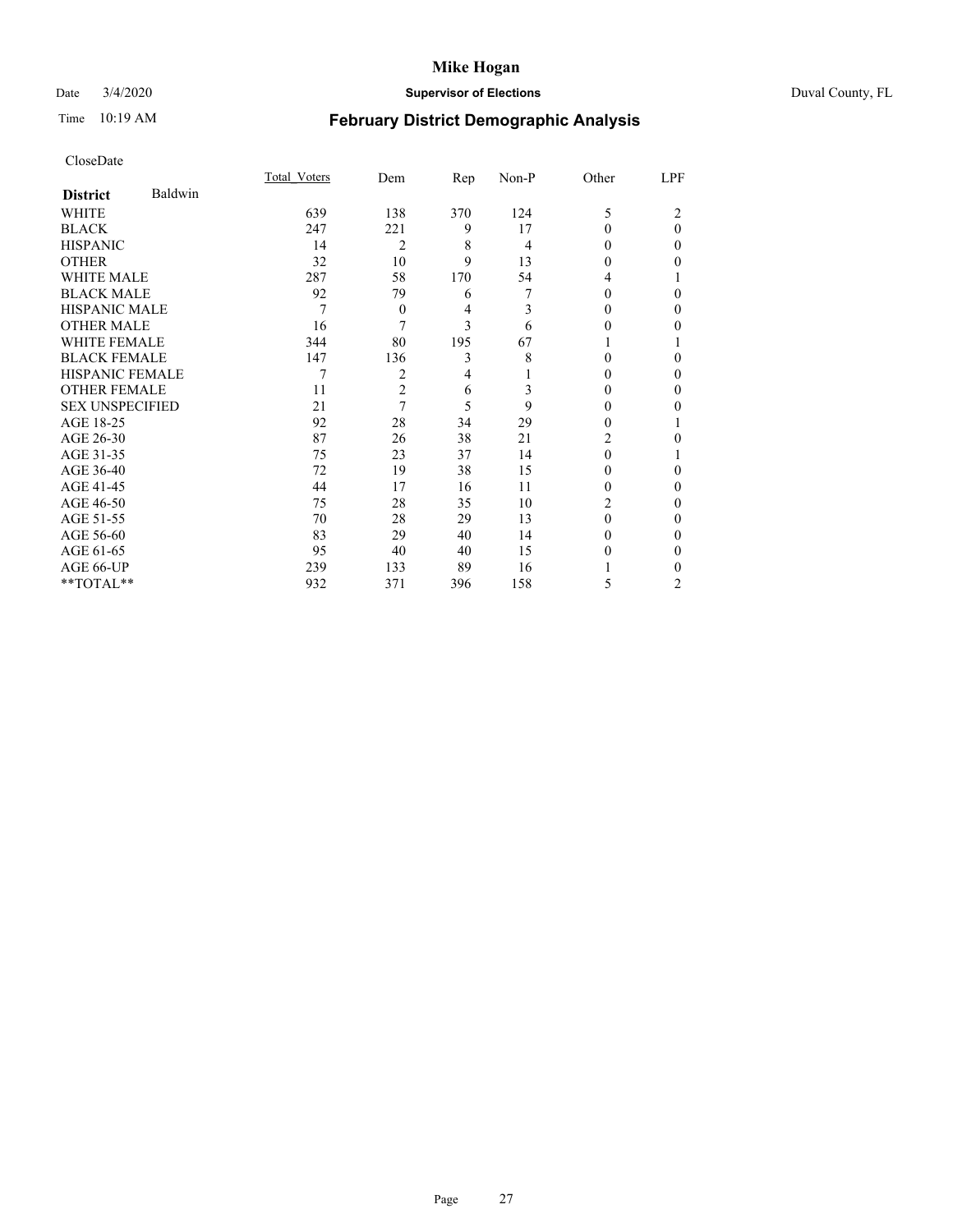CloseDate

| District | Baldwin | Total_Voters | Dem | Rep | Non-P | Other | LPF |
|---|---|---|---|---|---|---|---|
| WHITE | | 639 | 138 | 370 | 124 | 5 | 2 |
| BLACK | | 247 | 221 | 9 | 17 | 0 | 0 |
| HISPANIC | | 14 | 2 | 8 | 4 | 0 | 0 |
| OTHER | | 32 | 10 | 9 | 13 | 0 | 0 |
| WHITE MALE | | 287 | 58 | 170 | 54 | 4 | 1 |
| BLACK MALE | | 92 | 79 | 6 | 7 | 0 | 0 |
| HISPANIC MALE | | 7 | 0 | 4 | 3 | 0 | 0 |
| OTHER MALE | | 16 | 7 | 3 | 6 | 0 | 0 |
| WHITE FEMALE | | 344 | 80 | 195 | 67 | 1 | 1 |
| BLACK FEMALE | | 147 | 136 | 3 | 8 | 0 | 0 |
| HISPANIC FEMALE | | 7 | 2 | 4 | 1 | 0 | 0 |
| OTHER FEMALE | | 11 | 2 | 6 | 3 | 0 | 0 |
| SEX UNSPECIFIED | | 21 | 7 | 5 | 9 | 0 | 0 |
| AGE 18-25 | | 92 | 28 | 34 | 29 | 0 | 1 |
| AGE 26-30 | | 87 | 26 | 38 | 21 | 2 | 0 |
| AGE 31-35 | | 75 | 23 | 37 | 14 | 0 | 1 |
| AGE 36-40 | | 72 | 19 | 38 | 15 | 0 | 0 |
| AGE 41-45 | | 44 | 17 | 16 | 11 | 0 | 0 |
| AGE 46-50 | | 75 | 28 | 35 | 10 | 2 | 0 |
| AGE 51-55 | | 70 | 28 | 29 | 13 | 0 | 0 |
| AGE 56-60 | | 83 | 29 | 40 | 14 | 0 | 0 |
| AGE 61-65 | | 95 | 40 | 40 | 15 | 0 | 0 |
| AGE 66-UP | | 239 | 133 | 89 | 16 | 1 | 0 |
| **TOTAL** | | 932 | 371 | 396 | 158 | 5 | 2 |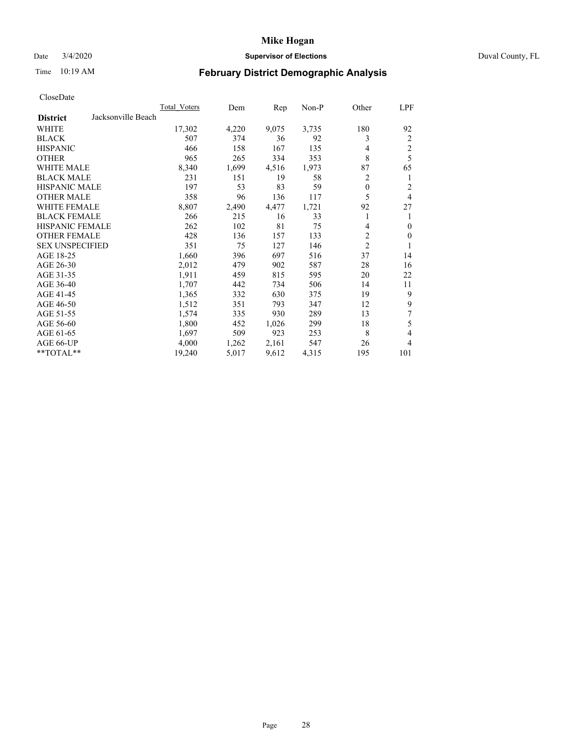# Mike Hogan

Date 3/4/2020 **Supervisor of Elections** Duval County, FL

Time 10:19 AM

## February District Demographic Analysis

CloseDate

| District | Jacksonville Beach | Total_Voters | Dem | Rep | Non-P | Other | LPF |
|---|---|---|---|---|---|---|---|
| WHITE | | 17,302 | 4,220 | 9,075 | 3,735 | 180 | 92 |
| BLACK | | 507 | 374 | 36 | 92 | 3 | 2 |
| HISPANIC | | 466 | 158 | 167 | 135 | 4 | 2 |
| OTHER | | 965 | 265 | 334 | 353 | 8 | 5 |
| WHITE MALE | | 8,340 | 1,699 | 4,516 | 1,973 | 87 | 65 |
| BLACK MALE | | 231 | 151 | 19 | 58 | 2 | 1 |
| HISPANIC MALE | | 197 | 53 | 83 | 59 | 0 | 2 |
| OTHER MALE | | 358 | 96 | 136 | 117 | 5 | 4 |
| WHITE FEMALE | | 8,807 | 2,490 | 4,477 | 1,721 | 92 | 27 |
| BLACK FEMALE | | 266 | 215 | 16 | 33 | 1 | 1 |
| HISPANIC FEMALE | | 262 | 102 | 81 | 75 | 4 | 0 |
| OTHER FEMALE | | 428 | 136 | 157 | 133 | 2 | 0 |
| SEX UNSPECIFIED | | 351 | 75 | 127 | 146 | 2 | 1 |
| AGE 18-25 | | 1,660 | 396 | 697 | 516 | 37 | 14 |
| AGE 26-30 | | 2,012 | 479 | 902 | 587 | 28 | 16 |
| AGE 31-35 | | 1,911 | 459 | 815 | 595 | 20 | 22 |
| AGE 36-40 | | 1,707 | 442 | 734 | 506 | 14 | 11 |
| AGE 41-45 | | 1,365 | 332 | 630 | 375 | 19 | 9 |
| AGE 46-50 | | 1,512 | 351 | 793 | 347 | 12 | 9 |
| AGE 51-55 | | 1,574 | 335 | 930 | 289 | 13 | 7 |
| AGE 56-60 | | 1,800 | 452 | 1,026 | 299 | 18 | 5 |
| AGE 61-65 | | 1,697 | 509 | 923 | 253 | 8 | 4 |
| AGE 66-UP | | 4,000 | 1,262 | 2,161 | 547 | 26 | 4 |
| **TOTAL** | | 19,240 | 5,017 | 9,612 | 4,315 | 195 | 101 |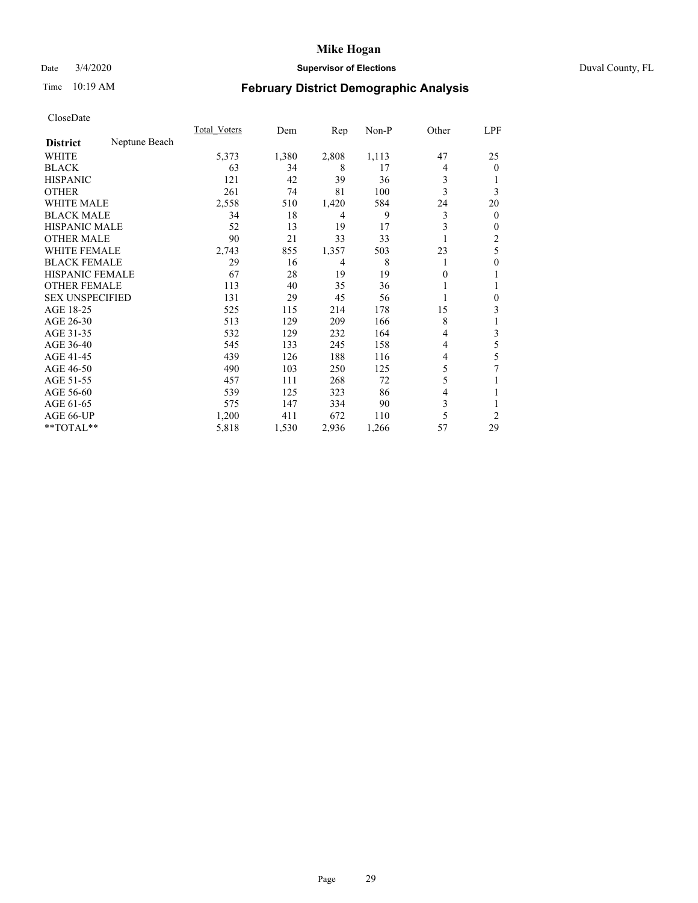# February District Demographic Analysis

CloseDate

| District | Neptune Beach | Total_Voters | Dem | Rep | Non-P | Other | LPF |
|---|---|---|---|---|---|---|---|
| WHITE | | 5,373 | 1,380 | 2,808 | 1,113 | 47 | 25 |
| BLACK | | 63 | 34 | 8 | 17 | 4 | 0 |
| HISPANIC | | 121 | 42 | 39 | 36 | 3 | 1 |
| OTHER | | 261 | 74 | 81 | 100 | 3 | 3 |
| WHITE MALE | | 2,558 | 510 | 1,420 | 584 | 24 | 20 |
| BLACK MALE | | 34 | 18 | 4 | 9 | 3 | 0 |
| HISPANIC MALE | | 52 | 13 | 19 | 17 | 3 | 0 |
| OTHER MALE | | 90 | 21 | 33 | 33 | 1 | 2 |
| WHITE FEMALE | | 2,743 | 855 | 1,357 | 503 | 23 | 5 |
| BLACK FEMALE | | 29 | 16 | 4 | 8 | 1 | 0 |
| HISPANIC FEMALE | | 67 | 28 | 19 | 19 | 0 | 1 |
| OTHER FEMALE | | 113 | 40 | 35 | 36 | 1 | 1 |
| SEX UNSPECIFIED | | 131 | 29 | 45 | 56 | 1 | 0 |
| AGE 18-25 | | 525 | 115 | 214 | 178 | 15 | 3 |
| AGE 26-30 | | 513 | 129 | 209 | 166 | 8 | 1 |
| AGE 31-35 | | 532 | 129 | 232 | 164 | 4 | 3 |
| AGE 36-40 | | 545 | 133 | 245 | 158 | 4 | 5 |
| AGE 41-45 | | 439 | 126 | 188 | 116 | 4 | 5 |
| AGE 46-50 | | 490 | 103 | 250 | 125 | 5 | 7 |
| AGE 51-55 | | 457 | 111 | 268 | 72 | 5 | 1 |
| AGE 56-60 | | 539 | 125 | 323 | 86 | 4 | 1 |
| AGE 61-65 | | 575 | 147 | 334 | 90 | 3 | 1 |
| AGE 66-UP | | 1,200 | 411 | 672 | 110 | 5 | 2 |
| **TOTAL** | | 5,818 | 1,530 | 2,936 | 1,266 | 57 | 29 |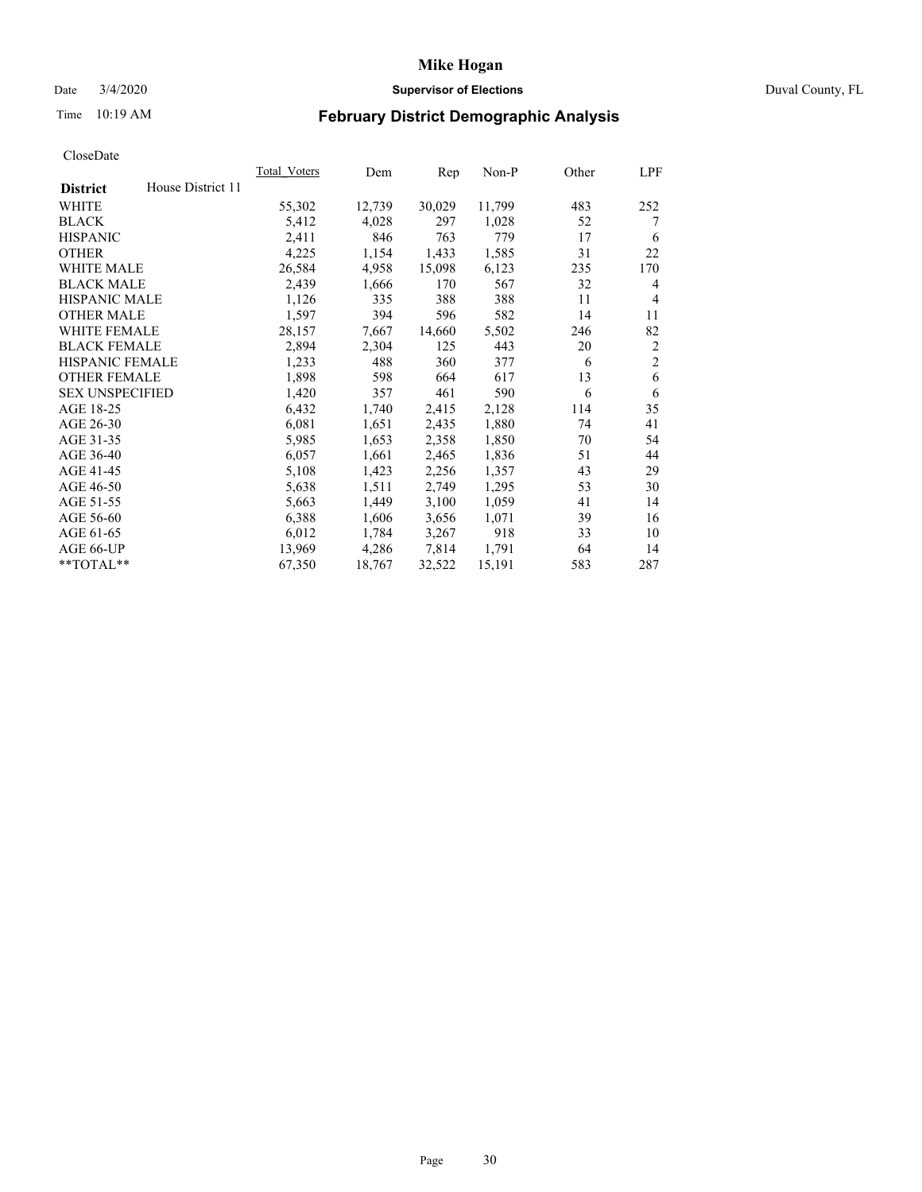# Mike Hogan

Date 3/4/2020 **Supervisor of Elections** Duval County, FL

Time 10:19 AM **February District Demographic Analysis**

CloseDate

| **District** House District 11 | Total_Voters | Dem | Rep | Non-P | Other | LPF |
|---|---|---|---|---|---|---|
| WHITE | 55,302 | 12,739 | 30,029 | 11,799 | 483 | 252 |
| BLACK | 5,412 | 4,028 | 297 | 1,028 | 52 | 7 |
| HISPANIC | 2,411 | 846 | 763 | 779 | 17 | 6 |
| OTHER | 4,225 | 1,154 | 1,433 | 1,585 | 31 | 22 |
| WHITE MALE | 26,584 | 4,958 | 15,098 | 6,123 | 235 | 170 |
| BLACK MALE | 2,439 | 1,666 | 170 | 567 | 32 | 4 |
| HISPANIC MALE | 1,126 | 335 | 388 | 388 | 11 | 4 |
| OTHER MALE | 1,597 | 394 | 596 | 582 | 14 | 11 |
| WHITE FEMALE | 28,157 | 7,667 | 14,660 | 5,502 | 246 | 82 |
| BLACK FEMALE | 2,894 | 2,304 | 125 | 443 | 20 | 2 |
| HISPANIC FEMALE | 1,233 | 488 | 360 | 377 | 6 | 2 |
| OTHER FEMALE | 1,898 | 598 | 664 | 617 | 13 | 6 |
| SEX UNSPECIFIED | 1,420 | 357 | 461 | 590 | 6 | 6 |
| AGE 18-25 | 6,432 | 1,740 | 2,415 | 2,128 | 114 | 35 |
| AGE 26-30 | 6,081 | 1,651 | 2,435 | 1,880 | 74 | 41 |
| AGE 31-35 | 5,985 | 1,653 | 2,358 | 1,850 | 70 | 54 |
| AGE 36-40 | 6,057 | 1,661 | 2,465 | 1,836 | 51 | 44 |
| AGE 41-45 | 5,108 | 1,423 | 2,256 | 1,357 | 43 | 29 |
| AGE 46-50 | 5,638 | 1,511 | 2,749 | 1,295 | 53 | 30 |
| AGE 51-55 | 5,663 | 1,449 | 3,100 | 1,059 | 41 | 14 |
| AGE 56-60 | 6,388 | 1,606 | 3,656 | 1,071 | 39 | 16 |
| AGE 61-65 | 6,012 | 1,784 | 3,267 | 918 | 33 | 10 |
| AGE 66-UP | 13,969 | 4,286 | 7,814 | 1,791 | 64 | 14 |
| **TOTAL** | 67,350 | 18,767 | 32,522 | 15,191 | 583 | 287 |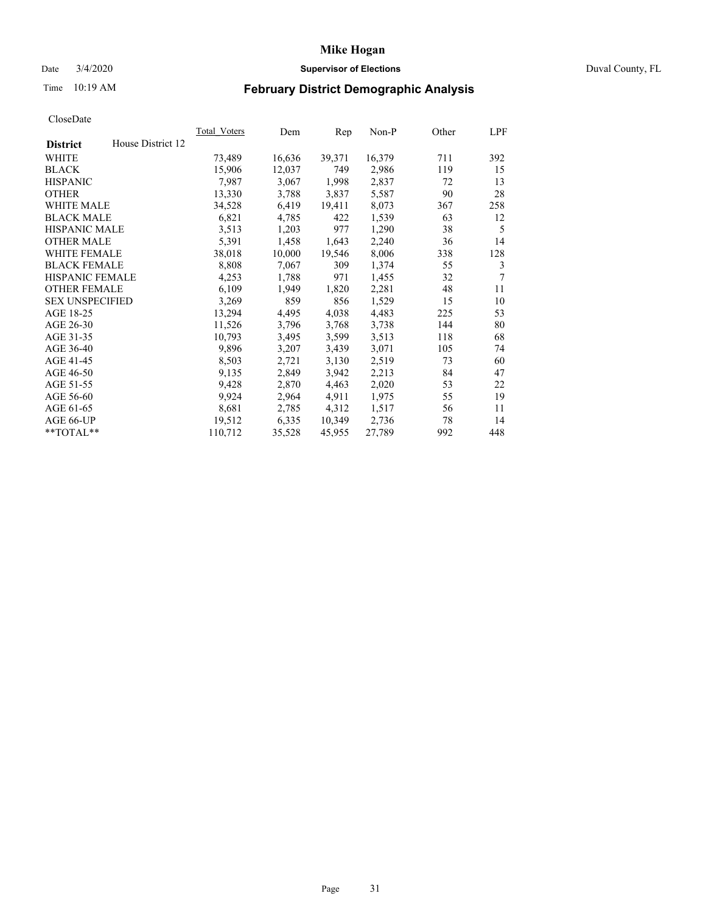# Mike Hogan

Date 3/4/2020 **Supervisor of Elections** Duval County, FL

Time 10:19 AM **February District Demographic Analysis**

CloseDate

| **District** House District 12 | Total_Voters | Dem | Rep | Non-P | Other | LPF |
|---|---|---|---|---|---|---|
| WHITE | 73,489 | 16,636 | 39,371 | 16,379 | 711 | 392 |
| BLACK | 15,906 | 12,037 | 749 | 2,986 | 119 | 15 |
| HISPANIC | 7,987 | 3,067 | 1,998 | 2,837 | 72 | 13 |
| OTHER | 13,330 | 3,788 | 3,837 | 5,587 | 90 | 28 |
| WHITE MALE | 34,528 | 6,419 | 19,411 | 8,073 | 367 | 258 |
| BLACK MALE | 6,821 | 4,785 | 422 | 1,539 | 63 | 12 |
| HISPANIC MALE | 3,513 | 1,203 | 977 | 1,290 | 38 | 5 |
| OTHER MALE | 5,391 | 1,458 | 1,643 | 2,240 | 36 | 14 |
| WHITE FEMALE | 38,018 | 10,000 | 19,546 | 8,006 | 338 | 128 |
| BLACK FEMALE | 8,808 | 7,067 | 309 | 1,374 | 55 | 3 |
| HISPANIC FEMALE | 4,253 | 1,788 | 971 | 1,455 | 32 | 7 |
| OTHER FEMALE | 6,109 | 1,949 | 1,820 | 2,281 | 48 | 11 |
| SEX UNSPECIFIED | 3,269 | 859 | 856 | 1,529 | 15 | 10 |
| AGE 18-25 | 13,294 | 4,495 | 4,038 | 4,483 | 225 | 53 |
| AGE 26-30 | 11,526 | 3,796 | 3,768 | 3,738 | 144 | 80 |
| AGE 31-35 | 10,793 | 3,495 | 3,599 | 3,513 | 118 | 68 |
| AGE 36-40 | 9,896 | 3,207 | 3,439 | 3,071 | 105 | 74 |
| AGE 41-45 | 8,503 | 2,721 | 3,130 | 2,519 | 73 | 60 |
| AGE 46-50 | 9,135 | 2,849 | 3,942 | 2,213 | 84 | 47 |
| AGE 51-55 | 9,428 | 2,870 | 4,463 | 2,020 | 53 | 22 |
| AGE 56-60 | 9,924 | 2,964 | 4,911 | 1,975 | 55 | 19 |
| AGE 61-65 | 8,681 | 2,785 | 4,312 | 1,517 | 56 | 11 |
| AGE 66-UP | 19,512 | 6,335 | 10,349 | 2,736 | 78 | 14 |
| **TOTAL** | 110,712 | 35,528 | 45,955 | 27,789 | 992 | 448 |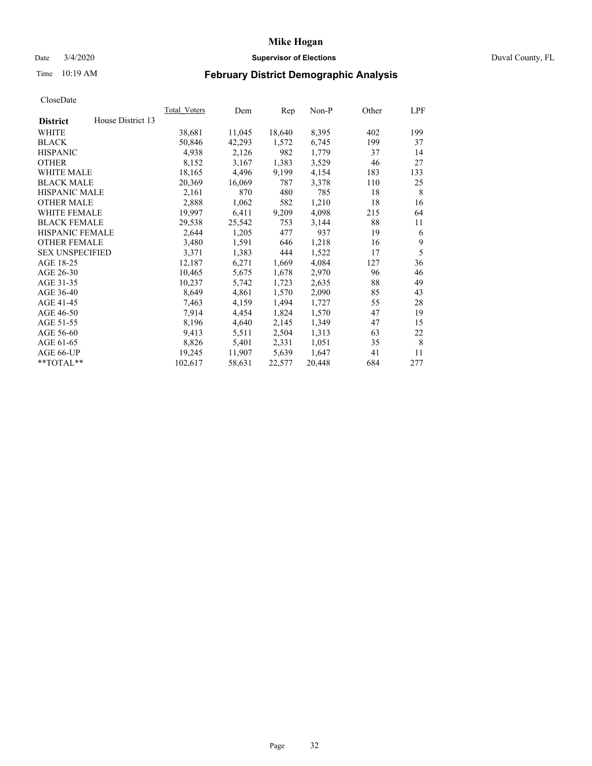**Mike Hogan**

Date 3/4/2020 **Supervisor of Elections** Duval County, FL

Time 10:19 AM **February District Demographic Analysis**

CloseDate

| **District** House District 13 | Total_Voters | Dem | Rep | Non-P | Other | LPF |
|---|---|---|---|---|---|---|
| WHITE | 38,681 | 11,045 | 18,640 | 8,395 | 402 | 199 |
| BLACK | 50,846 | 42,293 | 1,572 | 6,745 | 199 | 37 |
| HISPANIC | 4,938 | 2,126 | 982 | 1,779 | 37 | 14 |
| OTHER | 8,152 | 3,167 | 1,383 | 3,529 | 46 | 27 |
| WHITE MALE | 18,165 | 4,496 | 9,199 | 4,154 | 183 | 133 |
| BLACK MALE | 20,369 | 16,069 | 787 | 3,378 | 110 | 25 |
| HISPANIC MALE | 2,161 | 870 | 480 | 785 | 18 | 8 |
| OTHER MALE | 2,888 | 1,062 | 582 | 1,210 | 18 | 16 |
| WHITE FEMALE | 19,997 | 6,411 | 9,209 | 4,098 | 215 | 64 |
| BLACK FEMALE | 29,538 | 25,542 | 753 | 3,144 | 88 | 11 |
| HISPANIC FEMALE | 2,644 | 1,205 | 477 | 937 | 19 | 6 |
| OTHER FEMALE | 3,480 | 1,591 | 646 | 1,218 | 16 | 9 |
| SEX UNSPECIFIED | 3,371 | 1,383 | 444 | 1,522 | 17 | 5 |
| AGE 18-25 | 12,187 | 6,271 | 1,669 | 4,084 | 127 | 36 |
| AGE 26-30 | 10,465 | 5,675 | 1,678 | 2,970 | 96 | 46 |
| AGE 31-35 | 10,237 | 5,742 | 1,723 | 2,635 | 88 | 49 |
| AGE 36-40 | 8,649 | 4,861 | 1,570 | 2,090 | 85 | 43 |
| AGE 41-45 | 7,463 | 4,159 | 1,494 | 1,727 | 55 | 28 |
| AGE 46-50 | 7,914 | 4,454 | 1,824 | 1,570 | 47 | 19 |
| AGE 51-55 | 8,196 | 4,640 | 2,145 | 1,349 | 47 | 15 |
| AGE 56-60 | 9,413 | 5,511 | 2,504 | 1,313 | 63 | 22 |
| AGE 61-65 | 8,826 | 5,401 | 2,331 | 1,051 | 35 | 8 |
| AGE 66-UP | 19,245 | 11,907 | 5,639 | 1,647 | 41 | 11 |
| **TOTAL** | 102,617 | 58,631 | 22,577 | 20,448 | 684 | 277 |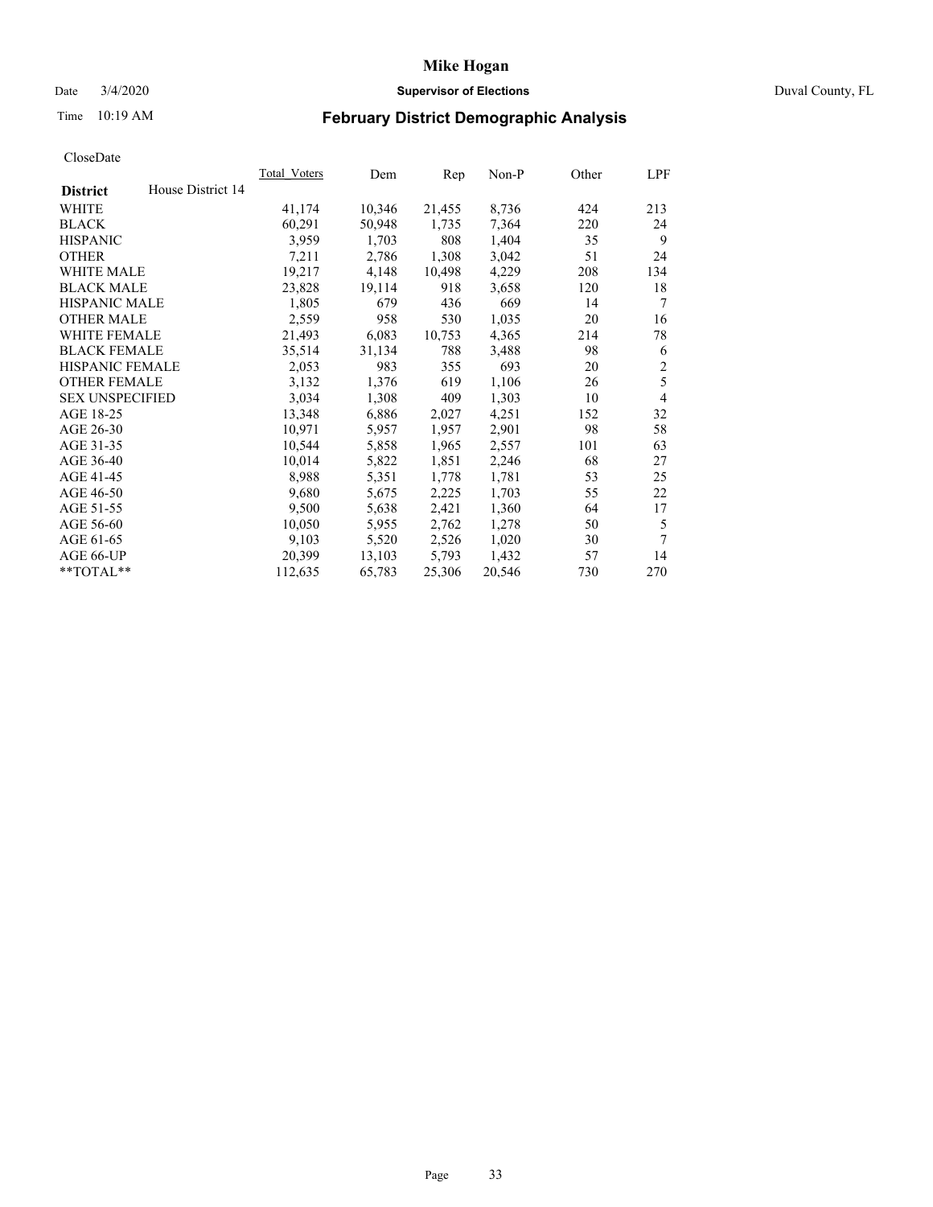# Mike Hogan

Date 3/4/2020 **Supervisor of Elections** Duval County, FL

Time 10:19 AM

## February District Demographic Analysis

CloseDate

| **District** House District 14 | Total Voters | Dem | Rep | Non-P | Other | LPF |
|---|---|---|---|---|---|---|
| WHITE | 41,174 | 10,346 | 21,455 | 8,736 | 424 | 213 |
| BLACK | 60,291 | 50,948 | 1,735 | 7,364 | 220 | 24 |
| HISPANIC | 3,959 | 1,703 | 808 | 1,404 | 35 | 9 |
| OTHER | 7,211 | 2,786 | 1,308 | 3,042 | 51 | 24 |
| WHITE MALE | 19,217 | 4,148 | 10,498 | 4,229 | 208 | 134 |
| BLACK MALE | 23,828 | 19,114 | 918 | 3,658 | 120 | 18 |
| HISPANIC MALE | 1,805 | 679 | 436 | 669 | 14 | 7 |
| OTHER MALE | 2,559 | 958 | 530 | 1,035 | 20 | 16 |
| WHITE FEMALE | 21,493 | 6,083 | 10,753 | 4,365 | 214 | 78 |
| BLACK FEMALE | 35,514 | 31,134 | 788 | 3,488 | 98 | 6 |
| HISPANIC FEMALE | 2,053 | 983 | 355 | 693 | 20 | 2 |
| OTHER FEMALE | 3,132 | 1,376 | 619 | 1,106 | 26 | 5 |
| SEX UNSPECIFIED | 3,034 | 1,308 | 409 | 1,303 | 10 | 4 |
| AGE 18-25 | 13,348 | 6,886 | 2,027 | 4,251 | 152 | 32 |
| AGE 26-30 | 10,971 | 5,957 | 1,957 | 2,901 | 98 | 58 |
| AGE 31-35 | 10,544 | 5,858 | 1,965 | 2,557 | 101 | 63 |
| AGE 36-40 | 10,014 | 5,822 | 1,851 | 2,246 | 68 | 27 |
| AGE 41-45 | 8,988 | 5,351 | 1,778 | 1,781 | 53 | 25 |
| AGE 46-50 | 9,680 | 5,675 | 2,225 | 1,703 | 55 | 22 |
| AGE 51-55 | 9,500 | 5,638 | 2,421 | 1,360 | 64 | 17 |
| AGE 56-60 | 10,050 | 5,955 | 2,762 | 1,278 | 50 | 5 |
| AGE 61-65 | 9,103 | 5,520 | 2,526 | 1,020 | 30 | 7 |
| AGE 66-UP | 20,399 | 13,103 | 5,793 | 1,432 | 57 | 14 |
| **TOTAL** | 112,635 | 65,783 | 25,306 | 20,546 | 730 | 270 |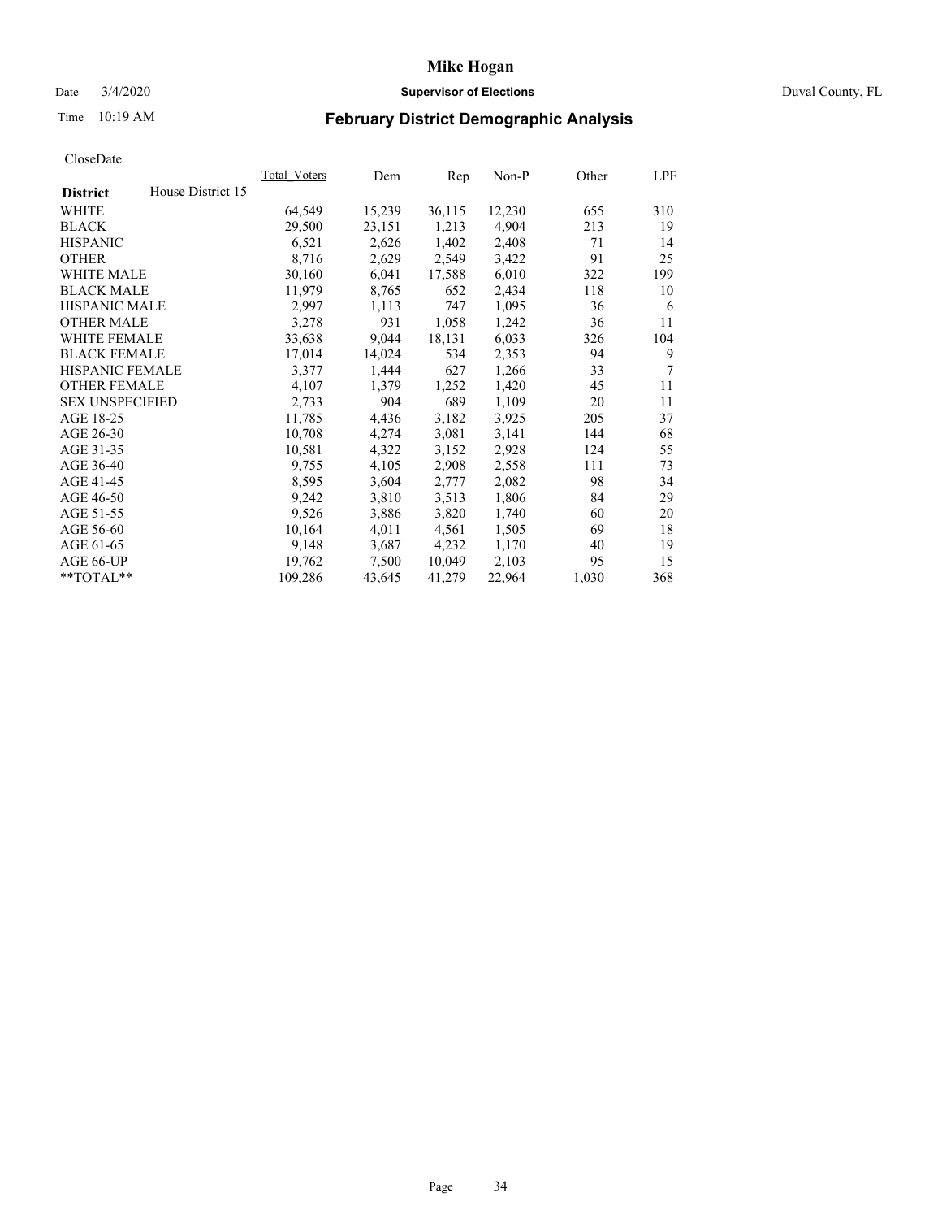# Mike Hogan

Date 3/4/2020 **Supervisor of Elections** Duval County, FL

Time 10:19 AM **February District Demographic Analysis**

CloseDate

| **District** House District 15 | Total_Voters | Dem | Rep | Non-P | Other | LPF |
|---|---|---|---|---|---|---|
| WHITE | 64,549 | 15,239 | 36,115 | 12,230 | 655 | 310 |
| BLACK | 29,500 | 23,151 | 1,213 | 4,904 | 213 | 19 |
| HISPANIC | 6,521 | 2,626 | 1,402 | 2,408 | 71 | 14 |
| OTHER | 8,716 | 2,629 | 2,549 | 3,422 | 91 | 25 |
| WHITE MALE | 30,160 | 6,041 | 17,588 | 6,010 | 322 | 199 |
| BLACK MALE | 11,979 | 8,765 | 652 | 2,434 | 118 | 10 |
| HISPANIC MALE | 2,997 | 1,113 | 747 | 1,095 | 36 | 6 |
| OTHER MALE | 3,278 | 931 | 1,058 | 1,242 | 36 | 11 |
| WHITE FEMALE | 33,638 | 9,044 | 18,131 | 6,033 | 326 | 104 |
| BLACK FEMALE | 17,014 | 14,024 | 534 | 2,353 | 94 | 9 |
| HISPANIC FEMALE | 3,377 | 1,444 | 627 | 1,266 | 33 | 7 |
| OTHER FEMALE | 4,107 | 1,379 | 1,252 | 1,420 | 45 | 11 |
| SEX UNSPECIFIED | 2,733 | 904 | 689 | 1,109 | 20 | 11 |
| AGE 18-25 | 11,785 | 4,436 | 3,182 | 3,925 | 205 | 37 |
| AGE 26-30 | 10,708 | 4,274 | 3,081 | 3,141 | 144 | 68 |
| AGE 31-35 | 10,581 | 4,322 | 3,152 | 2,928 | 124 | 55 |
| AGE 36-40 | 9,755 | 4,105 | 2,908 | 2,558 | 111 | 73 |
| AGE 41-45 | 8,595 | 3,604 | 2,777 | 2,082 | 98 | 34 |
| AGE 46-50 | 9,242 | 3,810 | 3,513 | 1,806 | 84 | 29 |
| AGE 51-55 | 9,526 | 3,886 | 3,820 | 1,740 | 60 | 20 |
| AGE 56-60 | 10,164 | 4,011 | 4,561 | 1,505 | 69 | 18 |
| AGE 61-65 | 9,148 | 3,687 | 4,232 | 1,170 | 40 | 19 |
| AGE 66-UP | 19,762 | 7,500 | 10,049 | 2,103 | 95 | 15 |
| **TOTAL** | 109,286 | 43,645 | 41,279 | 22,964 | 1,030 | 368 |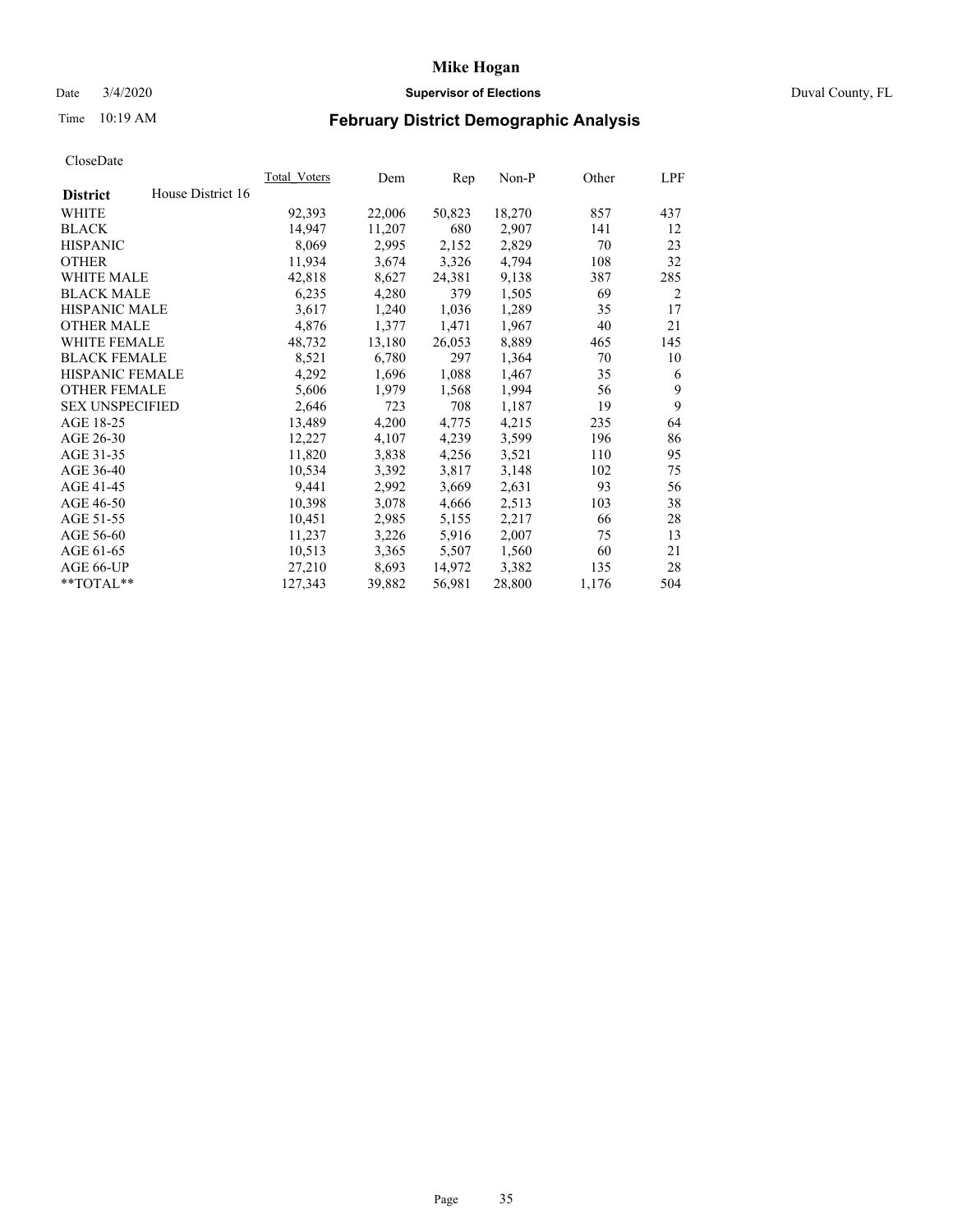# Mike Hogan

Date 3/4/2020 **Supervisor of Elections** Duval County, FL

Time 10:19 AM **February District Demographic Analysis**

CloseDate

| **District** | House District 16 | Total_Voters | Dem | Rep | Non-P | Other | LPF |
|---|---|---|---|---|---|---|---|
| WHITE | | 92,393 | 22,006 | 50,823 | 18,270 | 857 | 437 |
| BLACK | | 14,947 | 11,207 | 680 | 2,907 | 141 | 12 |
| HISPANIC | | 8,069 | 2,995 | 2,152 | 2,829 | 70 | 23 |
| OTHER | | 11,934 | 3,674 | 3,326 | 4,794 | 108 | 32 |
| WHITE MALE | | 42,818 | 8,627 | 24,381 | 9,138 | 387 | 285 |
| BLACK MALE | | 6,235 | 4,280 | 379 | 1,505 | 69 | 2 |
| HISPANIC MALE | | 3,617 | 1,240 | 1,036 | 1,289 | 35 | 17 |
| OTHER MALE | | 4,876 | 1,377 | 1,471 | 1,967 | 40 | 21 |
| WHITE FEMALE | | 48,732 | 13,180 | 26,053 | 8,889 | 465 | 145 |
| BLACK FEMALE | | 8,521 | 6,780 | 297 | 1,364 | 70 | 10 |
| HISPANIC FEMALE | | 4,292 | 1,696 | 1,088 | 1,467 | 35 | 6 |
| OTHER FEMALE | | 5,606 | 1,979 | 1,568 | 1,994 | 56 | 9 |
| SEX UNSPECIFIED | | 2,646 | 723 | 708 | 1,187 | 19 | 9 |
| AGE 18-25 | | 13,489 | 4,200 | 4,775 | 4,215 | 235 | 64 |
| AGE 26-30 | | 12,227 | 4,107 | 4,239 | 3,599 | 196 | 86 |
| AGE 31-35 | | 11,820 | 3,838 | 4,256 | 3,521 | 110 | 95 |
| AGE 36-40 | | 10,534 | 3,392 | 3,817 | 3,148 | 102 | 75 |
| AGE 41-45 | | 9,441 | 2,992 | 3,669 | 2,631 | 93 | 56 |
| AGE 46-50 | | 10,398 | 3,078 | 4,666 | 2,513 | 103 | 38 |
| AGE 51-55 | | 10,451 | 2,985 | 5,155 | 2,217 | 66 | 28 |
| AGE 56-60 | | 11,237 | 3,226 | 5,916 | 2,007 | 75 | 13 |
| AGE 61-65 | | 10,513 | 3,365 | 5,507 | 1,560 | 60 | 21 |
| AGE 66-UP | | 27,210 | 8,693 | 14,972 | 3,382 | 135 | 28 |
| **TOTAL** | | 127,343 | 39,882 | 56,981 | 28,800 | 1,176 | 504 |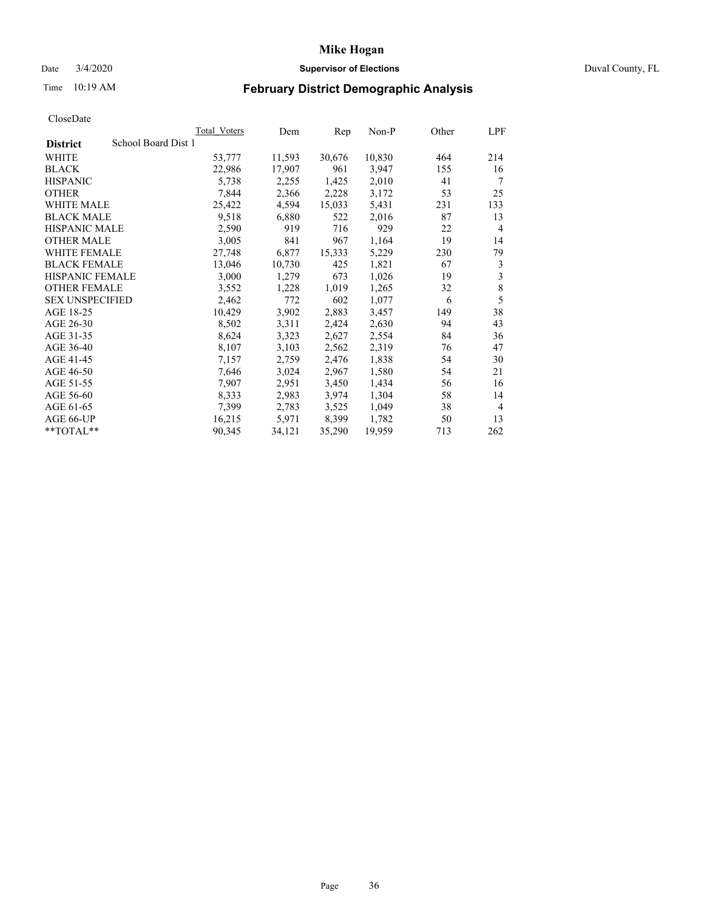# Mike Hogan

Date 3/4/2020 **Supervisor of Elections** Duval County, FL

Time 10:19 AM **February District Demographic Analysis**

CloseDate

| **District** School Board Dist 1 | Total_Voters | Dem | Rep | Non-P | Other | LPF |
|---|---|---|---|---|---|---|
| WHITE | 53,777 | 11,593 | 30,676 | 10,830 | 464 | 214 |
| BLACK | 22,986 | 17,907 | 961 | 3,947 | 155 | 16 |
| HISPANIC | 5,738 | 2,255 | 1,425 | 2,010 | 41 | 7 |
| OTHER | 7,844 | 2,366 | 2,228 | 3,172 | 53 | 25 |
| WHITE MALE | 25,422 | 4,594 | 15,033 | 5,431 | 231 | 133 |
| BLACK MALE | 9,518 | 6,880 | 522 | 2,016 | 87 | 13 |
| HISPANIC MALE | 2,590 | 919 | 716 | 929 | 22 | 4 |
| OTHER MALE | 3,005 | 841 | 967 | 1,164 | 19 | 14 |
| WHITE FEMALE | 27,748 | 6,877 | 15,333 | 5,229 | 230 | 79 |
| BLACK FEMALE | 13,046 | 10,730 | 425 | 1,821 | 67 | 3 |
| HISPANIC FEMALE | 3,000 | 1,279 | 673 | 1,026 | 19 | 3 |
| OTHER FEMALE | 3,552 | 1,228 | 1,019 | 1,265 | 32 | 8 |
| SEX UNSPECIFIED | 2,462 | 772 | 602 | 1,077 | 6 | 5 |
| AGE 18-25 | 10,429 | 3,902 | 2,883 | 3,457 | 149 | 38 |
| AGE 26-30 | 8,502 | 3,311 | 2,424 | 2,630 | 94 | 43 |
| AGE 31-35 | 8,624 | 3,323 | 2,627 | 2,554 | 84 | 36 |
| AGE 36-40 | 8,107 | 3,103 | 2,562 | 2,319 | 76 | 47 |
| AGE 41-45 | 7,157 | 2,759 | 2,476 | 1,838 | 54 | 30 |
| AGE 46-50 | 7,646 | 3,024 | 2,967 | 1,580 | 54 | 21 |
| AGE 51-55 | 7,907 | 2,951 | 3,450 | 1,434 | 56 | 16 |
| AGE 56-60 | 8,333 | 2,983 | 3,974 | 1,304 | 58 | 14 |
| AGE 61-65 | 7,399 | 2,783 | 3,525 | 1,049 | 38 | 4 |
| AGE 66-UP | 16,215 | 5,971 | 8,399 | 1,782 | 50 | 13 |
| **TOTAL** | 90,345 | 34,121 | 35,290 | 19,959 | 713 | 262 |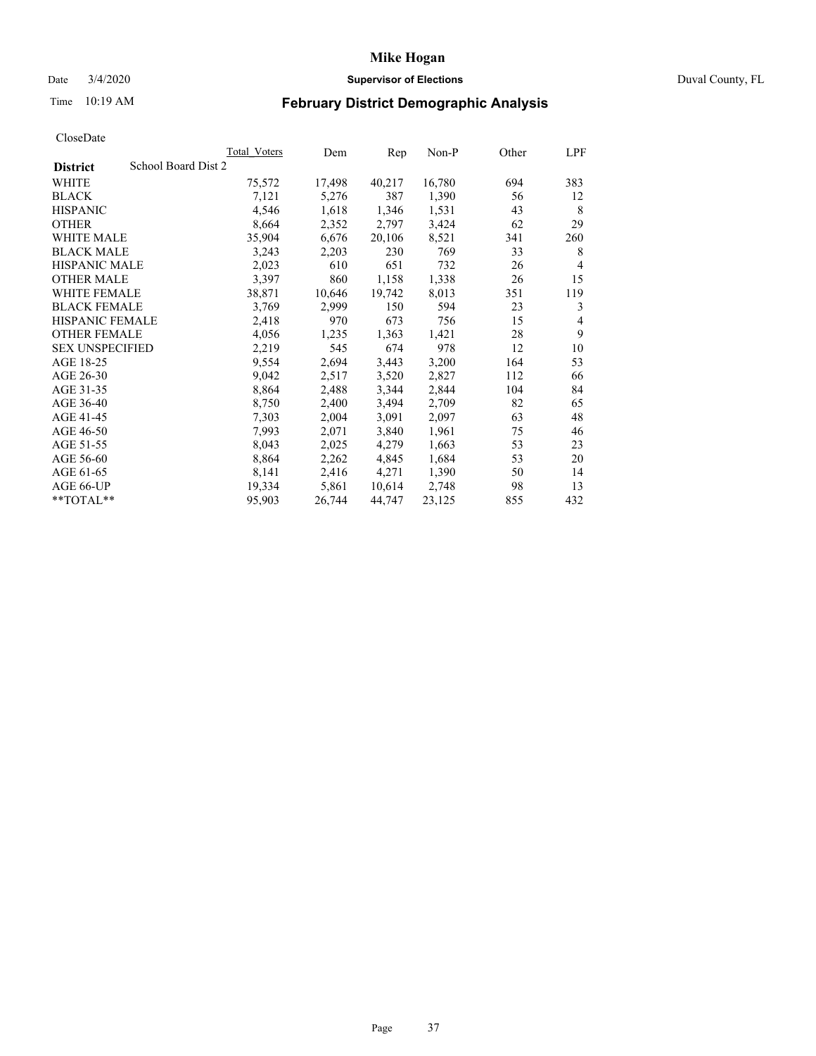# Mike Hogan

Date 3/4/2020 **Supervisor of Elections** Duval County, FL

Time 10:19 AM **February District Demographic Analysis**

CloseDate

| **District** | School Board Dist 2 | Total_Voters | Dem | Rep | Non-P | Other | LPF |
|---|---|---|---|---|---|---|---|
| WHITE | | 75,572 | 17,498 | 40,217 | 16,780 | 694 | 383 |
| BLACK | | 7,121 | 5,276 | 387 | 1,390 | 56 | 12 |
| HISPANIC | | 4,546 | 1,618 | 1,346 | 1,531 | 43 | 8 |
| OTHER | | 8,664 | 2,352 | 2,797 | 3,424 | 62 | 29 |
| WHITE MALE | | 35,904 | 6,676 | 20,106 | 8,521 | 341 | 260 |
| BLACK MALE | | 3,243 | 2,203 | 230 | 769 | 33 | 8 |
| HISPANIC MALE | | 2,023 | 610 | 651 | 732 | 26 | 4 |
| OTHER MALE | | 3,397 | 860 | 1,158 | 1,338 | 26 | 15 |
| WHITE FEMALE | | 38,871 | 10,646 | 19,742 | 8,013 | 351 | 119 |
| BLACK FEMALE | | 3,769 | 2,999 | 150 | 594 | 23 | 3 |
| HISPANIC FEMALE | | 2,418 | 970 | 673 | 756 | 15 | 4 |
| OTHER FEMALE | | 4,056 | 1,235 | 1,363 | 1,421 | 28 | 9 |
| SEX UNSPECIFIED | | 2,219 | 545 | 674 | 978 | 12 | 10 |
| AGE 18-25 | | 9,554 | 2,694 | 3,443 | 3,200 | 164 | 53 |
| AGE 26-30 | | 9,042 | 2,517 | 3,520 | 2,827 | 112 | 66 |
| AGE 31-35 | | 8,864 | 2,488 | 3,344 | 2,844 | 104 | 84 |
| AGE 36-40 | | 8,750 | 2,400 | 3,494 | 2,709 | 82 | 65 |
| AGE 41-45 | | 7,303 | 2,004 | 3,091 | 2,097 | 63 | 48 |
| AGE 46-50 | | 7,993 | 2,071 | 3,840 | 1,961 | 75 | 46 |
| AGE 51-55 | | 8,043 | 2,025 | 4,279 | 1,663 | 53 | 23 |
| AGE 56-60 | | 8,864 | 2,262 | 4,845 | 1,684 | 53 | 20 |
| AGE 61-65 | | 8,141 | 2,416 | 4,271 | 1,390 | 50 | 14 |
| AGE 66-UP | | 19,334 | 5,861 | 10,614 | 2,748 | 98 | 13 |
| **TOTAL** | | 95,903 | 26,744 | 44,747 | 23,125 | 855 | 432 |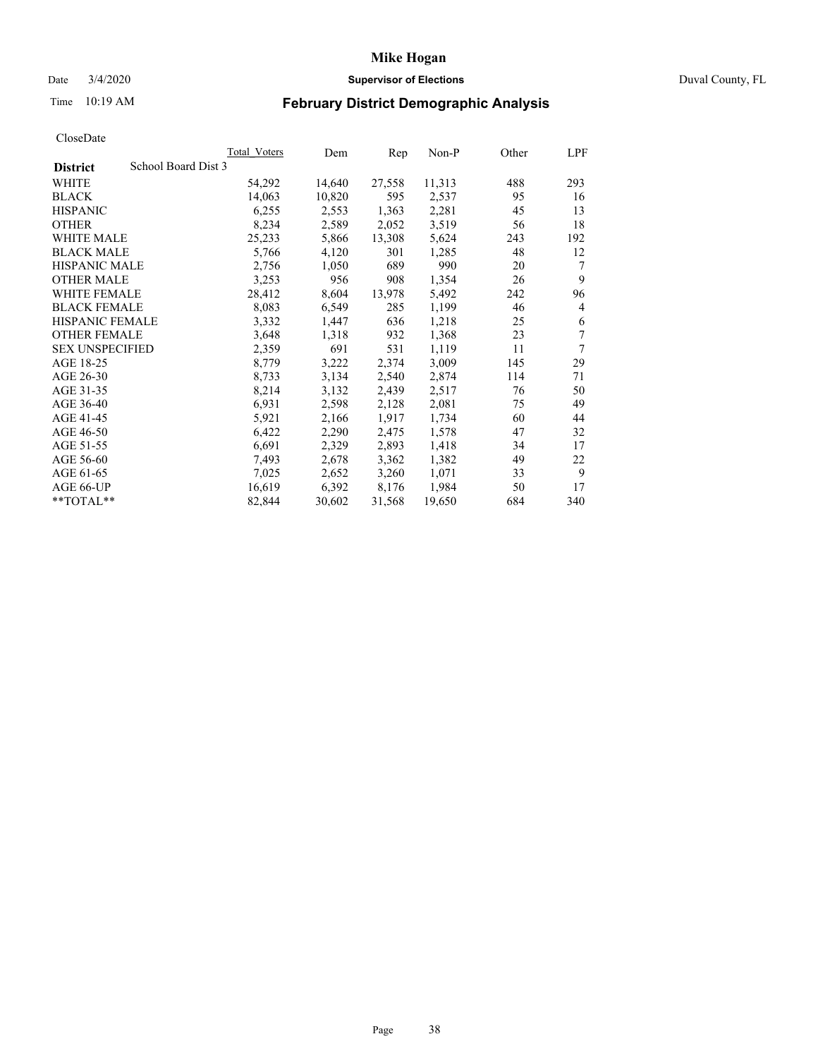# Mike Hogan

Date 3/4/2020 **Supervisor of Elections** Duval County, FL

Time 10:19 AM **February District Demographic Analysis**

CloseDate

| **District** School Board Dist 3 | Total_Voters | Dem | Rep | Non-P | Other | LPF |
|---|---|---|---|---|---|---|
| WHITE | 54,292 | 14,640 | 27,558 | 11,313 | 488 | 293 |
| BLACK | 14,063 | 10,820 | 595 | 2,537 | 95 | 16 |
| HISPANIC | 6,255 | 2,553 | 1,363 | 2,281 | 45 | 13 |
| OTHER | 8,234 | 2,589 | 2,052 | 3,519 | 56 | 18 |
| WHITE MALE | 25,233 | 5,866 | 13,308 | 5,624 | 243 | 192 |
| BLACK MALE | 5,766 | 4,120 | 301 | 1,285 | 48 | 12 |
| HISPANIC MALE | 2,756 | 1,050 | 689 | 990 | 20 | 7 |
| OTHER MALE | 3,253 | 956 | 908 | 1,354 | 26 | 9 |
| WHITE FEMALE | 28,412 | 8,604 | 13,978 | 5,492 | 242 | 96 |
| BLACK FEMALE | 8,083 | 6,549 | 285 | 1,199 | 46 | 4 |
| HISPANIC FEMALE | 3,332 | 1,447 | 636 | 1,218 | 25 | 6 |
| OTHER FEMALE | 3,648 | 1,318 | 932 | 1,368 | 23 | 7 |
| SEX UNSPECIFIED | 2,359 | 691 | 531 | 1,119 | 11 | 7 |
| AGE 18-25 | 8,779 | 3,222 | 2,374 | 3,009 | 145 | 29 |
| AGE 26-30 | 8,733 | 3,134 | 2,540 | 2,874 | 114 | 71 |
| AGE 31-35 | 8,214 | 3,132 | 2,439 | 2,517 | 76 | 50 |
| AGE 36-40 | 6,931 | 2,598 | 2,128 | 2,081 | 75 | 49 |
| AGE 41-45 | 5,921 | 2,166 | 1,917 | 1,734 | 60 | 44 |
| AGE 46-50 | 6,422 | 2,290 | 2,475 | 1,578 | 47 | 32 |
| AGE 51-55 | 6,691 | 2,329 | 2,893 | 1,418 | 34 | 17 |
| AGE 56-60 | 7,493 | 2,678 | 3,362 | 1,382 | 49 | 22 |
| AGE 61-65 | 7,025 | 2,652 | 3,260 | 1,071 | 33 | 9 |
| AGE 66-UP | 16,619 | 6,392 | 8,176 | 1,984 | 50 | 17 |
| **TOTAL** | 82,844 | 30,602 | 31,568 | 19,650 | 684 | 340 |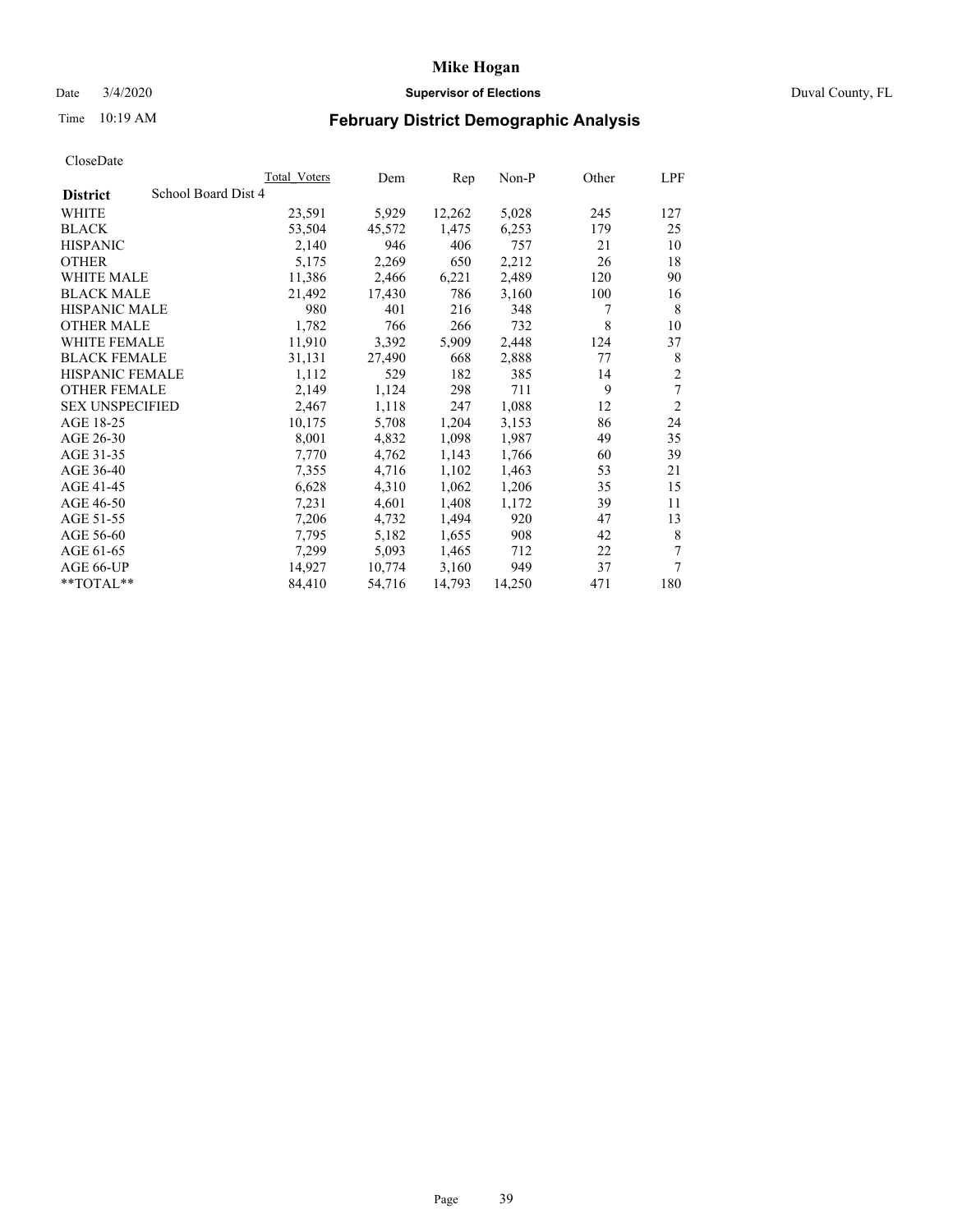Mike Hogan

Date 3/4/2020 **Supervisor of Elections** Duval County, FL

Time 10:19 AM

## February District Demographic Analysis

CloseDate

| **District** School Board Dist 4 | Total Voters | Dem | Rep | Non-P | Other | LPF |
|---|---|---|---|---|---|---|
| WHITE | 23,591 | 5,929 | 12,262 | 5,028 | 245 | 127 |
| BLACK | 53,504 | 45,572 | 1,475 | 6,253 | 179 | 25 |
| HISPANIC | 2,140 | 946 | 406 | 757 | 21 | 10 |
| OTHER | 5,175 | 2,269 | 650 | 2,212 | 26 | 18 |
| WHITE MALE | 11,386 | 2,466 | 6,221 | 2,489 | 120 | 90 |
| BLACK MALE | 21,492 | 17,430 | 786 | 3,160 | 100 | 16 |
| HISPANIC MALE | 980 | 401 | 216 | 348 | 7 | 8 |
| OTHER MALE | 1,782 | 766 | 266 | 732 | 8 | 10 |
| WHITE FEMALE | 11,910 | 3,392 | 5,909 | 2,448 | 124 | 37 |
| BLACK FEMALE | 31,131 | 27,490 | 668 | 2,888 | 77 | 8 |
| HISPANIC FEMALE | 1,112 | 529 | 182 | 385 | 14 | 2 |
| OTHER FEMALE | 2,149 | 1,124 | 298 | 711 | 9 | 7 |
| SEX UNSPECIFIED | 2,467 | 1,118 | 247 | 1,088 | 12 | 2 |
| AGE 18-25 | 10,175 | 5,708 | 1,204 | 3,153 | 86 | 24 |
| AGE 26-30 | 8,001 | 4,832 | 1,098 | 1,987 | 49 | 35 |
| AGE 31-35 | 7,770 | 4,762 | 1,143 | 1,766 | 60 | 39 |
| AGE 36-40 | 7,355 | 4,716 | 1,102 | 1,463 | 53 | 21 |
| AGE 41-45 | 6,628 | 4,310 | 1,062 | 1,206 | 35 | 15 |
| AGE 46-50 | 7,231 | 4,601 | 1,408 | 1,172 | 39 | 11 |
| AGE 51-55 | 7,206 | 4,732 | 1,494 | 920 | 47 | 13 |
| AGE 56-60 | 7,795 | 5,182 | 1,655 | 908 | 42 | 8 |
| AGE 61-65 | 7,299 | 5,093 | 1,465 | 712 | 22 | 7 |
| AGE 66-UP | 14,927 | 10,774 | 3,160 | 949 | 37 | 7 |
| **TOTAL** | 84,410 | 54,716 | 14,793 | 14,250 | 471 | 180 |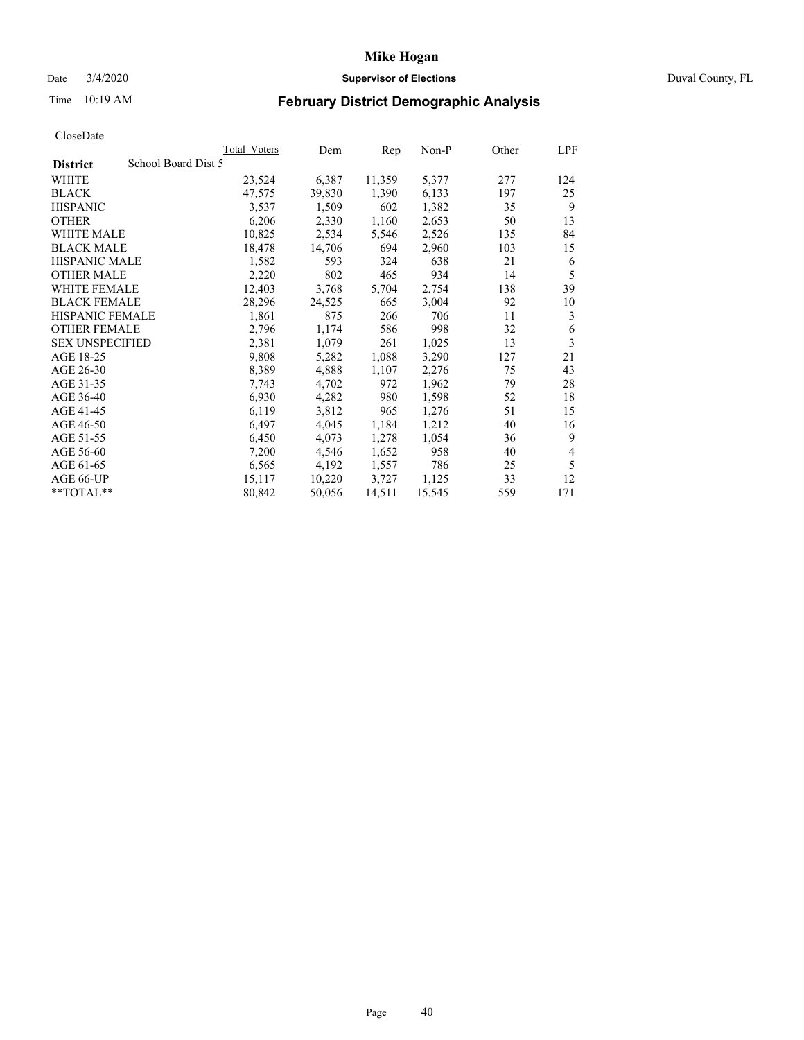# Mike Hogan

Date 3/4/2020 **Supervisor of Elections** Duval County, FL

Time 10:19 AM **February District Demographic Analysis**

CloseDate

| **District** School Board Dist 5 | Total_Voters | Dem | Rep | Non-P | Other | LPF |
|---|---|---|---|---|---|---|
| WHITE | 23,524 | 6,387 | 11,359 | 5,377 | 277 | 124 |
| BLACK | 47,575 | 39,830 | 1,390 | 6,133 | 197 | 25 |
| HISPANIC | 3,537 | 1,509 | 602 | 1,382 | 35 | 9 |
| OTHER | 6,206 | 2,330 | 1,160 | 2,653 | 50 | 13 |
| WHITE MALE | 10,825 | 2,534 | 5,546 | 2,526 | 135 | 84 |
| BLACK MALE | 18,478 | 14,706 | 694 | 2,960 | 103 | 15 |
| HISPANIC MALE | 1,582 | 593 | 324 | 638 | 21 | 6 |
| OTHER MALE | 2,220 | 802 | 465 | 934 | 14 | 5 |
| WHITE FEMALE | 12,403 | 3,768 | 5,704 | 2,754 | 138 | 39 |
| BLACK FEMALE | 28,296 | 24,525 | 665 | 3,004 | 92 | 10 |
| HISPANIC FEMALE | 1,861 | 875 | 266 | 706 | 11 | 3 |
| OTHER FEMALE | 2,796 | 1,174 | 586 | 998 | 32 | 6 |
| SEX UNSPECIFIED | 2,381 | 1,079 | 261 | 1,025 | 13 | 3 |
| AGE 18-25 | 9,808 | 5,282 | 1,088 | 3,290 | 127 | 21 |
| AGE 26-30 | 8,389 | 4,888 | 1,107 | 2,276 | 75 | 43 |
| AGE 31-35 | 7,743 | 4,702 | 972 | 1,962 | 79 | 28 |
| AGE 36-40 | 6,930 | 4,282 | 980 | 1,598 | 52 | 18 |
| AGE 41-45 | 6,119 | 3,812 | 965 | 1,276 | 51 | 15 |
| AGE 46-50 | 6,497 | 4,045 | 1,184 | 1,212 | 40 | 16 |
| AGE 51-55 | 6,450 | 4,073 | 1,278 | 1,054 | 36 | 9 |
| AGE 56-60 | 7,200 | 4,546 | 1,652 | 958 | 40 | 4 |
| AGE 61-65 | 6,565 | 4,192 | 1,557 | 786 | 25 | 5 |
| AGE 66-UP | 15,117 | 10,220 | 3,727 | 1,125 | 33 | 12 |
| **TOTAL** | 80,842 | 50,056 | 14,511 | 15,545 | 559 | 171 |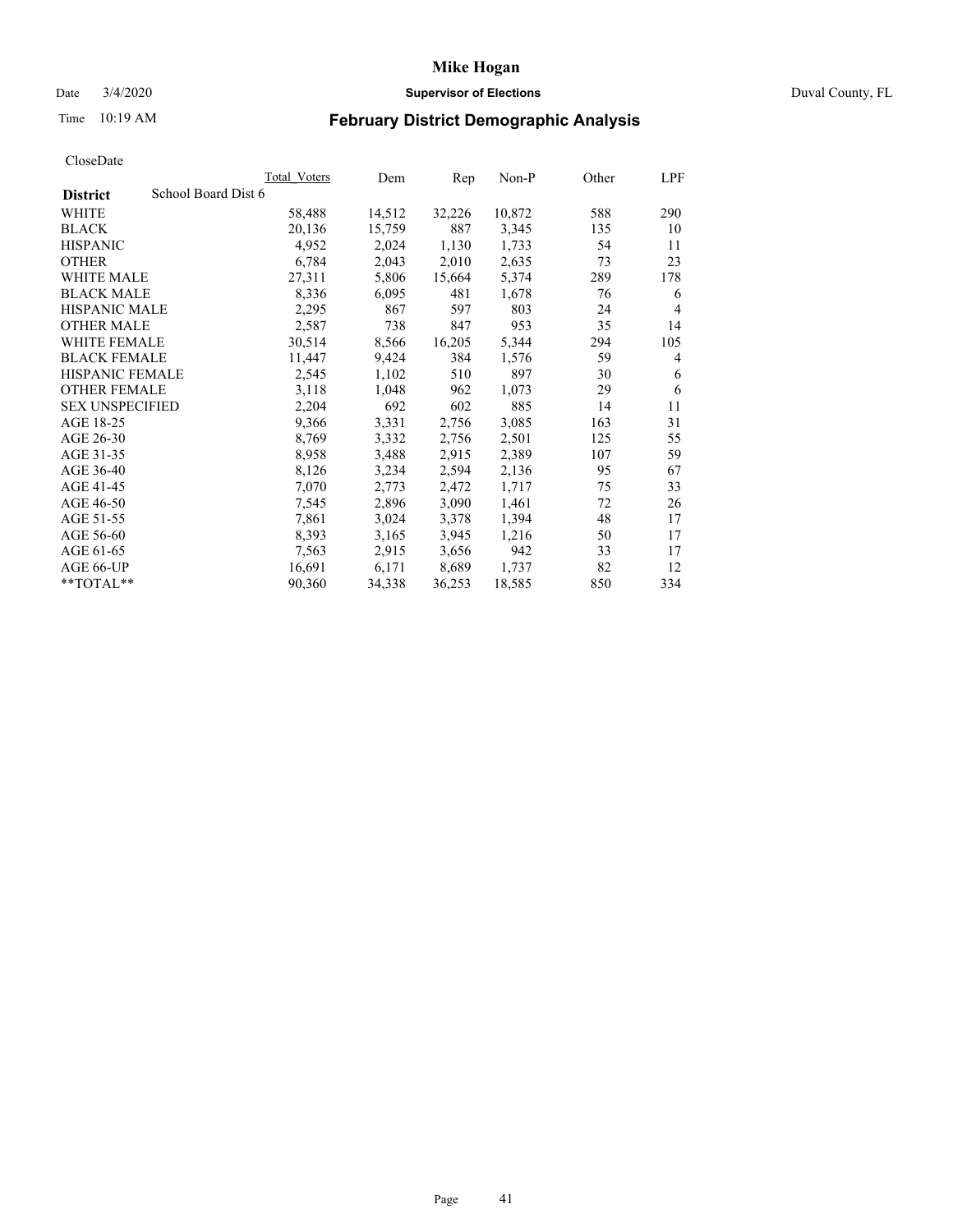# Mike Hogan

Date 3/4/2020 **Supervisor of Elections** Duval County, FL

Time 10:19 AM

## February District Demographic Analysis

CloseDate

| **District** | Total_Voters | Dem | Rep | Non-P | Other | LPF |
|---|---|---|---|---|---|---|
| School Board Dist 6 | | | | | | |
| WHITE | 58,488 | 14,512 | 32,226 | 10,872 | 588 | 290 |
| BLACK | 20,136 | 15,759 | 887 | 3,345 | 135 | 10 |
| HISPANIC | 4,952 | 2,024 | 1,130 | 1,733 | 54 | 11 |
| OTHER | 6,784 | 2,043 | 2,010 | 2,635 | 73 | 23 |
| WHITE MALE | 27,311 | 5,806 | 15,664 | 5,374 | 289 | 178 |
| BLACK MALE | 8,336 | 6,095 | 481 | 1,678 | 76 | 6 |
| HISPANIC MALE | 2,295 | 867 | 597 | 803 | 24 | 4 |
| OTHER MALE | 2,587 | 738 | 847 | 953 | 35 | 14 |
| WHITE FEMALE | 30,514 | 8,566 | 16,205 | 5,344 | 294 | 105 |
| BLACK FEMALE | 11,447 | 9,424 | 384 | 1,576 | 59 | 4 |
| HISPANIC FEMALE | 2,545 | 1,102 | 510 | 897 | 30 | 6 |
| OTHER FEMALE | 3,118 | 1,048 | 962 | 1,073 | 29 | 6 |
| SEX UNSPECIFIED | 2,204 | 692 | 602 | 885 | 14 | 11 |
| AGE 18-25 | 9,366 | 3,331 | 2,756 | 3,085 | 163 | 31 |
| AGE 26-30 | 8,769 | 3,332 | 2,756 | 2,501 | 125 | 55 |
| AGE 31-35 | 8,958 | 3,488 | 2,915 | 2,389 | 107 | 59 |
| AGE 36-40 | 8,126 | 3,234 | 2,594 | 2,136 | 95 | 67 |
| AGE 41-45 | 7,070 | 2,773 | 2,472 | 1,717 | 75 | 33 |
| AGE 46-50 | 7,545 | 2,896 | 3,090 | 1,461 | 72 | 26 |
| AGE 51-55 | 7,861 | 3,024 | 3,378 | 1,394 | 48 | 17 |
| AGE 56-60 | 8,393 | 3,165 | 3,945 | 1,216 | 50 | 17 |
| AGE 61-65 | 7,563 | 2,915 | 3,656 | 942 | 33 | 17 |
| AGE 66-UP | 16,691 | 6,171 | 8,689 | 1,737 | 82 | 12 |
| **TOTAL** | 90,360 | 34,338 | 36,253 | 18,585 | 850 | 334 |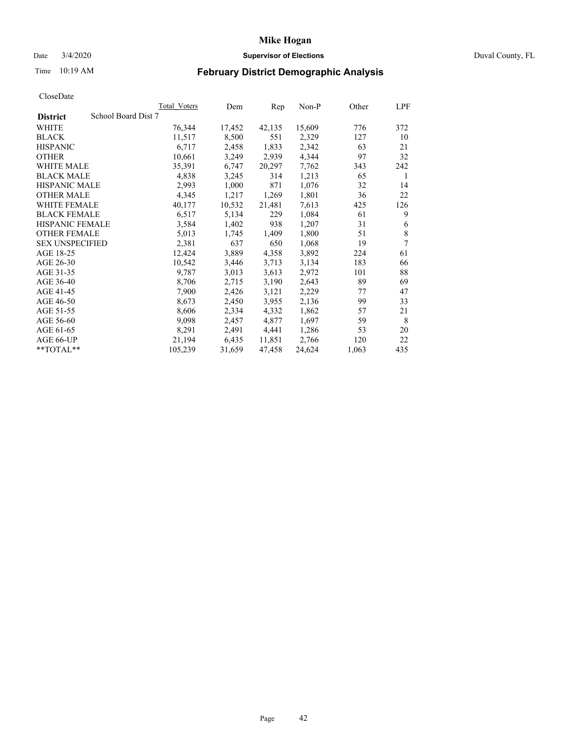# Mike Hogan

Date 3/4/2020 **Supervisor of Elections** Duval County, FL

Time 10:19 AM **February District Demographic Analysis**

CloseDate

| **District** | School Board Dist 7 | Total_Voters | Dem | Rep | Non-P | Other | LPF |
|---|---|---|---|---|---|---|---|
| WHITE | | 76,344 | 17,452 | 42,135 | 15,609 | 776 | 372 |
| BLACK | | 11,517 | 8,500 | 551 | 2,329 | 127 | 10 |
| HISPANIC | | 6,717 | 2,458 | 1,833 | 2,342 | 63 | 21 |
| OTHER | | 10,661 | 3,249 | 2,939 | 4,344 | 97 | 32 |
| WHITE MALE | | 35,391 | 6,747 | 20,297 | 7,762 | 343 | 242 |
| BLACK MALE | | 4,838 | 3,245 | 314 | 1,213 | 65 | 1 |
| HISPANIC MALE | | 2,993 | 1,000 | 871 | 1,076 | 32 | 14 |
| OTHER MALE | | 4,345 | 1,217 | 1,269 | 1,801 | 36 | 22 |
| WHITE FEMALE | | 40,177 | 10,532 | 21,481 | 7,613 | 425 | 126 |
| BLACK FEMALE | | 6,517 | 5,134 | 229 | 1,084 | 61 | 9 |
| HISPANIC FEMALE | | 3,584 | 1,402 | 938 | 1,207 | 31 | 6 |
| OTHER FEMALE | | 5,013 | 1,745 | 1,409 | 1,800 | 51 | 8 |
| SEX UNSPECIFIED | | 2,381 | 637 | 650 | 1,068 | 19 | 7 |
| AGE 18-25 | | 12,424 | 3,889 | 4,358 | 3,892 | 224 | 61 |
| AGE 26-30 | | 10,542 | 3,446 | 3,713 | 3,134 | 183 | 66 |
| AGE 31-35 | | 9,787 | 3,013 | 3,613 | 2,972 | 101 | 88 |
| AGE 36-40 | | 8,706 | 2,715 | 3,190 | 2,643 | 89 | 69 |
| AGE 41-45 | | 7,900 | 2,426 | 3,121 | 2,229 | 77 | 47 |
| AGE 46-50 | | 8,673 | 2,450 | 3,955 | 2,136 | 99 | 33 |
| AGE 51-55 | | 8,606 | 2,334 | 4,332 | 1,862 | 57 | 21 |
| AGE 56-60 | | 9,098 | 2,457 | 4,877 | 1,697 | 59 | 8 |
| AGE 61-65 | | 8,291 | 2,491 | 4,441 | 1,286 | 53 | 20 |
| AGE 66-UP | | 21,194 | 6,435 | 11,851 | 2,766 | 120 | 22 |
| **TOTAL** | | 105,239 | 31,659 | 47,458 | 24,624 | 1,063 | 435 |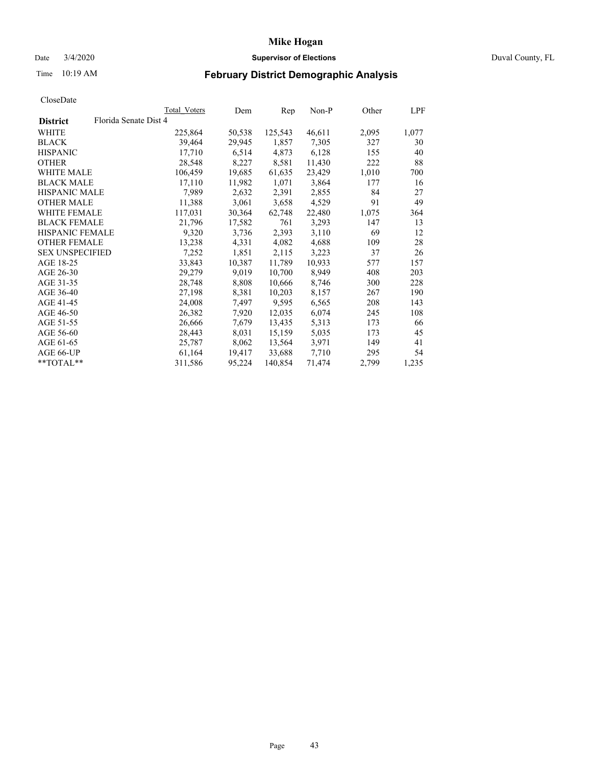# Mike Hogan

Date 3/4/2020 **Supervisor of Elections** Duval County, FL

Time 10:19 AM **February District Demographic Analysis**

CloseDate

| | Total Voters | Dem | Rep | Non-P | Other | LPF |
|---|---|---|---|---|---|---|
| **District** Florida Senate Dist 4 | | | | | | |
| WHITE | 225,864 | 50,538 | 125,543 | 46,611 | 2,095 | 1,077 |
| BLACK | 39,464 | 29,945 | 1,857 | 7,305 | 327 | 30 |
| HISPANIC | 17,710 | 6,514 | 4,873 | 6,128 | 155 | 40 |
| OTHER | 28,548 | 8,227 | 8,581 | 11,430 | 222 | 88 |
| WHITE MALE | 106,459 | 19,685 | 61,635 | 23,429 | 1,010 | 700 |
| BLACK MALE | 17,110 | 11,982 | 1,071 | 3,864 | 177 | 16 |
| HISPANIC MALE | 7,989 | 2,632 | 2,391 | 2,855 | 84 | 27 |
| OTHER MALE | 11,388 | 3,061 | 3,658 | 4,529 | 91 | 49 |
| WHITE FEMALE | 117,031 | 30,364 | 62,748 | 22,480 | 1,075 | 364 |
| BLACK FEMALE | 21,796 | 17,582 | 761 | 3,293 | 147 | 13 |
| HISPANIC FEMALE | 9,320 | 3,736 | 2,393 | 3,110 | 69 | 12 |
| OTHER FEMALE | 13,238 | 4,331 | 4,082 | 4,688 | 109 | 28 |
| SEX UNSPECIFIED | 7,252 | 1,851 | 2,115 | 3,223 | 37 | 26 |
| AGE 18-25 | 33,843 | 10,387 | 11,789 | 10,933 | 577 | 157 |
| AGE 26-30 | 29,279 | 9,019 | 10,700 | 8,949 | 408 | 203 |
| AGE 31-35 | 28,748 | 8,808 | 10,666 | 8,746 | 300 | 228 |
| AGE 36-40 | 27,198 | 8,381 | 10,203 | 8,157 | 267 | 190 |
| AGE 41-45 | 24,008 | 7,497 | 9,595 | 6,565 | 208 | 143 |
| AGE 46-50 | 26,382 | 7,920 | 12,035 | 6,074 | 245 | 108 |
| AGE 51-55 | 26,666 | 7,679 | 13,435 | 5,313 | 173 | 66 |
| AGE 56-60 | 28,443 | 8,031 | 15,159 | 5,035 | 173 | 45 |
| AGE 61-65 | 25,787 | 8,062 | 13,564 | 3,971 | 149 | 41 |
| AGE 66-UP | 61,164 | 19,417 | 33,688 | 7,710 | 295 | 54 |
| **TOTAL** | 311,586 | 95,224 | 140,854 | 71,474 | 2,799 | 1,235 |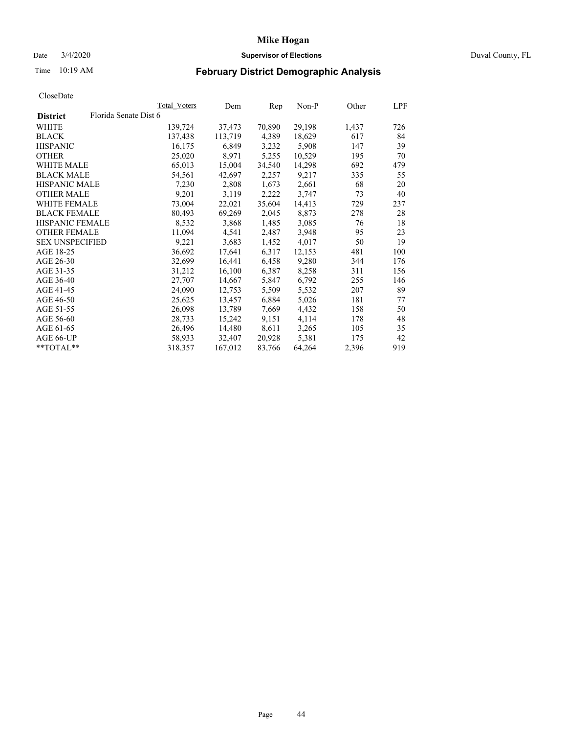# Mike Hogan

Date 3/4/2020 **Supervisor of Elections** Duval County, FL

Time 10:19 AM **February District Demographic Analysis**

CloseDate

| | Total Voters | Dem | Rep | Non-P | Other | LPF |
|---|---|---|---|---|---|---|
| **District** Florida Senate Dist 6 | | | | | | |
| WHITE | 139,724 | 37,473 | 70,890 | 29,198 | 1,437 | 726 |
| BLACK | 137,438 | 113,719 | 4,389 | 18,629 | 617 | 84 |
| HISPANIC | 16,175 | 6,849 | 3,232 | 5,908 | 147 | 39 |
| OTHER | 25,020 | 8,971 | 5,255 | 10,529 | 195 | 70 |
| WHITE MALE | 65,013 | 15,004 | 34,540 | 14,298 | 692 | 479 |
| BLACK MALE | 54,561 | 42,697 | 2,257 | 9,217 | 335 | 55 |
| HISPANIC MALE | 7,230 | 2,808 | 1,673 | 2,661 | 68 | 20 |
| OTHER MALE | 9,201 | 3,119 | 2,222 | 3,747 | 73 | 40 |
| WHITE FEMALE | 73,004 | 22,021 | 35,604 | 14,413 | 729 | 237 |
| BLACK FEMALE | 80,493 | 69,269 | 2,045 | 8,873 | 278 | 28 |
| HISPANIC FEMALE | 8,532 | 3,868 | 1,485 | 3,085 | 76 | 18 |
| OTHER FEMALE | 11,094 | 4,541 | 2,487 | 3,948 | 95 | 23 |
| SEX UNSPECIFIED | 9,221 | 3,683 | 1,452 | 4,017 | 50 | 19 |
| AGE 18-25 | 36,692 | 17,641 | 6,317 | 12,153 | 481 | 100 |
| AGE 26-30 | 32,699 | 16,441 | 6,458 | 9,280 | 344 | 176 |
| AGE 31-35 | 31,212 | 16,100 | 6,387 | 8,258 | 311 | 156 |
| AGE 36-40 | 27,707 | 14,667 | 5,847 | 6,792 | 255 | 146 |
| AGE 41-45 | 24,090 | 12,753 | 5,509 | 5,532 | 207 | 89 |
| AGE 46-50 | 25,625 | 13,457 | 6,884 | 5,026 | 181 | 77 |
| AGE 51-55 | 26,098 | 13,789 | 7,669 | 4,432 | 158 | 50 |
| AGE 56-60 | 28,733 | 15,242 | 9,151 | 4,114 | 178 | 48 |
| AGE 61-65 | 26,496 | 14,480 | 8,611 | 3,265 | 105 | 35 |
| AGE 66-UP | 58,933 | 32,407 | 20,928 | 5,381 | 175 | 42 |
| **TOTAL** | 318,357 | 167,012 | 83,766 | 64,264 | 2,396 | 919 |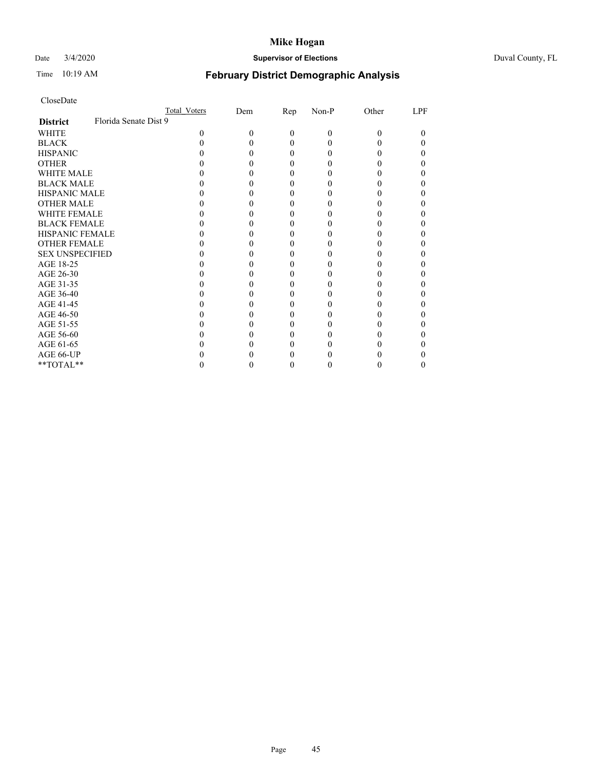# Mike Hogan

Date 3/4/2020 **Supervisor of Elections** Duval County, FL

Time 10:19 AM **February District Demographic Analysis**

CloseDate

| | Total_Voters | Dem | Rep | Non-P | Other | LPF |
|---|---|---|---|---|---|---|
| **District** Florida Senate Dist 9 | | | | | | |
| WHITE | 0 | 0 | 0 | 0 | 0 | 0 |
| BLACK | 0 | 0 | 0 | 0 | 0 | 0 |
| HISPANIC | 0 | 0 | 0 | 0 | 0 | 0 |
| OTHER | 0 | 0 | 0 | 0 | 0 | 0 |
| WHITE MALE | 0 | 0 | 0 | 0 | 0 | 0 |
| BLACK MALE | 0 | 0 | 0 | 0 | 0 | 0 |
| HISPANIC MALE | 0 | 0 | 0 | 0 | 0 | 0 |
| OTHER MALE | 0 | 0 | 0 | 0 | 0 | 0 |
| WHITE FEMALE | 0 | 0 | 0 | 0 | 0 | 0 |
| BLACK FEMALE | 0 | 0 | 0 | 0 | 0 | 0 |
| HISPANIC FEMALE | 0 | 0 | 0 | 0 | 0 | 0 |
| OTHER FEMALE | 0 | 0 | 0 | 0 | 0 | 0 |
| SEX UNSPECIFIED | 0 | 0 | 0 | 0 | 0 | 0 |
| AGE 18-25 | 0 | 0 | 0 | 0 | 0 | 0 |
| AGE 26-30 | 0 | 0 | 0 | 0 | 0 | 0 |
| AGE 31-35 | 0 | 0 | 0 | 0 | 0 | 0 |
| AGE 36-40 | 0 | 0 | 0 | 0 | 0 | 0 |
| AGE 41-45 | 0 | 0 | 0 | 0 | 0 | 0 |
| AGE 46-50 | 0 | 0 | 0 | 0 | 0 | 0 |
| AGE 51-55 | 0 | 0 | 0 | 0 | 0 | 0 |
| AGE 56-60 | 0 | 0 | 0 | 0 | 0 | 0 |
| AGE 61-65 | 0 | 0 | 0 | 0 | 0 | 0 |
| AGE 66-UP | 0 | 0 | 0 | 0 | 0 | 0 |
| **TOTAL** | 0 | 0 | 0 | 0 | 0 | 0 |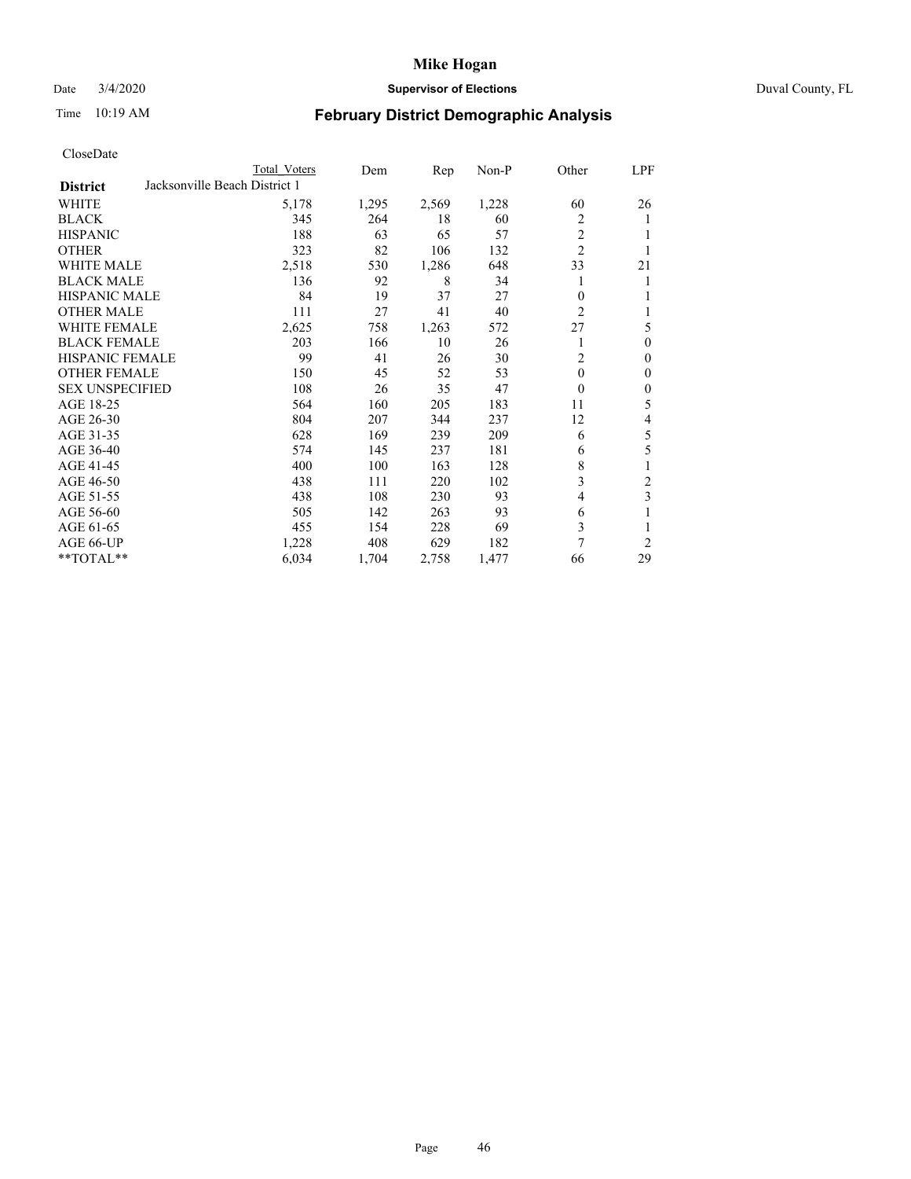# Mike Hogan

Date 3/4/2020 **Supervisor of Elections** Duval County, FL

Time 10:19 AM **February District Demographic Analysis**

CloseDate

| District | Total Voters | Dem | Rep | Non-P | Other | LPF |
|---|---|---|---|---|---|---|
| Jacksonville Beach District 1 | | | | | | |
| WHITE | 5,178 | 1,295 | 2,569 | 1,228 | 60 | 26 |
| BLACK | 345 | 264 | 18 | 60 | 2 | 1 |
| HISPANIC | 188 | 63 | 65 | 57 | 2 | 1 |
| OTHER | 323 | 82 | 106 | 132 | 2 | 1 |
| WHITE MALE | 2,518 | 530 | 1,286 | 648 | 33 | 21 |
| BLACK MALE | 136 | 92 | 8 | 34 | 1 | 1 |
| HISPANIC MALE | 84 | 19 | 37 | 27 | 0 | 1 |
| OTHER MALE | 111 | 27 | 41 | 40 | 2 | 1 |
| WHITE FEMALE | 2,625 | 758 | 1,263 | 572 | 27 | 5 |
| BLACK FEMALE | 203 | 166 | 10 | 26 | 1 | 0 |
| HISPANIC FEMALE | 99 | 41 | 26 | 30 | 2 | 0 |
| OTHER FEMALE | 150 | 45 | 52 | 53 | 0 | 0 |
| SEX UNSPECIFIED | 108 | 26 | 35 | 47 | 0 | 0 |
| AGE 18-25 | 564 | 160 | 205 | 183 | 11 | 5 |
| AGE 26-30 | 804 | 207 | 344 | 237 | 12 | 4 |
| AGE 31-35 | 628 | 169 | 239 | 209 | 6 | 5 |
| AGE 36-40 | 574 | 145 | 237 | 181 | 6 | 5 |
| AGE 41-45 | 400 | 100 | 163 | 128 | 8 | 1 |
| AGE 46-50 | 438 | 111 | 220 | 102 | 3 | 2 |
| AGE 51-55 | 438 | 108 | 230 | 93 | 4 | 3 |
| AGE 56-60 | 505 | 142 | 263 | 93 | 6 | 1 |
| AGE 61-65 | 455 | 154 | 228 | 69 | 3 | 1 |
| AGE 66-UP | 1,228 | 408 | 629 | 182 | 7 | 2 |
| **TOTAL** | 6,034 | 1,704 | 2,758 | 1,477 | 66 | 29 |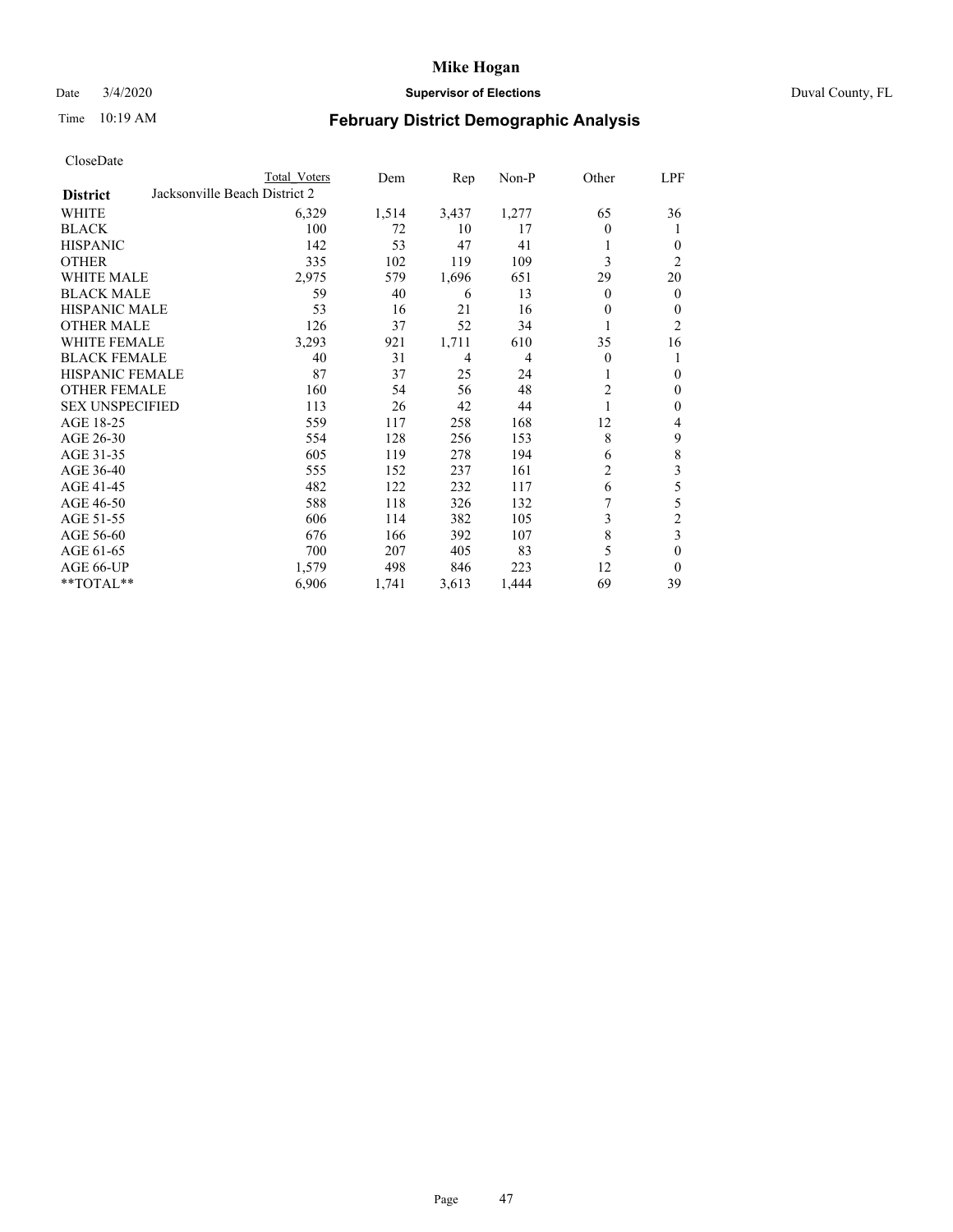# Mike Hogan

Date 3/4/2020 **Supervisor of Elections** Duval County, FL

Time 10:19 AM **February District Demographic Analysis**

CloseDate

| **District** | Total Voters | Dem | Rep | Non-P | Other | LPF |
|---|---|---|---|---|---|---|
| Jacksonville Beach District 2 | | | | | | |
| WHITE | 6,329 | 1,514 | 3,437 | 1,277 | 65 | 36 |
| BLACK | 100 | 72 | 10 | 17 | 0 | 1 |
| HISPANIC | 142 | 53 | 47 | 41 | 1 | 0 |
| OTHER | 335 | 102 | 119 | 109 | 3 | 2 |
| WHITE MALE | 2,975 | 579 | 1,696 | 651 | 29 | 20 |
| BLACK MALE | 59 | 40 | 6 | 13 | 0 | 0 |
| HISPANIC MALE | 53 | 16 | 21 | 16 | 0 | 0 |
| OTHER MALE | 126 | 37 | 52 | 34 | 1 | 2 |
| WHITE FEMALE | 3,293 | 921 | 1,711 | 610 | 35 | 16 |
| BLACK FEMALE | 40 | 31 | 4 | 4 | 0 | 1 |
| HISPANIC FEMALE | 87 | 37 | 25 | 24 | 1 | 0 |
| OTHER FEMALE | 160 | 54 | 56 | 48 | 2 | 0 |
| SEX UNSPECIFIED | 113 | 26 | 42 | 44 | 1 | 0 |
| AGE 18-25 | 559 | 117 | 258 | 168 | 12 | 4 |
| AGE 26-30 | 554 | 128 | 256 | 153 | 8 | 9 |
| AGE 31-35 | 605 | 119 | 278 | 194 | 6 | 8 |
| AGE 36-40 | 555 | 152 | 237 | 161 | 2 | 3 |
| AGE 41-45 | 482 | 122 | 232 | 117 | 6 | 5 |
| AGE 46-50 | 588 | 118 | 326 | 132 | 7 | 5 |
| AGE 51-55 | 606 | 114 | 382 | 105 | 3 | 2 |
| AGE 56-60 | 676 | 166 | 392 | 107 | 8 | 3 |
| AGE 61-65 | 700 | 207 | 405 | 83 | 5 | 0 |
| AGE 66-UP | 1,579 | 498 | 846 | 223 | 12 | 0 |
| **TOTAL** | 6,906 | 1,741 | 3,613 | 1,444 | 69 | 39 |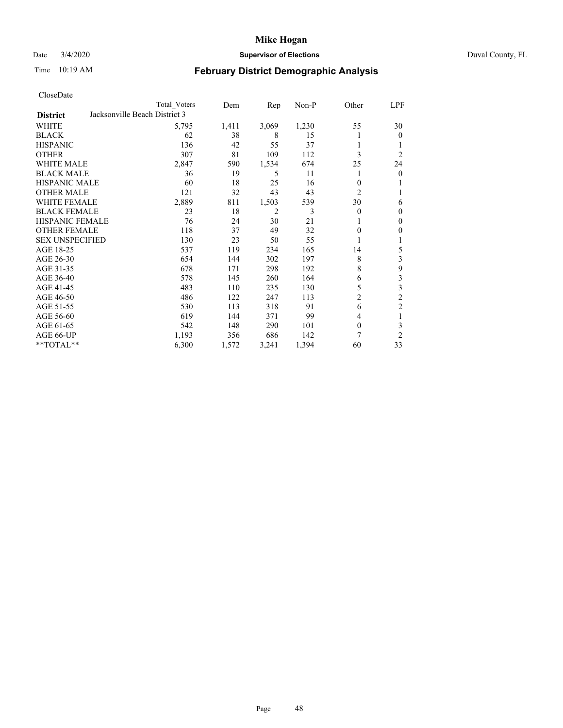# Mike Hogan

Date 3/4/2020 **Supervisor of Elections** Duval County, FL

Time 10:19 AM **February District Demographic Analysis**

CloseDate

| District | Total Voters | Dem | Rep | Non-P | Other | LPF |
|---|---|---|---|---|---|---|
| Jacksonville Beach District 3 | | | | | | |
| WHITE | 5,795 | 1,411 | 3,069 | 1,230 | 55 | 30 |
| BLACK | 62 | 38 | 8 | 15 | 1 | 0 |
| HISPANIC | 136 | 42 | 55 | 37 | 1 | 1 |
| OTHER | 307 | 81 | 109 | 112 | 3 | 2 |
| WHITE MALE | 2,847 | 590 | 1,534 | 674 | 25 | 24 |
| BLACK MALE | 36 | 19 | 5 | 11 | 1 | 0 |
| HISPANIC MALE | 60 | 18 | 25 | 16 | 0 | 1 |
| OTHER MALE | 121 | 32 | 43 | 43 | 2 | 1 |
| WHITE FEMALE | 2,889 | 811 | 1,503 | 539 | 30 | 6 |
| BLACK FEMALE | 23 | 18 | 2 | 3 | 0 | 0 |
| HISPANIC FEMALE | 76 | 24 | 30 | 21 | 1 | 0 |
| OTHER FEMALE | 118 | 37 | 49 | 32 | 0 | 0 |
| SEX UNSPECIFIED | 130 | 23 | 50 | 55 | 1 | 1 |
| AGE 18-25 | 537 | 119 | 234 | 165 | 14 | 5 |
| AGE 26-30 | 654 | 144 | 302 | 197 | 8 | 3 |
| AGE 31-35 | 678 | 171 | 298 | 192 | 8 | 9 |
| AGE 36-40 | 578 | 145 | 260 | 164 | 6 | 3 |
| AGE 41-45 | 483 | 110 | 235 | 130 | 5 | 3 |
| AGE 46-50 | 486 | 122 | 247 | 113 | 2 | 2 |
| AGE 51-55 | 530 | 113 | 318 | 91 | 6 | 2 |
| AGE 56-60 | 619 | 144 | 371 | 99 | 4 | 1 |
| AGE 61-65 | 542 | 148 | 290 | 101 | 0 | 3 |
| AGE 66-UP | 1,193 | 356 | 686 | 142 | 7 | 2 |
| **TOTAL** | 6,300 | 1,572 | 3,241 | 1,394 | 60 | 33 |